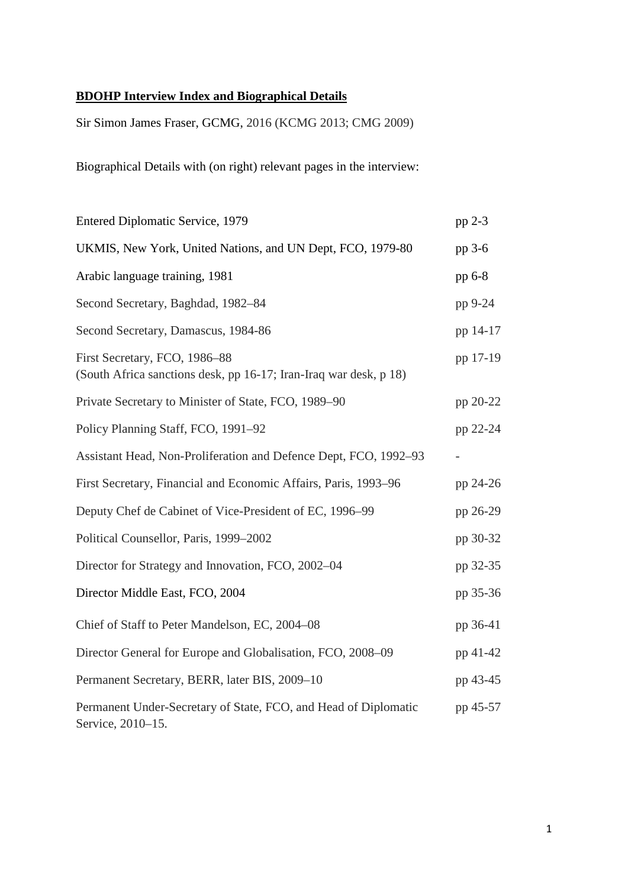**BDOHP Interview Index and Biographical Details**

Sir Simon James Fraser, GCMG, 2016 (KCMG 2013; CMG 2009)

Biographical Details with (on right) relevant pages in the interview:

| | |
|---|---|
| Entered Diplomatic Service, 1979 | pp 2-3 |
| UKMIS, New York, United Nations, and UN Dept, FCO, 1979-80 | pp 3-6 |
| Arabic language training, 1981 | pp 6-8 |
| Second Secretary, Baghdad, 1982–84 | pp 9-24 |
| Second Secretary, Damascus, 1984-86 | pp 14-17 |
| First Secretary, FCO, 1986–88 (South Africa sanctions desk, pp 16-17; Iran-Iraq war desk, p 18) | pp 17-19 |
| Private Secretary to Minister of State, FCO, 1989–90 | pp 20-22 |
| Policy Planning Staff, FCO, 1991–92 | pp 22-24 |
| Assistant Head, Non-Proliferation and Defence Dept, FCO, 1992–93 | - |
| First Secretary, Financial and Economic Affairs, Paris, 1993–96 | pp 24-26 |
| Deputy Chef de Cabinet of Vice-President of EC, 1996–99 | pp 26-29 |
| Political Counsellor, Paris, 1999–2002 | pp 30-32 |
| Director for Strategy and Innovation, FCO, 2002–04 | pp 32-35 |
| Director Middle East, FCO, 2004 | pp 35-36 |
| Chief of Staff to Peter Mandelson, EC, 2004–08 | pp 36-41 |
| Director General for Europe and Globalisation, FCO, 2008–09 | pp 41-42 |
| Permanent Secretary, BERR, later BIS, 2009–10 | pp 43-45 |
| Permanent Under-Secretary of State, FCO, and Head of Diplomatic Service, 2010–15. | pp 45-57 |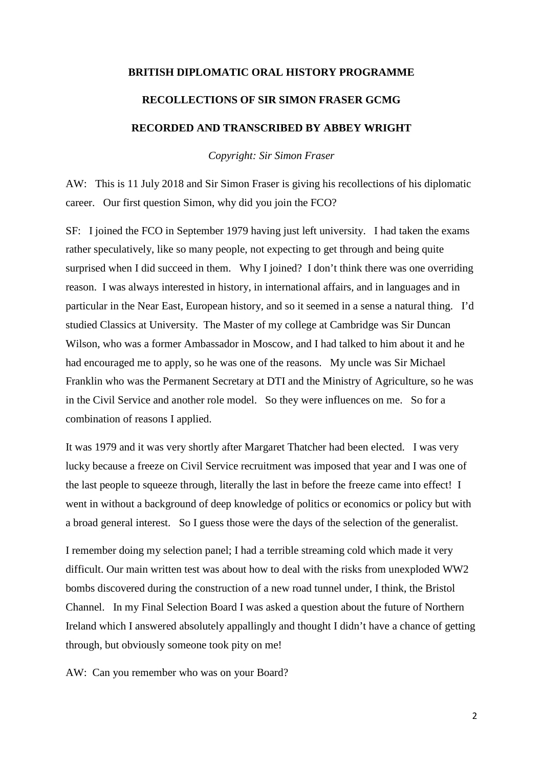**BRITISH DIPLOMATIC ORAL HISTORY PROGRAMME**

**RECOLLECTIONS OF SIR SIMON FRASER GCMG**

**RECORDED AND TRANSCRIBED BY ABBEY WRIGHT**

*Copyright: Sir Simon Fraser*

AW: This is 11 July 2018 and Sir Simon Fraser is giving his recollections of his diplomatic career. Our first question Simon, why did you join the FCO?

SF: I joined the FCO in September 1979 having just left university. I had taken the exams rather speculatively, like so many people, not expecting to get through and being quite surprised when I did succeed in them. Why I joined? I don't think there was one overriding reason. I was always interested in history, in international affairs, and in languages and in particular in the Near East, European history, and so it seemed in a sense a natural thing. I'd studied Classics at University. The Master of my college at Cambridge was Sir Duncan Wilson, who was a former Ambassador in Moscow, and I had talked to him about it and he had encouraged me to apply, so he was one of the reasons. My uncle was Sir Michael Franklin who was the Permanent Secretary at DTI and the Ministry of Agriculture, so he was in the Civil Service and another role model. So they were influences on me. So for a combination of reasons I applied.

It was 1979 and it was very shortly after Margaret Thatcher had been elected. I was very lucky because a freeze on Civil Service recruitment was imposed that year and I was one of the last people to squeeze through, literally the last in before the freeze came into effect! I went in without a background of deep knowledge of politics or economics or policy but with a broad general interest. So I guess those were the days of the selection of the generalist.

I remember doing my selection panel; I had a terrible streaming cold which made it very difficult. Our main written test was about how to deal with the risks from unexploded WW2 bombs discovered during the construction of a new road tunnel under, I think, the Bristol Channel. In my Final Selection Board I was asked a question about the future of Northern Ireland which I answered absolutely appallingly and thought I didn't have a chance of getting through, but obviously someone took pity on me!

AW: Can you remember who was on your Board?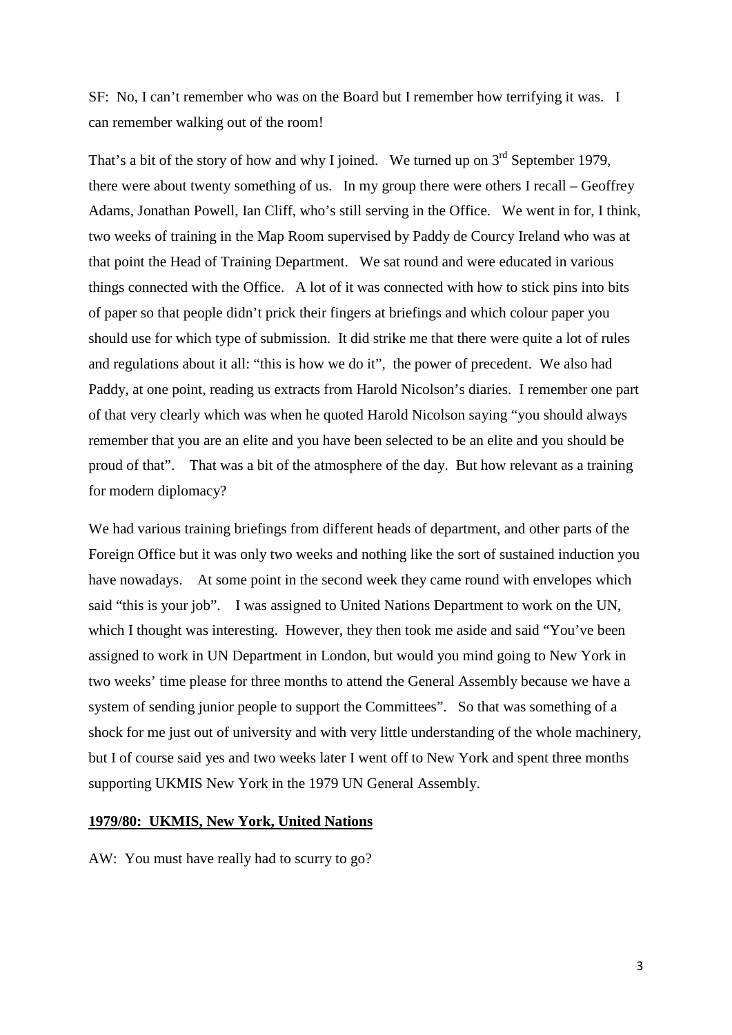SF: No, I can't remember who was on the Board but I remember how terrifying it was. I can remember walking out of the room!

That's a bit of the story of how and why I joined. We turned up on 3rd September 1979, there were about twenty something of us. In my group there were others I recall – Geoffrey Adams, Jonathan Powell, Ian Cliff, who's still serving in the Office. We went in for, I think, two weeks of training in the Map Room supervised by Paddy de Courcy Ireland who was at that point the Head of Training Department. We sat round and were educated in various things connected with the Office. A lot of it was connected with how to stick pins into bits of paper so that people didn't prick their fingers at briefings and which colour paper you should use for which type of submission. It did strike me that there were quite a lot of rules and regulations about it all: "this is how we do it", the power of precedent. We also had Paddy, at one point, reading us extracts from Harold Nicolson's diaries. I remember one part of that very clearly which was when he quoted Harold Nicolson saying "you should always remember that you are an elite and you have been selected to be an elite and you should be proud of that". That was a bit of the atmosphere of the day. But how relevant as a training for modern diplomacy?

We had various training briefings from different heads of department, and other parts of the Foreign Office but it was only two weeks and nothing like the sort of sustained induction you have nowadays. At some point in the second week they came round with envelopes which said "this is your job". I was assigned to United Nations Department to work on the UN, which I thought was interesting. However, they then took me aside and said "You've been assigned to work in UN Department in London, but would you mind going to New York in two weeks' time please for three months to attend the General Assembly because we have a system of sending junior people to support the Committees". So that was something of a shock for me just out of university and with very little understanding of the whole machinery, but I of course said yes and two weeks later I went off to New York and spent three months supporting UKMIS New York in the 1979 UN General Assembly.

## 1979/80: UKMIS, New York, United Nations

AW: You must have really had to scurry to go?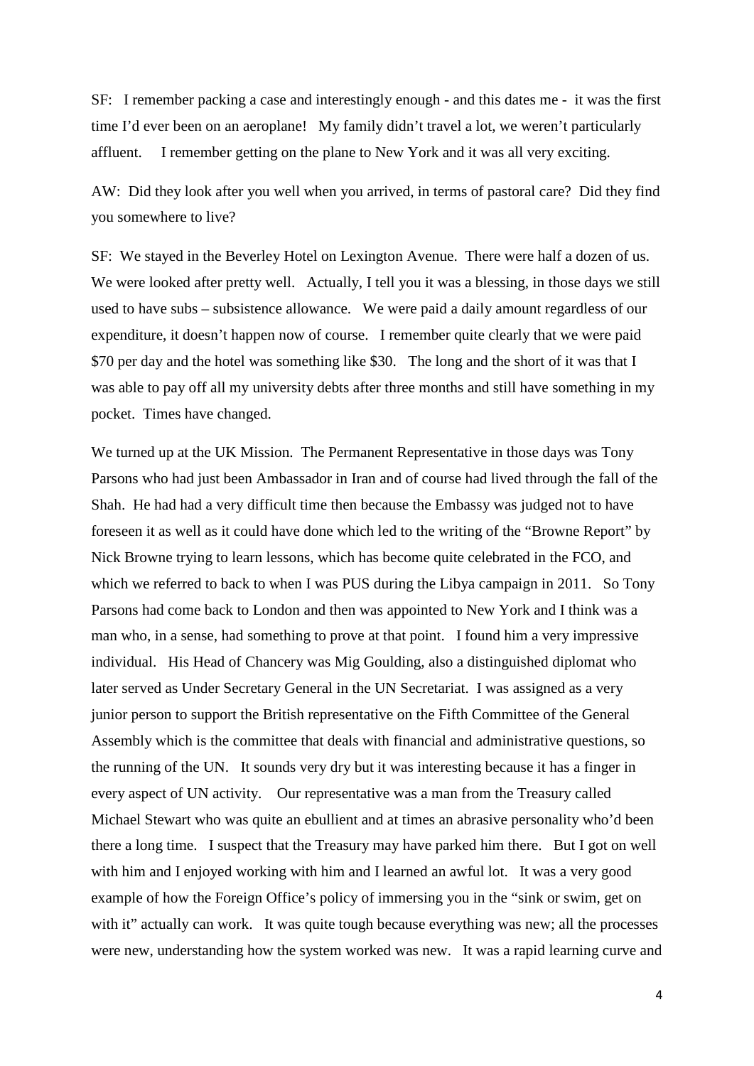SF: I remember packing a case and interestingly enough - and this dates me - it was the first time I'd ever been on an aeroplane! My family didn't travel a lot, we weren't particularly affluent. I remember getting on the plane to New York and it was all very exciting.

AW: Did they look after you well when you arrived, in terms of pastoral care? Did they find you somewhere to live?

SF: We stayed in the Beverley Hotel on Lexington Avenue. There were half a dozen of us. We were looked after pretty well. Actually, I tell you it was a blessing, in those days we still used to have subs – subsistence allowance. We were paid a daily amount regardless of our expenditure, it doesn't happen now of course. I remember quite clearly that we were paid $70 per day and the hotel was something like $30. The long and the short of it was that I was able to pay off all my university debts after three months and still have something in my pocket. Times have changed.

We turned up at the UK Mission. The Permanent Representative in those days was Tony Parsons who had just been Ambassador in Iran and of course had lived through the fall of the Shah. He had had a very difficult time then because the Embassy was judged not to have foreseen it as well as it could have done which led to the writing of the "Browne Report" by Nick Browne trying to learn lessons, which has become quite celebrated in the FCO, and which we referred to back to when I was PUS during the Libya campaign in 2011. So Tony Parsons had come back to London and then was appointed to New York and I think was a man who, in a sense, had something to prove at that point. I found him a very impressive individual. His Head of Chancery was Mig Goulding, also a distinguished diplomat who later served as Under Secretary General in the UN Secretariat. I was assigned as a very junior person to support the British representative on the Fifth Committee of the General Assembly which is the committee that deals with financial and administrative questions, so the running of the UN. It sounds very dry but it was interesting because it has a finger in every aspect of UN activity. Our representative was a man from the Treasury called Michael Stewart who was quite an ebullient and at times an abrasive personality who'd been there a long time. I suspect that the Treasury may have parked him there. But I got on well with him and I enjoyed working with him and I learned an awful lot. It was a very good example of how the Foreign Office's policy of immersing you in the "sink or swim, get on with it" actually can work. It was quite tough because everything was new; all the processes were new, understanding how the system worked was new. It was a rapid learning curve and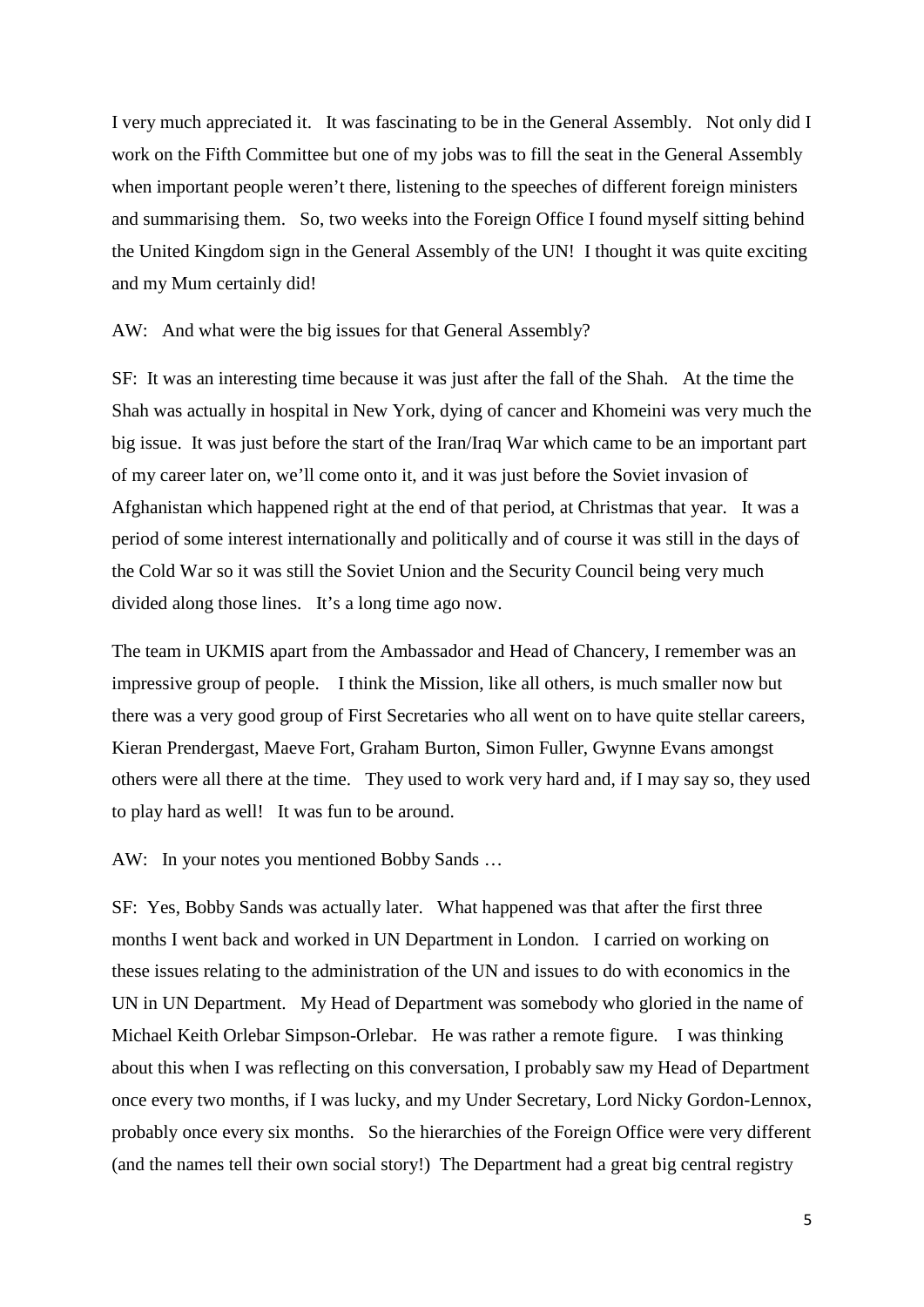I very much appreciated it. It was fascinating to be in the General Assembly. Not only did I work on the Fifth Committee but one of my jobs was to fill the seat in the General Assembly when important people weren't there, listening to the speeches of different foreign ministers and summarising them. So, two weeks into the Foreign Office I found myself sitting behind the United Kingdom sign in the General Assembly of the UN! I thought it was quite exciting and my Mum certainly did!

AW: And what were the big issues for that General Assembly?

SF: It was an interesting time because it was just after the fall of the Shah. At the time the Shah was actually in hospital in New York, dying of cancer and Khomeini was very much the big issue. It was just before the start of the Iran/Iraq War which came to be an important part of my career later on, we'll come onto it, and it was just before the Soviet invasion of Afghanistan which happened right at the end of that period, at Christmas that year. It was a period of some interest internationally and politically and of course it was still in the days of the Cold War so it was still the Soviet Union and the Security Council being very much divided along those lines. It's a long time ago now.

The team in UKMIS apart from the Ambassador and Head of Chancery, I remember was an impressive group of people. I think the Mission, like all others, is much smaller now but there was a very good group of First Secretaries who all went on to have quite stellar careers, Kieran Prendergast, Maeve Fort, Graham Burton, Simon Fuller, Gwynne Evans amongst others were all there at the time. They used to work very hard and, if I may say so, they used to play hard as well! It was fun to be around.

AW: In your notes you mentioned Bobby Sands …

SF: Yes, Bobby Sands was actually later. What happened was that after the first three months I went back and worked in UN Department in London. I carried on working on these issues relating to the administration of the UN and issues to do with economics in the UN in UN Department. My Head of Department was somebody who gloried in the name of Michael Keith Orlebar Simpson-Orlebar. He was rather a remote figure. I was thinking about this when I was reflecting on this conversation, I probably saw my Head of Department once every two months, if I was lucky, and my Under Secretary, Lord Nicky Gordon-Lennox, probably once every six months. So the hierarchies of the Foreign Office were very different (and the names tell their own social story!) The Department had a great big central registry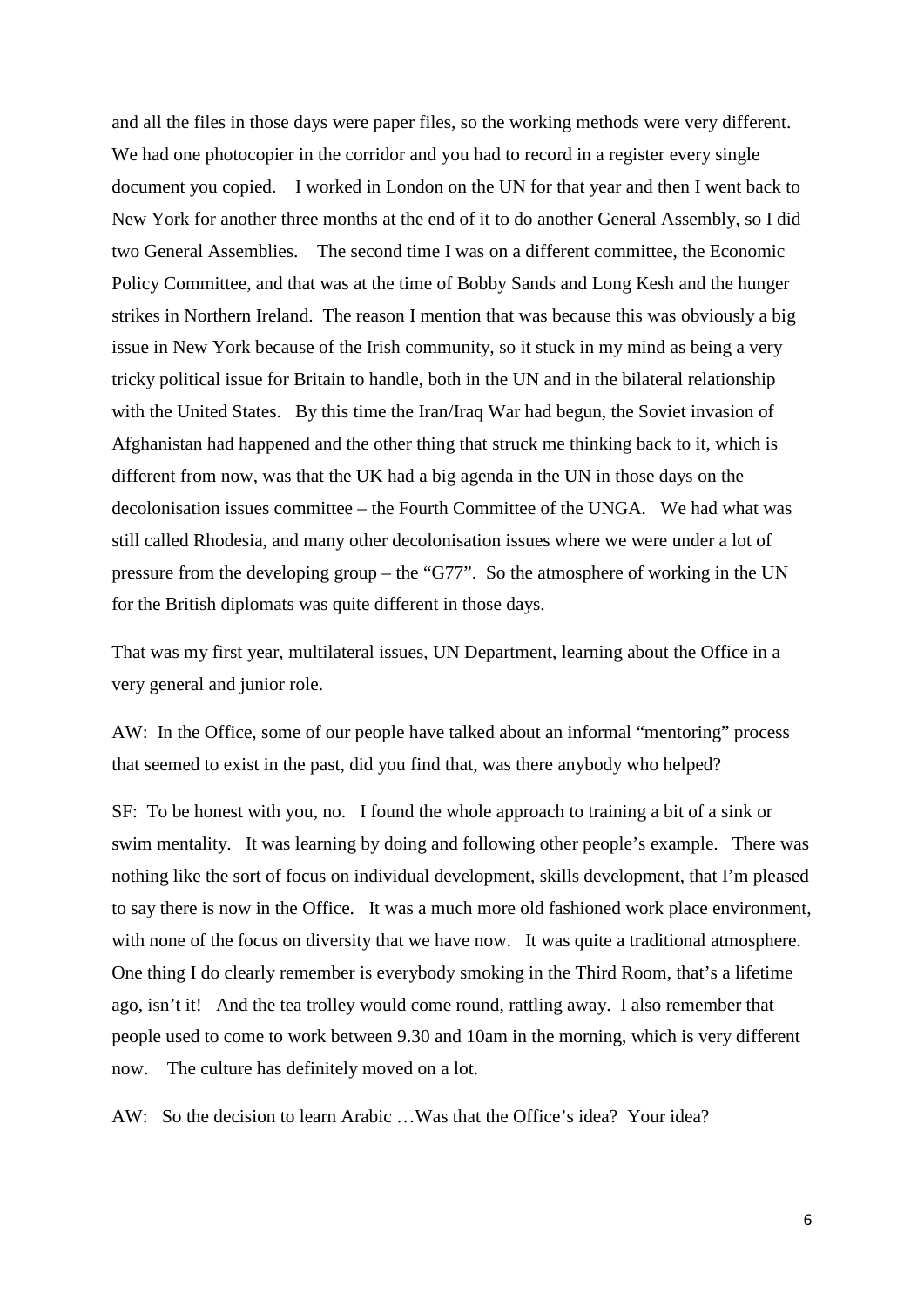and all the files in those days were paper files, so the working methods were very different. We had one photocopier in the corridor and you had to record in a register every single document you copied. I worked in London on the UN for that year and then I went back to New York for another three months at the end of it to do another General Assembly, so I did two General Assemblies. The second time I was on a different committee, the Economic Policy Committee, and that was at the time of Bobby Sands and Long Kesh and the hunger strikes in Northern Ireland. The reason I mention that was because this was obviously a big issue in New York because of the Irish community, so it stuck in my mind as being a very tricky political issue for Britain to handle, both in the UN and in the bilateral relationship with the United States. By this time the Iran/Iraq War had begun, the Soviet invasion of Afghanistan had happened and the other thing that struck me thinking back to it, which is different from now, was that the UK had a big agenda in the UN in those days on the decolonisation issues committee – the Fourth Committee of the UNGA. We had what was still called Rhodesia, and many other decolonisation issues where we were under a lot of pressure from the developing group – the "G77". So the atmosphere of working in the UN for the British diplomats was quite different in those days.

That was my first year, multilateral issues, UN Department, learning about the Office in a very general and junior role.

AW: In the Office, some of our people have talked about an informal "mentoring" process that seemed to exist in the past, did you find that, was there anybody who helped?

SF: To be honest with you, no. I found the whole approach to training a bit of a sink or swim mentality. It was learning by doing and following other people's example. There was nothing like the sort of focus on individual development, skills development, that I'm pleased to say there is now in the Office. It was a much more old fashioned work place environment, with none of the focus on diversity that we have now. It was quite a traditional atmosphere. One thing I do clearly remember is everybody smoking in the Third Room, that's a lifetime ago, isn't it! And the tea trolley would come round, rattling away. I also remember that people used to come to work between 9.30 and 10am in the morning, which is very different now. The culture has definitely moved on a lot.

AW: So the decision to learn Arabic …Was that the Office's idea? Your idea?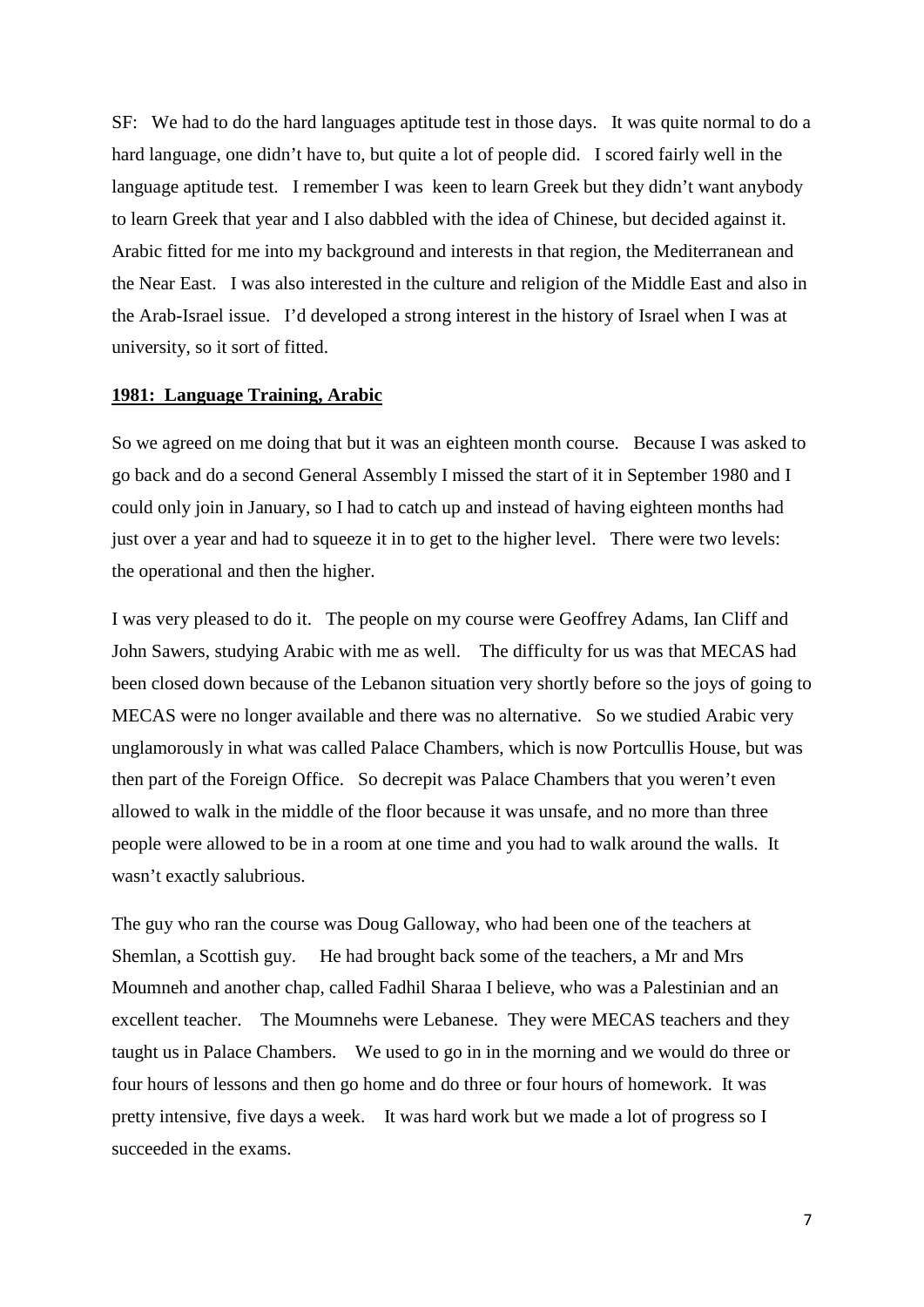SF: We had to do the hard languages aptitude test in those days. It was quite normal to do a hard language, one didn't have to, but quite a lot of people did. I scored fairly well in the language aptitude test. I remember I was keen to learn Greek but they didn't want anybody to learn Greek that year and I also dabbled with the idea of Chinese, but decided against it. Arabic fitted for me into my background and interests in that region, the Mediterranean and the Near East. I was also interested in the culture and religion of the Middle East and also in the Arab-Israel issue. I'd developed a strong interest in the history of Israel when I was at university, so it sort of fitted.

## 1981: Language Training, Arabic

So we agreed on me doing that but it was an eighteen month course. Because I was asked to go back and do a second General Assembly I missed the start of it in September 1980 and I could only join in January, so I had to catch up and instead of having eighteen months had just over a year and had to squeeze it in to get to the higher level. There were two levels: the operational and then the higher.

I was very pleased to do it. The people on my course were Geoffrey Adams, Ian Cliff and John Sawers, studying Arabic with me as well. The difficulty for us was that MECAS had been closed down because of the Lebanon situation very shortly before so the joys of going to MECAS were no longer available and there was no alternative. So we studied Arabic very unglamorously in what was called Palace Chambers, which is now Portcullis House, but was then part of the Foreign Office. So decrepit was Palace Chambers that you weren't even allowed to walk in the middle of the floor because it was unsafe, and no more than three people were allowed to be in a room at one time and you had to walk around the walls. It wasn't exactly salubrious.

The guy who ran the course was Doug Galloway, who had been one of the teachers at Shemlan, a Scottish guy. He had brought back some of the teachers, a Mr and Mrs Moumneh and another chap, called Fadhil Sharaa I believe, who was a Palestinian and an excellent teacher. The Moumnehs were Lebanese. They were MECAS teachers and they taught us in Palace Chambers. We used to go in in the morning and we would do three or four hours of lessons and then go home and do three or four hours of homework. It was pretty intensive, five days a week. It was hard work but we made a lot of progress so I succeeded in the exams.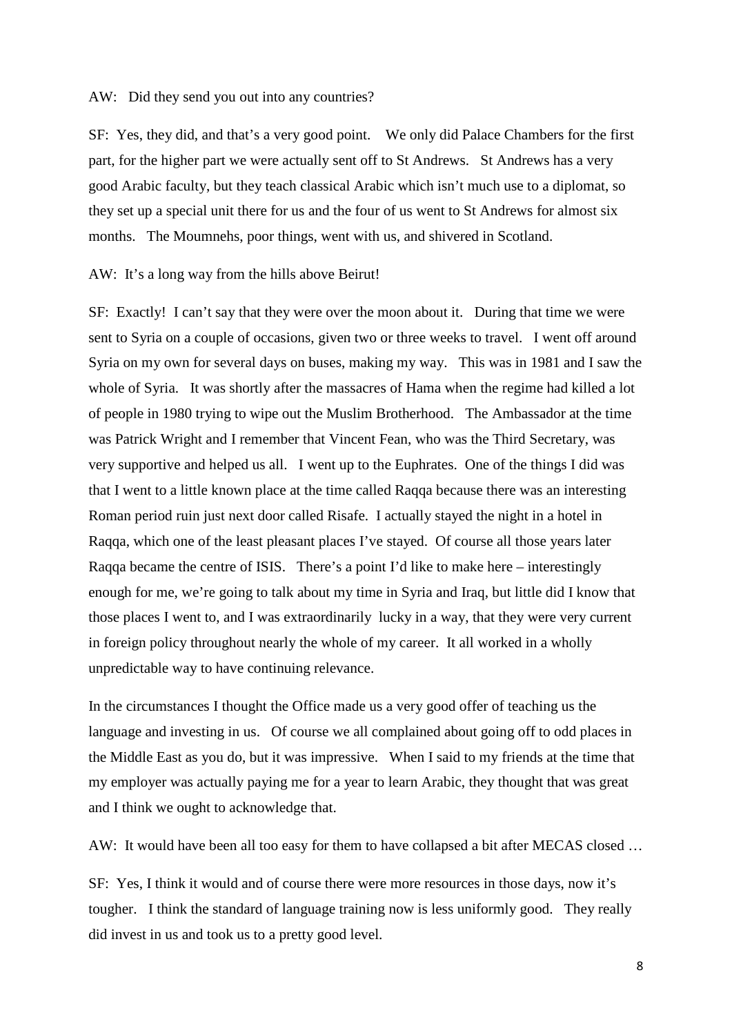AW: Did they send you out into any countries?

SF: Yes, they did, and that's a very good point. We only did Palace Chambers for the first part, for the higher part we were actually sent off to St Andrews. St Andrews has a very good Arabic faculty, but they teach classical Arabic which isn't much use to a diplomat, so they set up a special unit there for us and the four of us went to St Andrews for almost six months. The Moumnehs, poor things, went with us, and shivered in Scotland.

AW: It's a long way from the hills above Beirut!

SF: Exactly! I can't say that they were over the moon about it. During that time we were sent to Syria on a couple of occasions, given two or three weeks to travel. I went off around Syria on my own for several days on buses, making my way. This was in 1981 and I saw the whole of Syria. It was shortly after the massacres of Hama when the regime had killed a lot of people in 1980 trying to wipe out the Muslim Brotherhood. The Ambassador at the time was Patrick Wright and I remember that Vincent Fean, who was the Third Secretary, was very supportive and helped us all. I went up to the Euphrates. One of the things I did was that I went to a little known place at the time called Raqqa because there was an interesting Roman period ruin just next door called Risafe. I actually stayed the night in a hotel in Raqqa, which one of the least pleasant places I've stayed. Of course all those years later Raqqa became the centre of ISIS. There's a point I'd like to make here – interestingly enough for me, we're going to talk about my time in Syria and Iraq, but little did I know that those places I went to, and I was extraordinarily lucky in a way, that they were very current in foreign policy throughout nearly the whole of my career. It all worked in a wholly unpredictable way to have continuing relevance.

In the circumstances I thought the Office made us a very good offer of teaching us the language and investing in us. Of course we all complained about going off to odd places in the Middle East as you do, but it was impressive. When I said to my friends at the time that my employer was actually paying me for a year to learn Arabic, they thought that was great and I think we ought to acknowledge that.

AW: It would have been all too easy for them to have collapsed a bit after MECAS closed …

SF: Yes, I think it would and of course there were more resources in those days, now it's tougher. I think the standard of language training now is less uniformly good. They really did invest in us and took us to a pretty good level.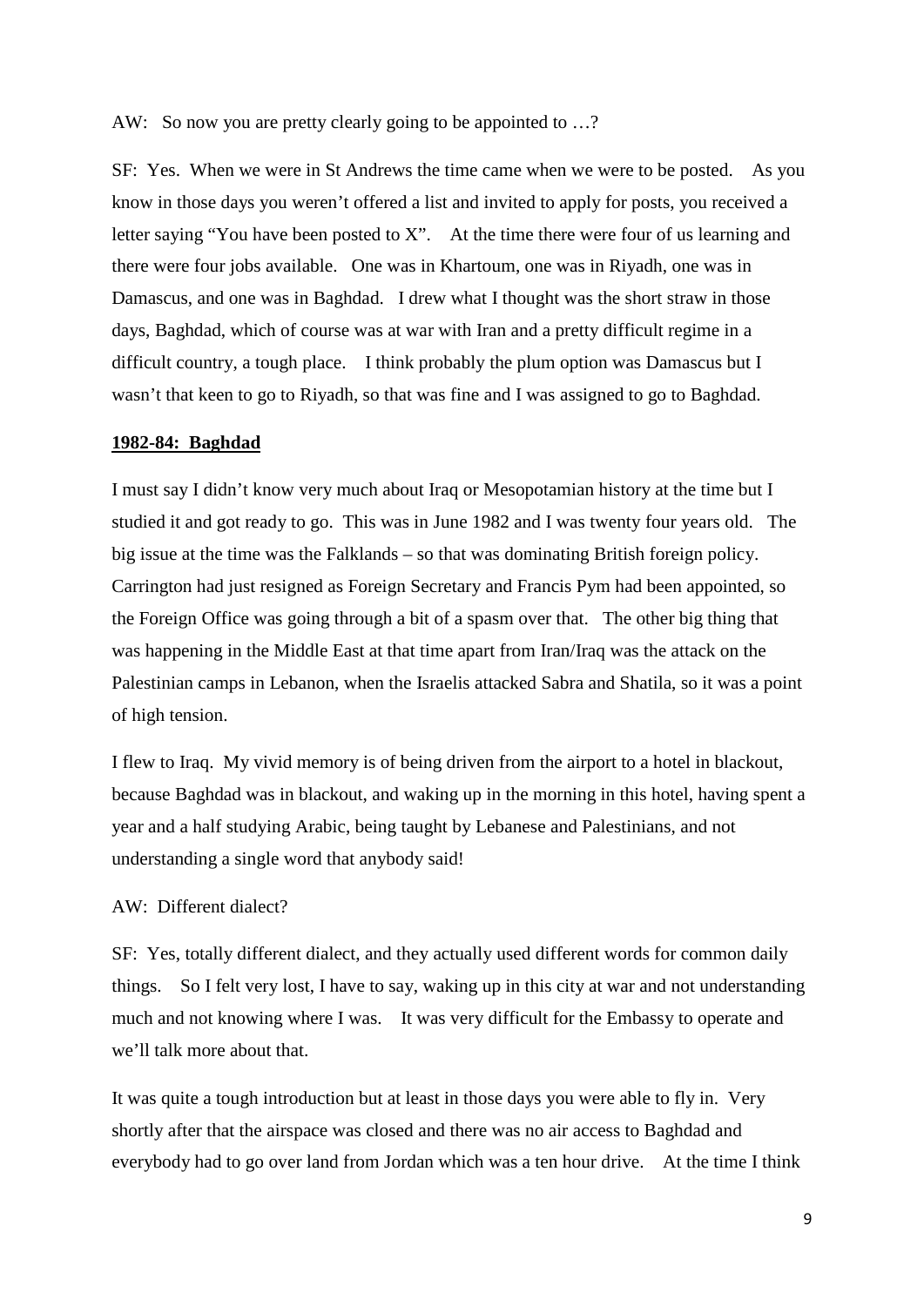AW: So now you are pretty clearly going to be appointed to …?

SF: Yes. When we were in St Andrews the time came when we were to be posted. As you know in those days you weren't offered a list and invited to apply for posts, you received a letter saying "You have been posted to X". At the time there were four of us learning and there were four jobs available. One was in Khartoum, one was in Riyadh, one was in Damascus, and one was in Baghdad. I drew what I thought was the short straw in those days, Baghdad, which of course was at war with Iran and a pretty difficult regime in a difficult country, a tough place. I think probably the plum option was Damascus but I wasn't that keen to go to Riyadh, so that was fine and I was assigned to go to Baghdad.

## 1982-84: Baghdad

I must say I didn't know very much about Iraq or Mesopotamian history at the time but I studied it and got ready to go. This was in June 1982 and I was twenty four years old. The big issue at the time was the Falklands – so that was dominating British foreign policy. Carrington had just resigned as Foreign Secretary and Francis Pym had been appointed, so the Foreign Office was going through a bit of a spasm over that. The other big thing that was happening in the Middle East at that time apart from Iran/Iraq was the attack on the Palestinian camps in Lebanon, when the Israelis attacked Sabra and Shatila, so it was a point of high tension.

I flew to Iraq. My vivid memory is of being driven from the airport to a hotel in blackout, because Baghdad was in blackout, and waking up in the morning in this hotel, having spent a year and a half studying Arabic, being taught by Lebanese and Palestinians, and not understanding a single word that anybody said!

AW: Different dialect?

SF: Yes, totally different dialect, and they actually used different words for common daily things. So I felt very lost, I have to say, waking up in this city at war and not understanding much and not knowing where I was. It was very difficult for the Embassy to operate and we'll talk more about that.

It was quite a tough introduction but at least in those days you were able to fly in. Very shortly after that the airspace was closed and there was no air access to Baghdad and everybody had to go over land from Jordan which was a ten hour drive. At the time I think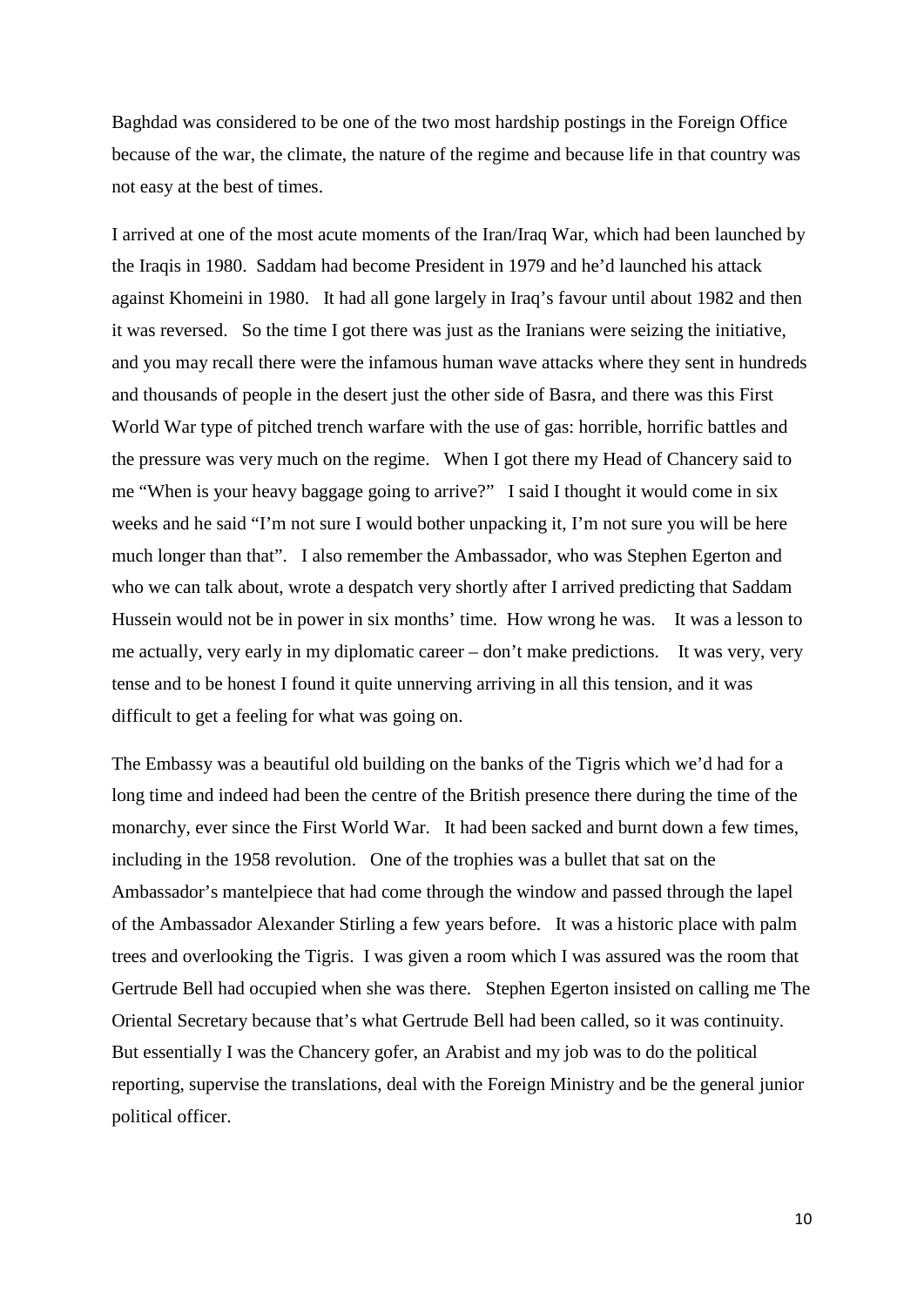Baghdad was considered to be one of the two most hardship postings in the Foreign Office because of the war, the climate, the nature of the regime and because life in that country was not easy at the best of times.

I arrived at one of the most acute moments of the Iran/Iraq War, which had been launched by the Iraqis in 1980. Saddam had become President in 1979 and he'd launched his attack against Khomeini in 1980. It had all gone largely in Iraq's favour until about 1982 and then it was reversed. So the time I got there was just as the Iranians were seizing the initiative, and you may recall there were the infamous human wave attacks where they sent in hundreds and thousands of people in the desert just the other side of Basra, and there was this First World War type of pitched trench warfare with the use of gas: horrible, horrific battles and the pressure was very much on the regime. When I got there my Head of Chancery said to me "When is your heavy baggage going to arrive?" I said I thought it would come in six weeks and he said "I'm not sure I would bother unpacking it, I'm not sure you will be here much longer than that". I also remember the Ambassador, who was Stephen Egerton and who we can talk about, wrote a despatch very shortly after I arrived predicting that Saddam Hussein would not be in power in six months' time. How wrong he was. It was a lesson to me actually, very early in my diplomatic career – don't make predictions. It was very, very tense and to be honest I found it quite unnerving arriving in all this tension, and it was difficult to get a feeling for what was going on.

The Embassy was a beautiful old building on the banks of the Tigris which we'd had for a long time and indeed had been the centre of the British presence there during the time of the monarchy, ever since the First World War. It had been sacked and burnt down a few times, including in the 1958 revolution. One of the trophies was a bullet that sat on the Ambassador's mantelpiece that had come through the window and passed through the lapel of the Ambassador Alexander Stirling a few years before. It was a historic place with palm trees and overlooking the Tigris. I was given a room which I was assured was the room that Gertrude Bell had occupied when she was there. Stephen Egerton insisted on calling me The Oriental Secretary because that's what Gertrude Bell had been called, so it was continuity. But essentially I was the Chancery gofer, an Arabist and my job was to do the political reporting, supervise the translations, deal with the Foreign Ministry and be the general junior political officer.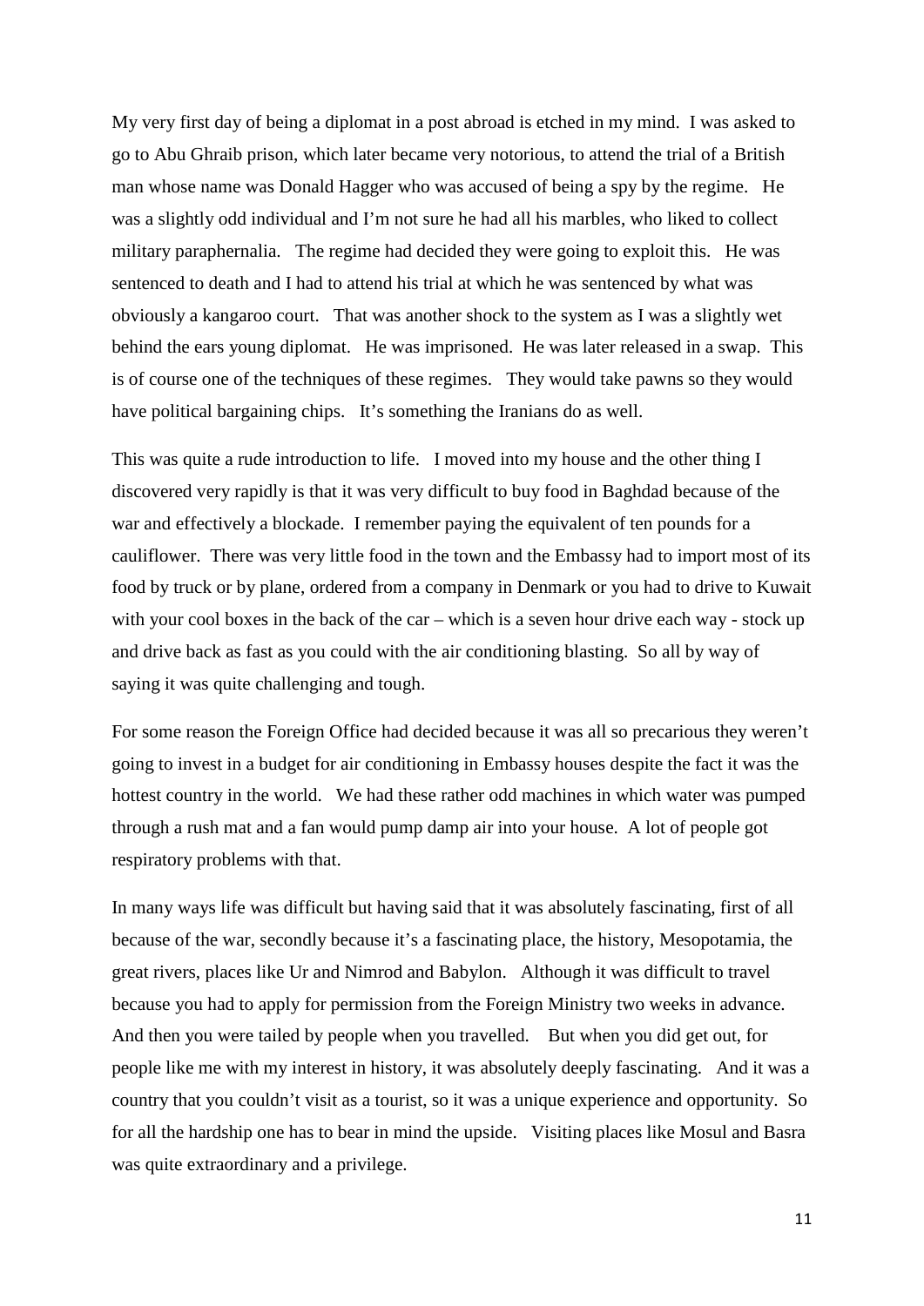My very first day of being a diplomat in a post abroad is etched in my mind. I was asked to go to Abu Ghraib prison, which later became very notorious, to attend the trial of a British man whose name was Donald Hagger who was accused of being a spy by the regime. He was a slightly odd individual and I'm not sure he had all his marbles, who liked to collect military paraphernalia. The regime had decided they were going to exploit this. He was sentenced to death and I had to attend his trial at which he was sentenced by what was obviously a kangaroo court. That was another shock to the system as I was a slightly wet behind the ears young diplomat. He was imprisoned. He was later released in a swap. This is of course one of the techniques of these regimes. They would take pawns so they would have political bargaining chips. It's something the Iranians do as well.

This was quite a rude introduction to life. I moved into my house and the other thing I discovered very rapidly is that it was very difficult to buy food in Baghdad because of the war and effectively a blockade. I remember paying the equivalent of ten pounds for a cauliflower. There was very little food in the town and the Embassy had to import most of its food by truck or by plane, ordered from a company in Denmark or you had to drive to Kuwait with your cool boxes in the back of the car – which is a seven hour drive each way - stock up and drive back as fast as you could with the air conditioning blasting. So all by way of saying it was quite challenging and tough.

For some reason the Foreign Office had decided because it was all so precarious they weren't going to invest in a budget for air conditioning in Embassy houses despite the fact it was the hottest country in the world. We had these rather odd machines in which water was pumped through a rush mat and a fan would pump damp air into your house. A lot of people got respiratory problems with that.

In many ways life was difficult but having said that it was absolutely fascinating, first of all because of the war, secondly because it's a fascinating place, the history, Mesopotamia, the great rivers, places like Ur and Nimrod and Babylon. Although it was difficult to travel because you had to apply for permission from the Foreign Ministry two weeks in advance. And then you were tailed by people when you travelled. But when you did get out, for people like me with my interest in history, it was absolutely deeply fascinating. And it was a country that you couldn't visit as a tourist, so it was a unique experience and opportunity. So for all the hardship one has to bear in mind the upside. Visiting places like Mosul and Basra was quite extraordinary and a privilege.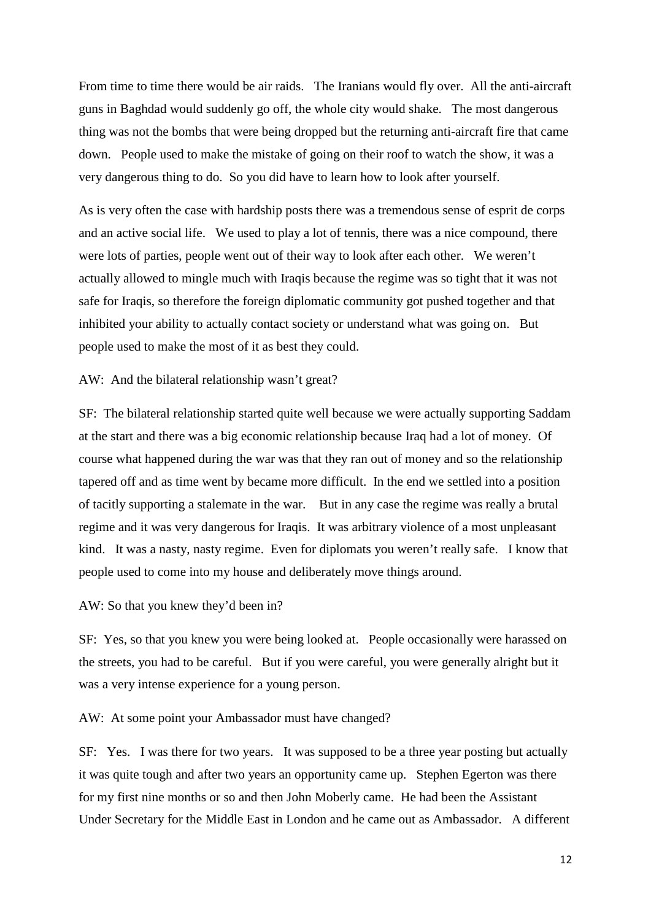From time to time there would be air raids. The Iranians would fly over. All the anti-aircraft guns in Baghdad would suddenly go off, the whole city would shake. The most dangerous thing was not the bombs that were being dropped but the returning anti-aircraft fire that came down. People used to make the mistake of going on their roof to watch the show, it was a very dangerous thing to do. So you did have to learn how to look after yourself.

As is very often the case with hardship posts there was a tremendous sense of esprit de corps and an active social life. We used to play a lot of tennis, there was a nice compound, there were lots of parties, people went out of their way to look after each other. We weren't actually allowed to mingle much with Iraqis because the regime was so tight that it was not safe for Iraqis, so therefore the foreign diplomatic community got pushed together and that inhibited your ability to actually contact society or understand what was going on. But people used to make the most of it as best they could.

AW: And the bilateral relationship wasn't great?

SF: The bilateral relationship started quite well because we were actually supporting Saddam at the start and there was a big economic relationship because Iraq had a lot of money. Of course what happened during the war was that they ran out of money and so the relationship tapered off and as time went by became more difficult. In the end we settled into a position of tacitly supporting a stalemate in the war. But in any case the regime was really a brutal regime and it was very dangerous for Iraqis. It was arbitrary violence of a most unpleasant kind. It was a nasty, nasty regime. Even for diplomats you weren't really safe. I know that people used to come into my house and deliberately move things around.

AW: So that you knew they'd been in?

SF: Yes, so that you knew you were being looked at. People occasionally were harassed on the streets, you had to be careful. But if you were careful, you were generally alright but it was a very intense experience for a young person.

AW: At some point your Ambassador must have changed?

SF: Yes. I was there for two years. It was supposed to be a three year posting but actually it was quite tough and after two years an opportunity came up. Stephen Egerton was there for my first nine months or so and then John Moberly came. He had been the Assistant Under Secretary for the Middle East in London and he came out as Ambassador. A different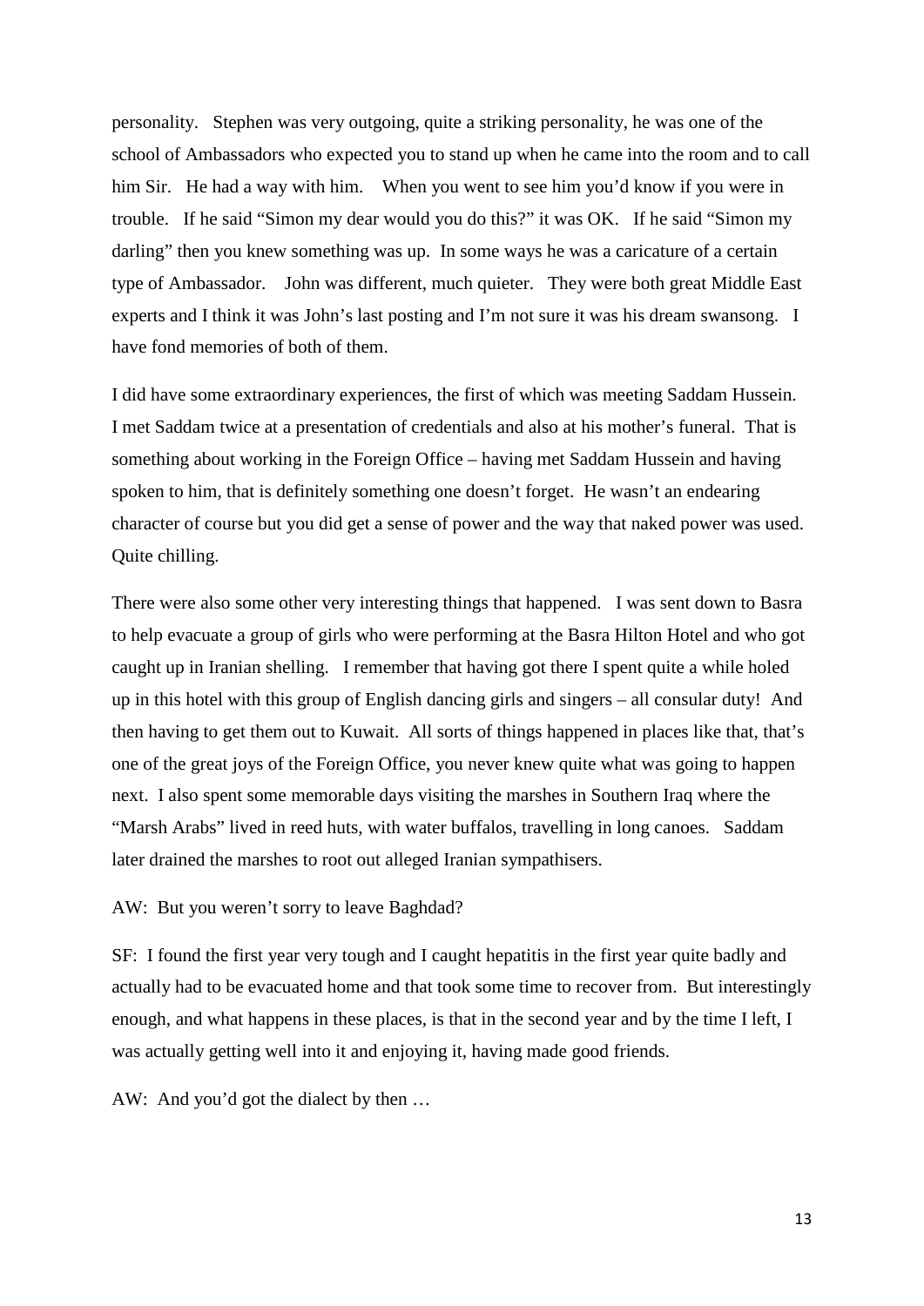personality. Stephen was very outgoing, quite a striking personality, he was one of the school of Ambassadors who expected you to stand up when he came into the room and to call him Sir. He had a way with him. When you went to see him you'd know if you were in trouble. If he said "Simon my dear would you do this?" it was OK. If he said "Simon my darling" then you knew something was up. In some ways he was a caricature of a certain type of Ambassador. John was different, much quieter. They were both great Middle East experts and I think it was John's last posting and I'm not sure it was his dream swansong. I have fond memories of both of them.

I did have some extraordinary experiences, the first of which was meeting Saddam Hussein. I met Saddam twice at a presentation of credentials and also at his mother's funeral. That is something about working in the Foreign Office – having met Saddam Hussein and having spoken to him, that is definitely something one doesn't forget. He wasn't an endearing character of course but you did get a sense of power and the way that naked power was used. Quite chilling.

There were also some other very interesting things that happened. I was sent down to Basra to help evacuate a group of girls who were performing at the Basra Hilton Hotel and who got caught up in Iranian shelling. I remember that having got there I spent quite a while holed up in this hotel with this group of English dancing girls and singers – all consular duty! And then having to get them out to Kuwait. All sorts of things happened in places like that, that's one of the great joys of the Foreign Office, you never knew quite what was going to happen next. I also spent some memorable days visiting the marshes in Southern Iraq where the "Marsh Arabs" lived in reed huts, with water buffalos, travelling in long canoes. Saddam later drained the marshes to root out alleged Iranian sympathisers.

AW: But you weren't sorry to leave Baghdad?

SF: I found the first year very tough and I caught hepatitis in the first year quite badly and actually had to be evacuated home and that took some time to recover from. But interestingly enough, and what happens in these places, is that in the second year and by the time I left, I was actually getting well into it and enjoying it, having made good friends.

AW: And you'd got the dialect by then …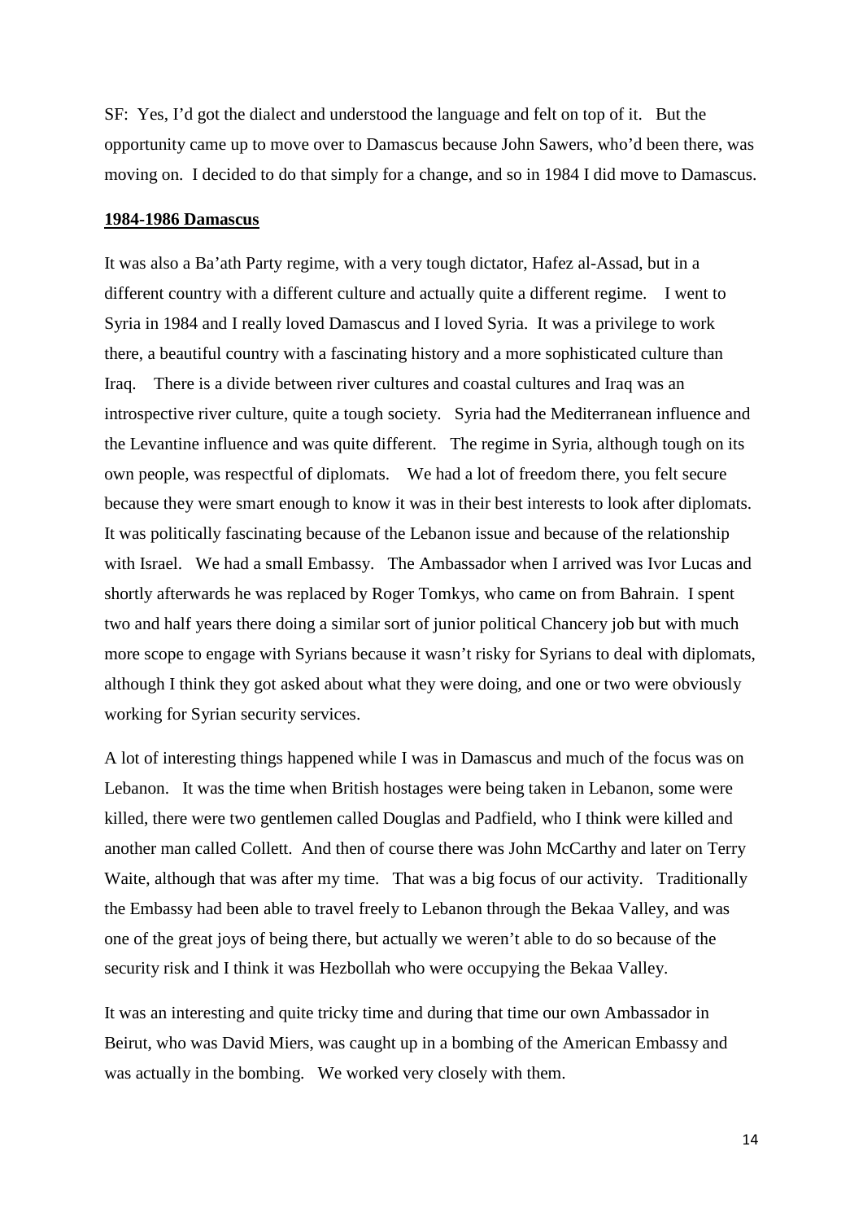SF: Yes, I'd got the dialect and understood the language and felt on top of it. But the opportunity came up to move over to Damascus because John Sawers, who'd been there, was moving on. I decided to do that simply for a change, and so in 1984 I did move to Damascus.

**1984-1986 Damascus**

It was also a Ba'ath Party regime, with a very tough dictator, Hafez al-Assad, but in a different country with a different culture and actually quite a different regime. I went to Syria in 1984 and I really loved Damascus and I loved Syria. It was a privilege to work there, a beautiful country with a fascinating history and a more sophisticated culture than Iraq. There is a divide between river cultures and coastal cultures and Iraq was an introspective river culture, quite a tough society. Syria had the Mediterranean influence and the Levantine influence and was quite different. The regime in Syria, although tough on its own people, was respectful of diplomats. We had a lot of freedom there, you felt secure because they were smart enough to know it was in their best interests to look after diplomats. It was politically fascinating because of the Lebanon issue and because of the relationship with Israel. We had a small Embassy. The Ambassador when I arrived was Ivor Lucas and shortly afterwards he was replaced by Roger Tomkys, who came on from Bahrain. I spent two and half years there doing a similar sort of junior political Chancery job but with much more scope to engage with Syrians because it wasn't risky for Syrians to deal with diplomats, although I think they got asked about what they were doing, and one or two were obviously working for Syrian security services.

A lot of interesting things happened while I was in Damascus and much of the focus was on Lebanon. It was the time when British hostages were being taken in Lebanon, some were killed, there were two gentlemen called Douglas and Padfield, who I think were killed and another man called Collett. And then of course there was John McCarthy and later on Terry Waite, although that was after my time. That was a big focus of our activity. Traditionally the Embassy had been able to travel freely to Lebanon through the Bekaa Valley, and was one of the great joys of being there, but actually we weren't able to do so because of the security risk and I think it was Hezbollah who were occupying the Bekaa Valley.

It was an interesting and quite tricky time and during that time our own Ambassador in Beirut, who was David Miers, was caught up in a bombing of the American Embassy and was actually in the bombing. We worked very closely with them.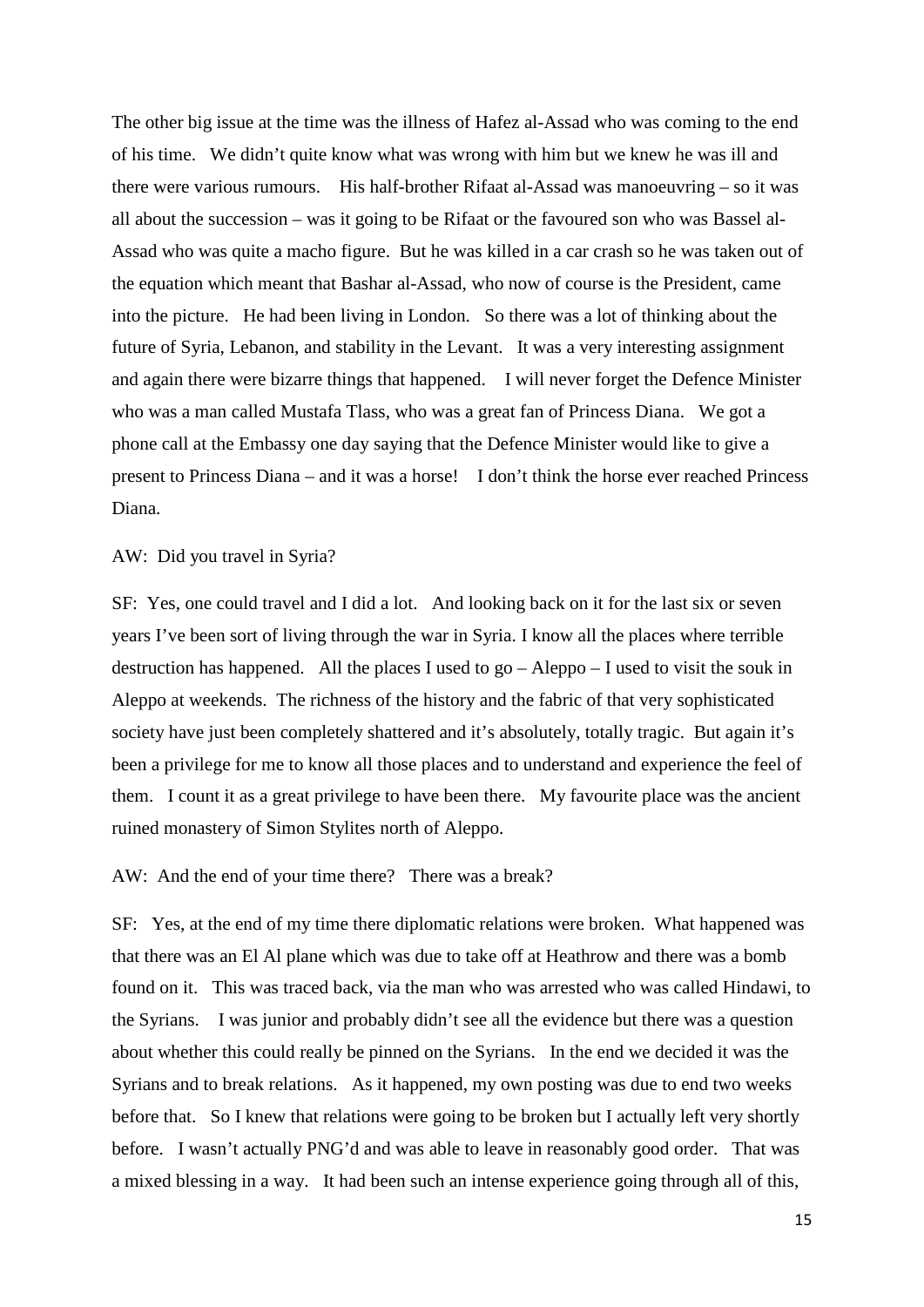The other big issue at the time was the illness of Hafez al-Assad who was coming to the end of his time. We didn't quite know what was wrong with him but we knew he was ill and there were various rumours. His half-brother Rifaat al-Assad was manoeuvring – so it was all about the succession – was it going to be Rifaat or the favoured son who was Bassel al-Assad who was quite a macho figure. But he was killed in a car crash so he was taken out of the equation which meant that Bashar al-Assad, who now of course is the President, came into the picture. He had been living in London. So there was a lot of thinking about the future of Syria, Lebanon, and stability in the Levant. It was a very interesting assignment and again there were bizarre things that happened. I will never forget the Defence Minister who was a man called Mustafa Tlass, who was a great fan of Princess Diana. We got a phone call at the Embassy one day saying that the Defence Minister would like to give a present to Princess Diana – and it was a horse! I don't think the horse ever reached Princess Diana.

AW: Did you travel in Syria?

SF: Yes, one could travel and I did a lot. And looking back on it for the last six or seven years I've been sort of living through the war in Syria. I know all the places where terrible destruction has happened. All the places I used to go – Aleppo – I used to visit the souk in Aleppo at weekends. The richness of the history and the fabric of that very sophisticated society have just been completely shattered and it's absolutely, totally tragic. But again it's been a privilege for me to know all those places and to understand and experience the feel of them. I count it as a great privilege to have been there. My favourite place was the ancient ruined monastery of Simon Stylites north of Aleppo.

AW: And the end of your time there? There was a break?

SF: Yes, at the end of my time there diplomatic relations were broken. What happened was that there was an El Al plane which was due to take off at Heathrow and there was a bomb found on it. This was traced back, via the man who was arrested who was called Hindawi, to the Syrians. I was junior and probably didn't see all the evidence but there was a question about whether this could really be pinned on the Syrians. In the end we decided it was the Syrians and to break relations. As it happened, my own posting was due to end two weeks before that. So I knew that relations were going to be broken but I actually left very shortly before. I wasn't actually PNG'd and was able to leave in reasonably good order. That was a mixed blessing in a way. It had been such an intense experience going through all of this,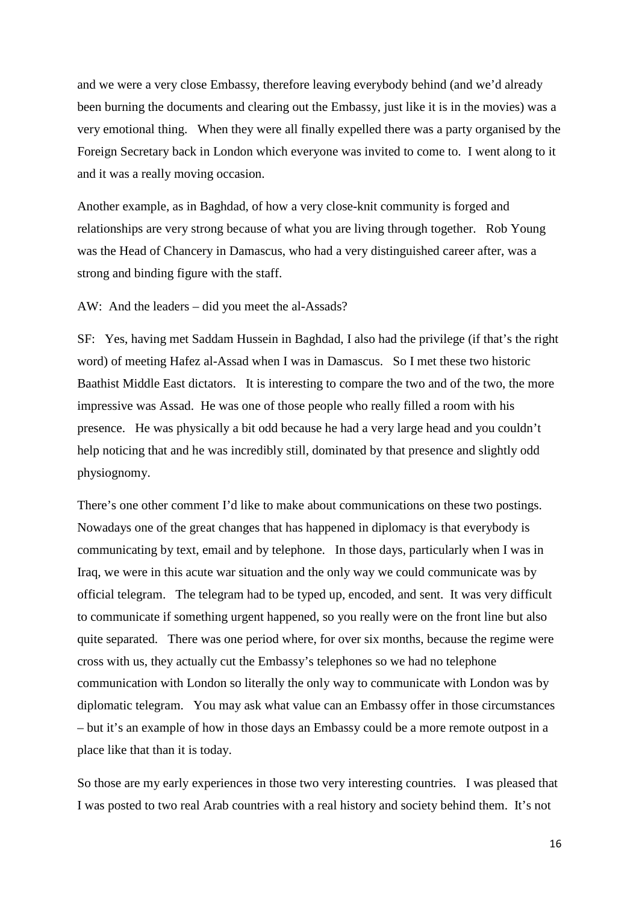and we were a very close Embassy, therefore leaving everybody behind (and we'd already been burning the documents and clearing out the Embassy, just like it is in the movies) was a very emotional thing. When they were all finally expelled there was a party organised by the Foreign Secretary back in London which everyone was invited to come to. I went along to it and it was a really moving occasion.

Another example, as in Baghdad, of how a very close-knit community is forged and relationships are very strong because of what you are living through together. Rob Young was the Head of Chancery in Damascus, who had a very distinguished career after, was a strong and binding figure with the staff.

AW: And the leaders – did you meet the al-Assads?

SF: Yes, having met Saddam Hussein in Baghdad, I also had the privilege (if that's the right word) of meeting Hafez al-Assad when I was in Damascus. So I met these two historic Baathist Middle East dictators. It is interesting to compare the two and of the two, the more impressive was Assad. He was one of those people who really filled a room with his presence. He was physically a bit odd because he had a very large head and you couldn't help noticing that and he was incredibly still, dominated by that presence and slightly odd physiognomy.

There's one other comment I'd like to make about communications on these two postings. Nowadays one of the great changes that has happened in diplomacy is that everybody is communicating by text, email and by telephone. In those days, particularly when I was in Iraq, we were in this acute war situation and the only way we could communicate was by official telegram. The telegram had to be typed up, encoded, and sent. It was very difficult to communicate if something urgent happened, so you really were on the front line but also quite separated. There was one period where, for over six months, because the regime were cross with us, they actually cut the Embassy's telephones so we had no telephone communication with London so literally the only way to communicate with London was by diplomatic telegram. You may ask what value can an Embassy offer in those circumstances – but it's an example of how in those days an Embassy could be a more remote outpost in a place like that than it is today.

So those are my early experiences in those two very interesting countries. I was pleased that I was posted to two real Arab countries with a real history and society behind them. It's not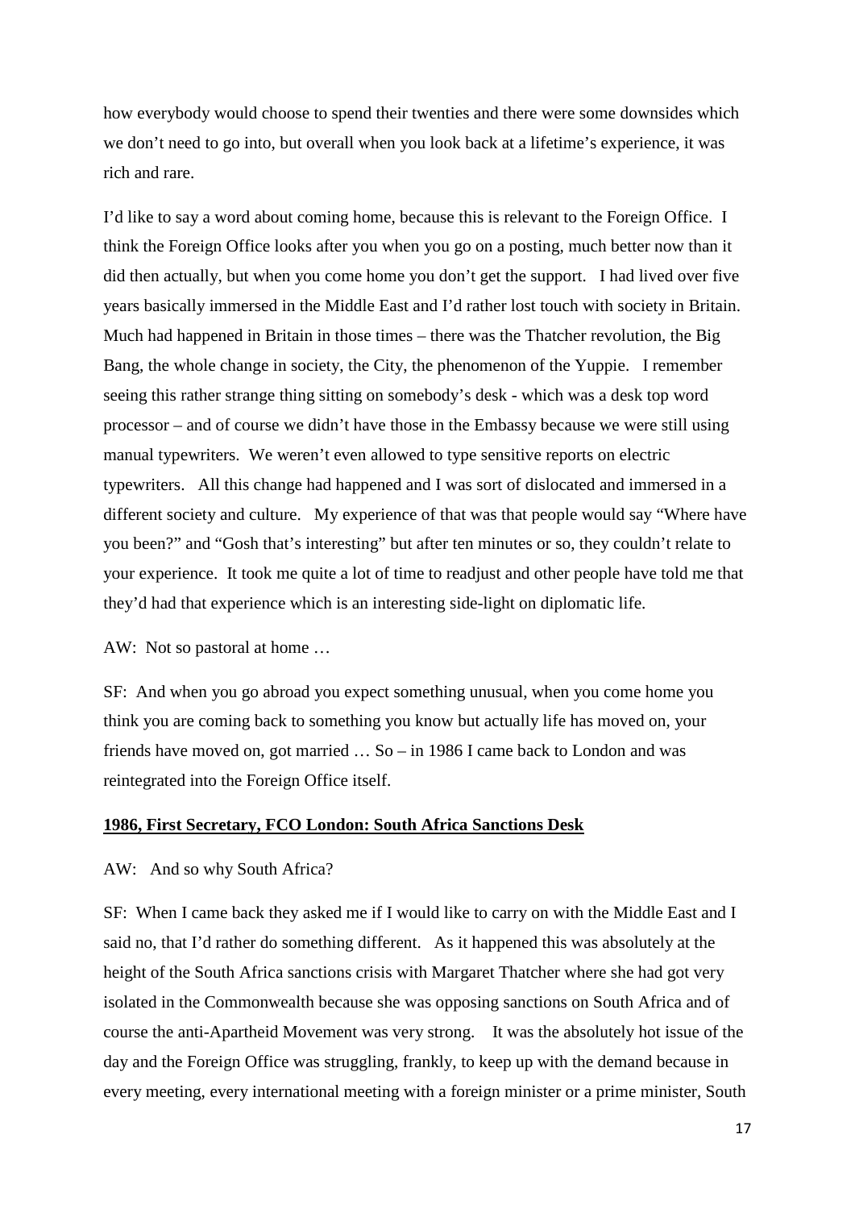how everybody would choose to spend their twenties and there were some downsides which we don't need to go into, but overall when you look back at a lifetime's experience, it was rich and rare.

I'd like to say a word about coming home, because this is relevant to the Foreign Office. I think the Foreign Office looks after you when you go on a posting, much better now than it did then actually, but when you come home you don't get the support. I had lived over five years basically immersed in the Middle East and I'd rather lost touch with society in Britain. Much had happened in Britain in those times – there was the Thatcher revolution, the Big Bang, the whole change in society, the City, the phenomenon of the Yuppie. I remember seeing this rather strange thing sitting on somebody's desk - which was a desk top word processor – and of course we didn't have those in the Embassy because we were still using manual typewriters. We weren't even allowed to type sensitive reports on electric typewriters. All this change had happened and I was sort of dislocated and immersed in a different society and culture. My experience of that was that people would say "Where have you been?" and "Gosh that's interesting" but after ten minutes or so, they couldn't relate to your experience. It took me quite a lot of time to readjust and other people have told me that they'd had that experience which is an interesting side-light on diplomatic life.

AW: Not so pastoral at home …

SF: And when you go abroad you expect something unusual, when you come home you think you are coming back to something you know but actually life has moved on, your friends have moved on, got married … So – in 1986 I came back to London and was reintegrated into the Foreign Office itself.

**1986, First Secretary, FCO London: South Africa Sanctions Desk**

AW: And so why South Africa?

SF: When I came back they asked me if I would like to carry on with the Middle East and I said no, that I'd rather do something different. As it happened this was absolutely at the height of the South Africa sanctions crisis with Margaret Thatcher where she had got very isolated in the Commonwealth because she was opposing sanctions on South Africa and of course the anti-Apartheid Movement was very strong. It was the absolutely hot issue of the day and the Foreign Office was struggling, frankly, to keep up with the demand because in every meeting, every international meeting with a foreign minister or a prime minister, South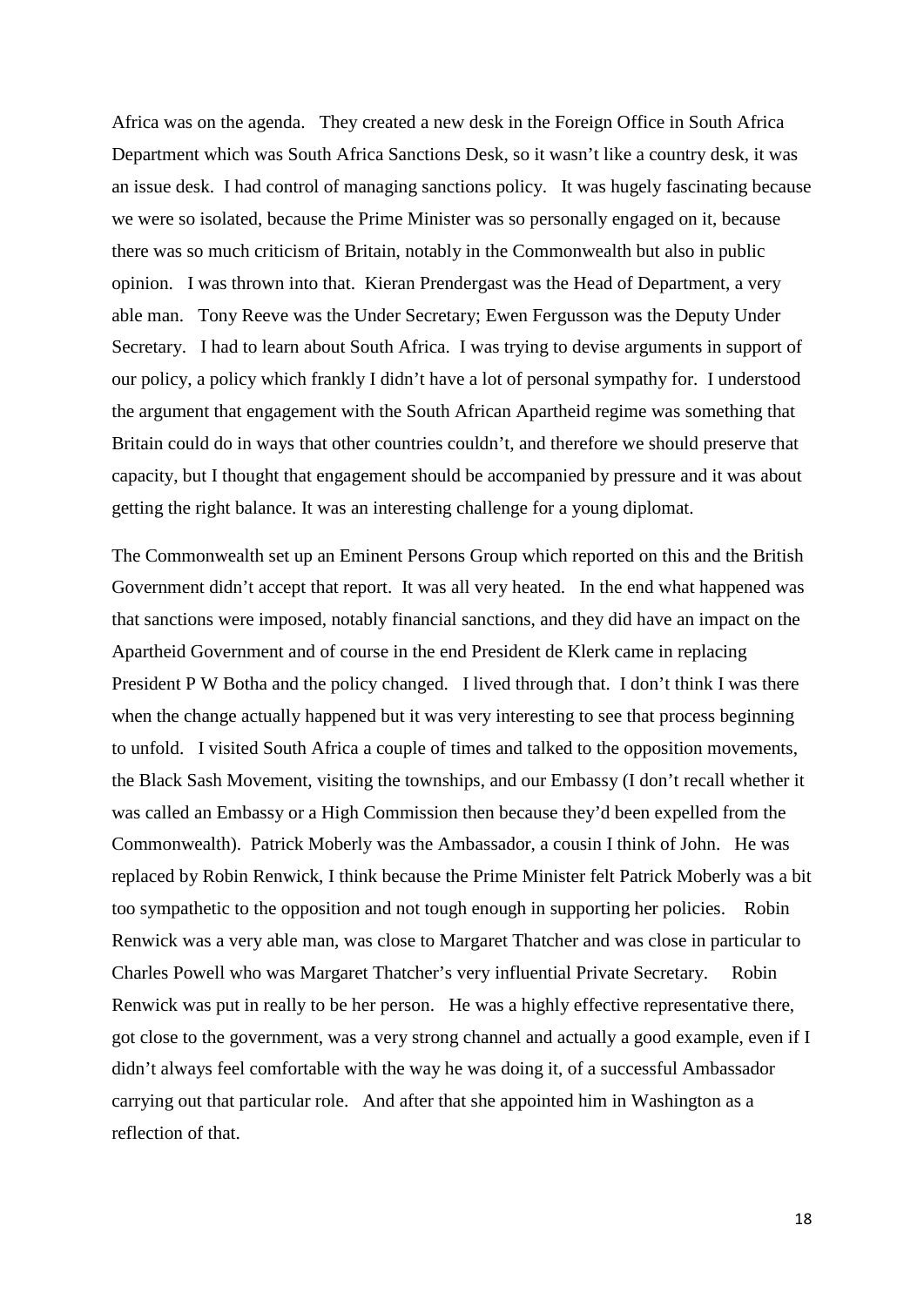Africa was on the agenda. They created a new desk in the Foreign Office in South Africa Department which was South Africa Sanctions Desk, so it wasn't like a country desk, it was an issue desk. I had control of managing sanctions policy. It was hugely fascinating because we were so isolated, because the Prime Minister was so personally engaged on it, because there was so much criticism of Britain, notably in the Commonwealth but also in public opinion. I was thrown into that. Kieran Prendergast was the Head of Department, a very able man. Tony Reeve was the Under Secretary; Ewen Fergusson was the Deputy Under Secretary. I had to learn about South Africa. I was trying to devise arguments in support of our policy, a policy which frankly I didn't have a lot of personal sympathy for. I understood the argument that engagement with the South African Apartheid regime was something that Britain could do in ways that other countries couldn't, and therefore we should preserve that capacity, but I thought that engagement should be accompanied by pressure and it was about getting the right balance. It was an interesting challenge for a young diplomat.

The Commonwealth set up an Eminent Persons Group which reported on this and the British Government didn't accept that report. It was all very heated. In the end what happened was that sanctions were imposed, notably financial sanctions, and they did have an impact on the Apartheid Government and of course in the end President de Klerk came in replacing President P W Botha and the policy changed. I lived through that. I don't think I was there when the change actually happened but it was very interesting to see that process beginning to unfold. I visited South Africa a couple of times and talked to the opposition movements, the Black Sash Movement, visiting the townships, and our Embassy (I don't recall whether it was called an Embassy or a High Commission then because they'd been expelled from the Commonwealth). Patrick Moberly was the Ambassador, a cousin I think of John. He was replaced by Robin Renwick, I think because the Prime Minister felt Patrick Moberly was a bit too sympathetic to the opposition and not tough enough in supporting her policies. Robin Renwick was a very able man, was close to Margaret Thatcher and was close in particular to Charles Powell who was Margaret Thatcher's very influential Private Secretary. Robin Renwick was put in really to be her person. He was a highly effective representative there, got close to the government, was a very strong channel and actually a good example, even if I didn't always feel comfortable with the way he was doing it, of a successful Ambassador carrying out that particular role. And after that she appointed him in Washington as a reflection of that.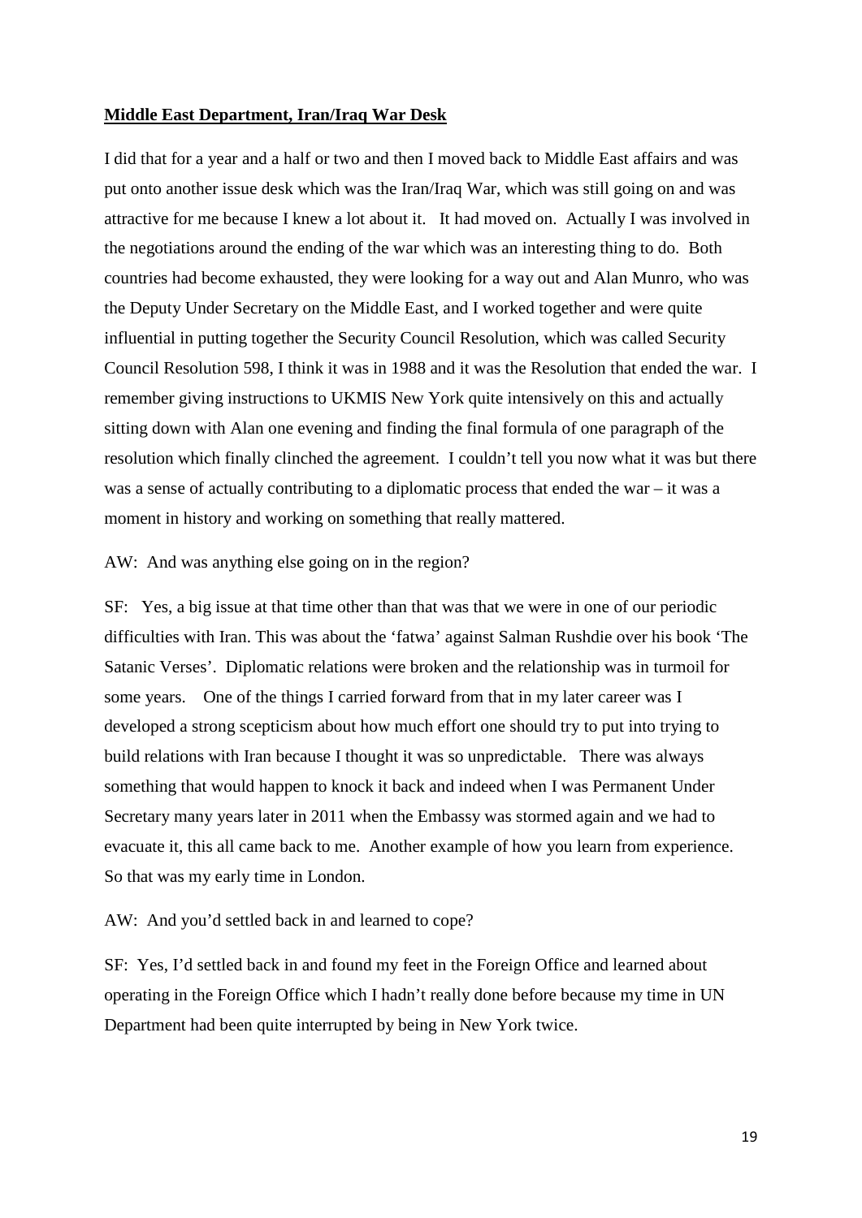**Middle East Department, Iran/Iraq War Desk**

I did that for a year and a half or two and then I moved back to Middle East affairs and was put onto another issue desk which was the Iran/Iraq War, which was still going on and was attractive for me because I knew a lot about it. It had moved on. Actually I was involved in the negotiations around the ending of the war which was an interesting thing to do. Both countries had become exhausted, they were looking for a way out and Alan Munro, who was the Deputy Under Secretary on the Middle East, and I worked together and were quite influential in putting together the Security Council Resolution, which was called Security Council Resolution 598, I think it was in 1988 and it was the Resolution that ended the war. I remember giving instructions to UKMIS New York quite intensively on this and actually sitting down with Alan one evening and finding the final formula of one paragraph of the resolution which finally clinched the agreement. I couldn't tell you now what it was but there was a sense of actually contributing to a diplomatic process that ended the war – it was a moment in history and working on something that really mattered.

AW: And was anything else going on in the region?

SF: Yes, a big issue at that time other than that was that we were in one of our periodic difficulties with Iran. This was about the 'fatwa' against Salman Rushdie over his book 'The Satanic Verses'. Diplomatic relations were broken and the relationship was in turmoil for some years. One of the things I carried forward from that in my later career was I developed a strong scepticism about how much effort one should try to put into trying to build relations with Iran because I thought it was so unpredictable. There was always something that would happen to knock it back and indeed when I was Permanent Under Secretary many years later in 2011 when the Embassy was stormed again and we had to evacuate it, this all came back to me. Another example of how you learn from experience. So that was my early time in London.

AW: And you'd settled back in and learned to cope?

SF: Yes, I'd settled back in and found my feet in the Foreign Office and learned about operating in the Foreign Office which I hadn't really done before because my time in UN Department had been quite interrupted by being in New York twice.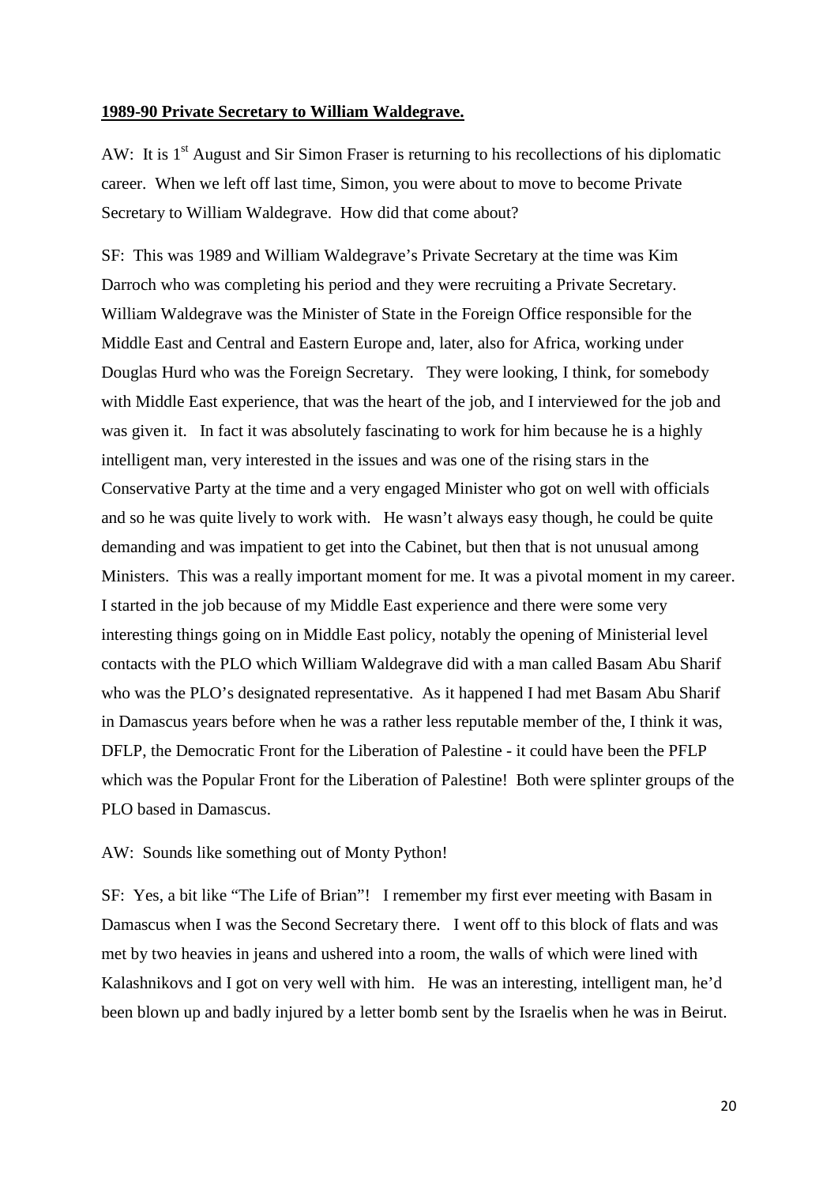**1989-90 Private Secretary to William Waldegrave.**

AW: It is 1st August and Sir Simon Fraser is returning to his recollections of his diplomatic career. When we left off last time, Simon, you were about to move to become Private Secretary to William Waldegrave. How did that come about?

SF: This was 1989 and William Waldegrave's Private Secretary at the time was Kim Darroch who was completing his period and they were recruiting a Private Secretary. William Waldegrave was the Minister of State in the Foreign Office responsible for the Middle East and Central and Eastern Europe and, later, also for Africa, working under Douglas Hurd who was the Foreign Secretary. They were looking, I think, for somebody with Middle East experience, that was the heart of the job, and I interviewed for the job and was given it. In fact it was absolutely fascinating to work for him because he is a highly intelligent man, very interested in the issues and was one of the rising stars in the Conservative Party at the time and a very engaged Minister who got on well with officials and so he was quite lively to work with. He wasn't always easy though, he could be quite demanding and was impatient to get into the Cabinet, but then that is not unusual among Ministers. This was a really important moment for me. It was a pivotal moment in my career. I started in the job because of my Middle East experience and there were some very interesting things going on in Middle East policy, notably the opening of Ministerial level contacts with the PLO which William Waldegrave did with a man called Basam Abu Sharif who was the PLO's designated representative. As it happened I had met Basam Abu Sharif in Damascus years before when he was a rather less reputable member of the, I think it was, DFLP, the Democratic Front for the Liberation of Palestine - it could have been the PFLP which was the Popular Front for the Liberation of Palestine! Both were splinter groups of the PLO based in Damascus.

AW: Sounds like something out of Monty Python!

SF: Yes, a bit like "The Life of Brian"! I remember my first ever meeting with Basam in Damascus when I was the Second Secretary there. I went off to this block of flats and was met by two heavies in jeans and ushered into a room, the walls of which were lined with Kalashnikovs and I got on very well with him. He was an interesting, intelligent man, he'd been blown up and badly injured by a letter bomb sent by the Israelis when he was in Beirut.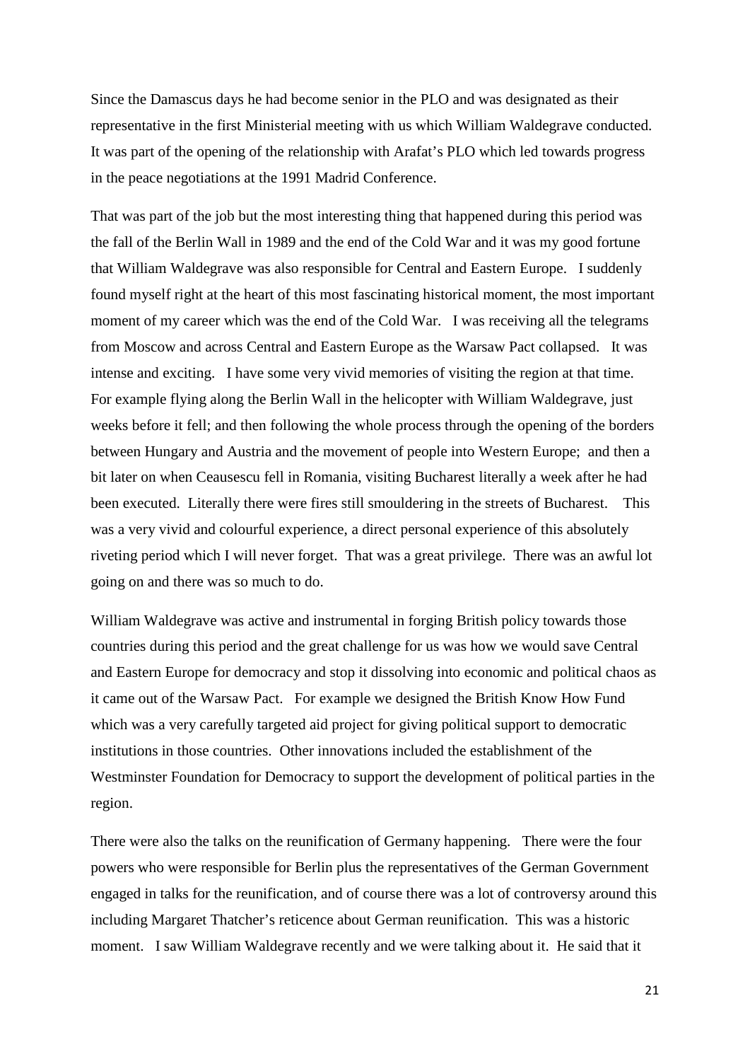Since the Damascus days he had become senior in the PLO and was designated as their representative in the first Ministerial meeting with us which William Waldegrave conducted. It was part of the opening of the relationship with Arafat's PLO which led towards progress in the peace negotiations at the 1991 Madrid Conference.

That was part of the job but the most interesting thing that happened during this period was the fall of the Berlin Wall in 1989 and the end of the Cold War and it was my good fortune that William Waldegrave was also responsible for Central and Eastern Europe. I suddenly found myself right at the heart of this most fascinating historical moment, the most important moment of my career which was the end of the Cold War. I was receiving all the telegrams from Moscow and across Central and Eastern Europe as the Warsaw Pact collapsed. It was intense and exciting. I have some very vivid memories of visiting the region at that time. For example flying along the Berlin Wall in the helicopter with William Waldegrave, just weeks before it fell; and then following the whole process through the opening of the borders between Hungary and Austria and the movement of people into Western Europe; and then a bit later on when Ceausescu fell in Romania, visiting Bucharest literally a week after he had been executed. Literally there were fires still smouldering in the streets of Bucharest. This was a very vivid and colourful experience, a direct personal experience of this absolutely riveting period which I will never forget. That was a great privilege. There was an awful lot going on and there was so much to do.

William Waldegrave was active and instrumental in forging British policy towards those countries during this period and the great challenge for us was how we would save Central and Eastern Europe for democracy and stop it dissolving into economic and political chaos as it came out of the Warsaw Pact. For example we designed the British Know How Fund which was a very carefully targeted aid project for giving political support to democratic institutions in those countries. Other innovations included the establishment of the Westminster Foundation for Democracy to support the development of political parties in the region.

There were also the talks on the reunification of Germany happening. There were the four powers who were responsible for Berlin plus the representatives of the German Government engaged in talks for the reunification, and of course there was a lot of controversy around this including Margaret Thatcher's reticence about German reunification. This was a historic moment. I saw William Waldegrave recently and we were talking about it. He said that it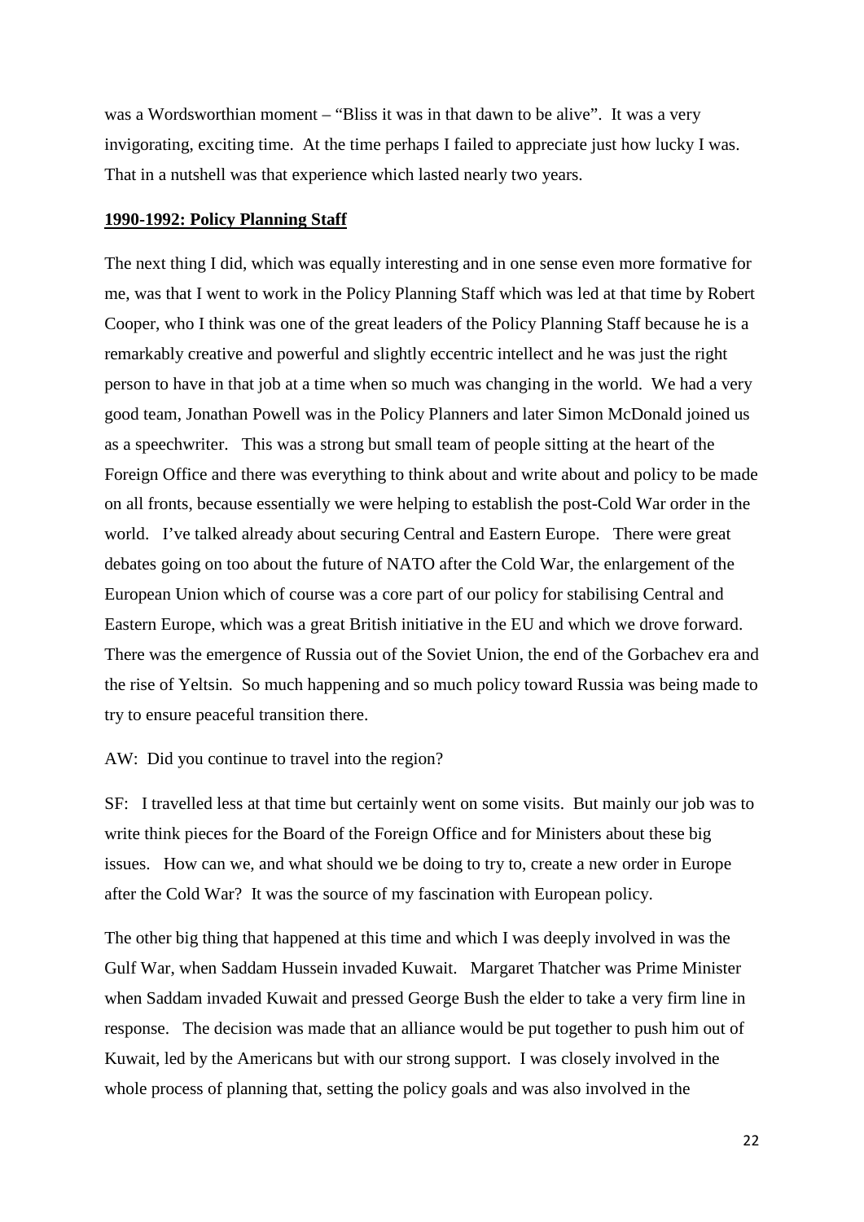was a Wordsworthian moment – "Bliss it was in that dawn to be alive". It was a very invigorating, exciting time. At the time perhaps I failed to appreciate just how lucky I was. That in a nutshell was that experience which lasted nearly two years.

**1990-1992: Policy Planning Staff**

The next thing I did, which was equally interesting and in one sense even more formative for me, was that I went to work in the Policy Planning Staff which was led at that time by Robert Cooper, who I think was one of the great leaders of the Policy Planning Staff because he is a remarkably creative and powerful and slightly eccentric intellect and he was just the right person to have in that job at a time when so much was changing in the world. We had a very good team, Jonathan Powell was in the Policy Planners and later Simon McDonald joined us as a speechwriter. This was a strong but small team of people sitting at the heart of the Foreign Office and there was everything to think about and write about and policy to be made on all fronts, because essentially we were helping to establish the post-Cold War order in the world. I've talked already about securing Central and Eastern Europe. There were great debates going on too about the future of NATO after the Cold War, the enlargement of the European Union which of course was a core part of our policy for stabilising Central and Eastern Europe, which was a great British initiative in the EU and which we drove forward. There was the emergence of Russia out of the Soviet Union, the end of the Gorbachev era and the rise of Yeltsin. So much happening and so much policy toward Russia was being made to try to ensure peaceful transition there.

AW: Did you continue to travel into the region?

SF: I travelled less at that time but certainly went on some visits. But mainly our job was to write think pieces for the Board of the Foreign Office and for Ministers about these big issues. How can we, and what should we be doing to try to, create a new order in Europe after the Cold War? It was the source of my fascination with European policy.

The other big thing that happened at this time and which I was deeply involved in was the Gulf War, when Saddam Hussein invaded Kuwait. Margaret Thatcher was Prime Minister when Saddam invaded Kuwait and pressed George Bush the elder to take a very firm line in response. The decision was made that an alliance would be put together to push him out of Kuwait, led by the Americans but with our strong support. I was closely involved in the whole process of planning that, setting the policy goals and was also involved in the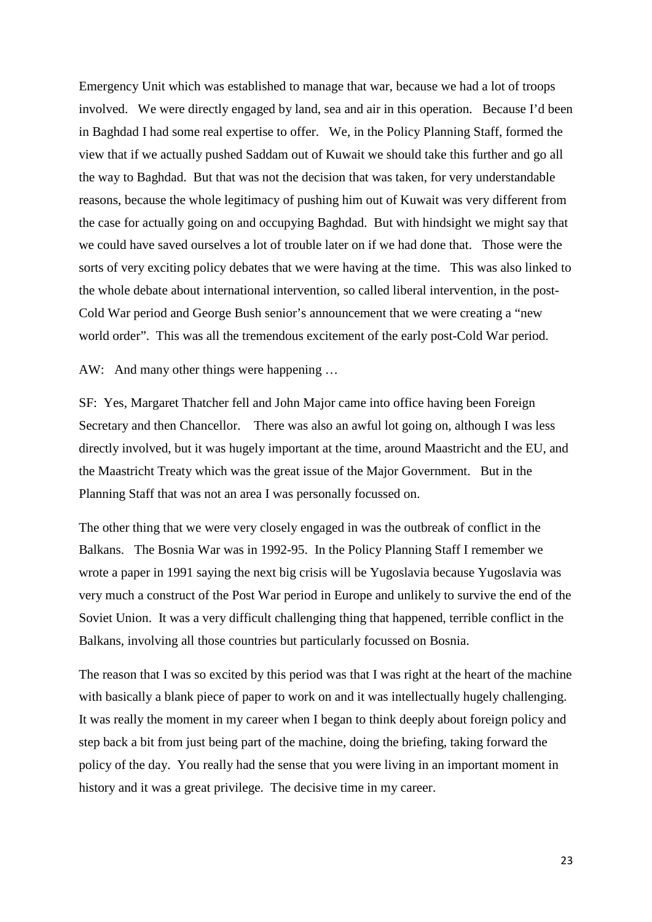Emergency Unit which was established to manage that war, because we had a lot of troops involved. We were directly engaged by land, sea and air in this operation. Because I'd been in Baghdad I had some real expertise to offer. We, in the Policy Planning Staff, formed the view that if we actually pushed Saddam out of Kuwait we should take this further and go all the way to Baghdad. But that was not the decision that was taken, for very understandable reasons, because the whole legitimacy of pushing him out of Kuwait was very different from the case for actually going on and occupying Baghdad. But with hindsight we might say that we could have saved ourselves a lot of trouble later on if we had done that. Those were the sorts of very exciting policy debates that we were having at the time. This was also linked to the whole debate about international intervention, so called liberal intervention, in the post-Cold War period and George Bush senior's announcement that we were creating a "new world order". This was all the tremendous excitement of the early post-Cold War period.

AW: And many other things were happening …

SF: Yes, Margaret Thatcher fell and John Major came into office having been Foreign Secretary and then Chancellor. There was also an awful lot going on, although I was less directly involved, but it was hugely important at the time, around Maastricht and the EU, and the Maastricht Treaty which was the great issue of the Major Government. But in the Planning Staff that was not an area I was personally focussed on.

The other thing that we were very closely engaged in was the outbreak of conflict in the Balkans. The Bosnia War was in 1992-95. In the Policy Planning Staff I remember we wrote a paper in 1991 saying the next big crisis will be Yugoslavia because Yugoslavia was very much a construct of the Post War period in Europe and unlikely to survive the end of the Soviet Union. It was a very difficult challenging thing that happened, terrible conflict in the Balkans, involving all those countries but particularly focussed on Bosnia.

The reason that I was so excited by this period was that I was right at the heart of the machine with basically a blank piece of paper to work on and it was intellectually hugely challenging. It was really the moment in my career when I began to think deeply about foreign policy and step back a bit from just being part of the machine, doing the briefing, taking forward the policy of the day. You really had the sense that you were living in an important moment in history and it was a great privilege. The decisive time in my career.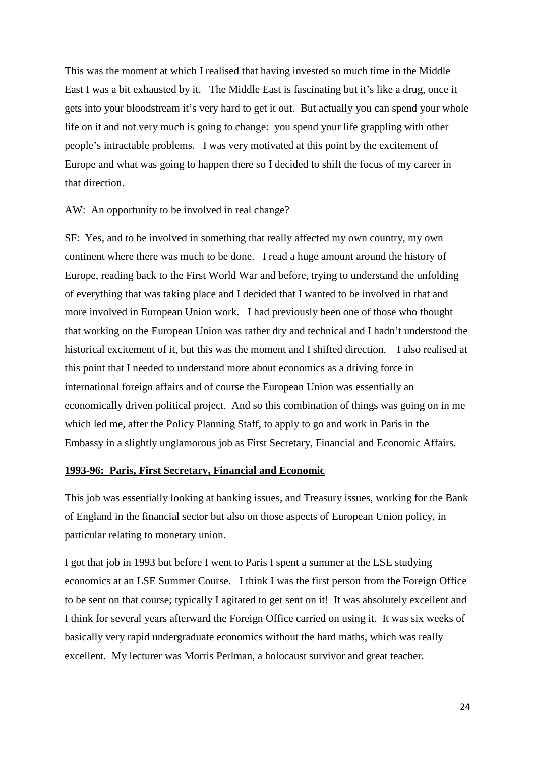This was the moment at which I realised that having invested so much time in the Middle East I was a bit exhausted by it. The Middle East is fascinating but it's like a drug, once it gets into your bloodstream it's very hard to get it out. But actually you can spend your whole life on it and not very much is going to change: you spend your life grappling with other people's intractable problems. I was very motivated at this point by the excitement of Europe and what was going to happen there so I decided to shift the focus of my career in that direction.

AW: An opportunity to be involved in real change?

SF: Yes, and to be involved in something that really affected my own country, my own continent where there was much to be done. I read a huge amount around the history of Europe, reading back to the First World War and before, trying to understand the unfolding of everything that was taking place and I decided that I wanted to be involved in that and more involved in European Union work. I had previously been one of those who thought that working on the European Union was rather dry and technical and I hadn't understood the historical excitement of it, but this was the moment and I shifted direction. I also realised at this point that I needed to understand more about economics as a driving force in international foreign affairs and of course the European Union was essentially an economically driven political project. And so this combination of things was going on in me which led me, after the Policy Planning Staff, to apply to go and work in Paris in the Embassy in a slightly unglamorous job as First Secretary, Financial and Economic Affairs.

**1993-96: Paris, First Secretary, Financial and Economic**

This job was essentially looking at banking issues, and Treasury issues, working for the Bank of England in the financial sector but also on those aspects of European Union policy, in particular relating to monetary union.

I got that job in 1993 but before I went to Paris I spent a summer at the LSE studying economics at an LSE Summer Course. I think I was the first person from the Foreign Office to be sent on that course; typically I agitated to get sent on it! It was absolutely excellent and I think for several years afterward the Foreign Office carried on using it. It was six weeks of basically very rapid undergraduate economics without the hard maths, which was really excellent. My lecturer was Morris Perlman, a holocaust survivor and great teacher.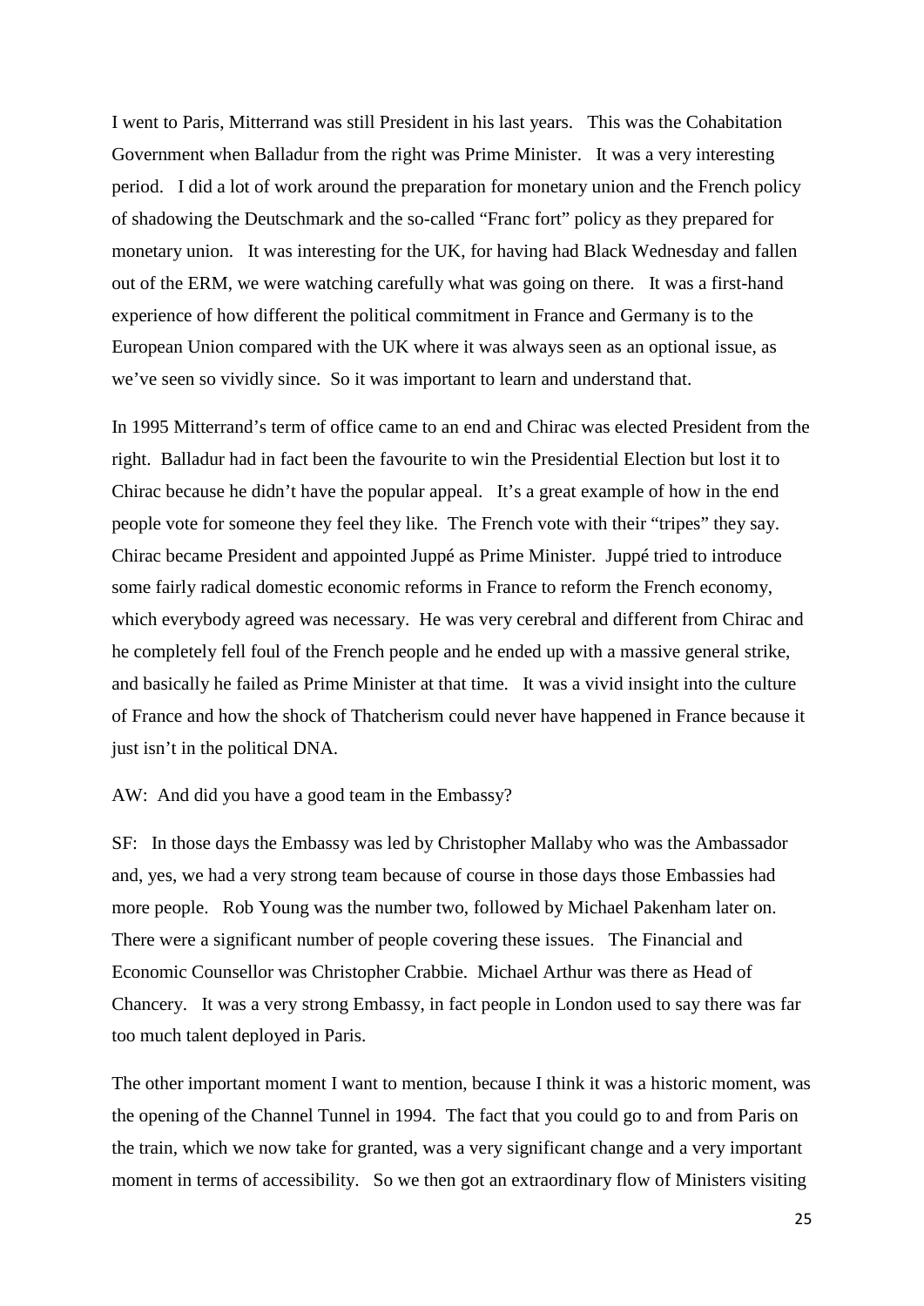I went to Paris, Mitterrand was still President in his last years. This was the Cohabitation Government when Balladur from the right was Prime Minister. It was a very interesting period. I did a lot of work around the preparation for monetary union and the French policy of shadowing the Deutschmark and the so-called "Franc fort" policy as they prepared for monetary union. It was interesting for the UK, for having had Black Wednesday and fallen out of the ERM, we were watching carefully what was going on there. It was a first-hand experience of how different the political commitment in France and Germany is to the European Union compared with the UK where it was always seen as an optional issue, as we've seen so vividly since. So it was important to learn and understand that.

In 1995 Mitterrand's term of office came to an end and Chirac was elected President from the right. Balladur had in fact been the favourite to win the Presidential Election but lost it to Chirac because he didn't have the popular appeal. It's a great example of how in the end people vote for someone they feel they like. The French vote with their "tripes" they say. Chirac became President and appointed Juppé as Prime Minister. Juppé tried to introduce some fairly radical domestic economic reforms in France to reform the French economy, which everybody agreed was necessary. He was very cerebral and different from Chirac and he completely fell foul of the French people and he ended up with a massive general strike, and basically he failed as Prime Minister at that time. It was a vivid insight into the culture of France and how the shock of Thatcherism could never have happened in France because it just isn't in the political DNA.

AW: And did you have a good team in the Embassy?

SF: In those days the Embassy was led by Christopher Mallaby who was the Ambassador and, yes, we had a very strong team because of course in those days those Embassies had more people. Rob Young was the number two, followed by Michael Pakenham later on. There were a significant number of people covering these issues. The Financial and Economic Counsellor was Christopher Crabbie. Michael Arthur was there as Head of Chancery. It was a very strong Embassy, in fact people in London used to say there was far too much talent deployed in Paris.

The other important moment I want to mention, because I think it was a historic moment, was the opening of the Channel Tunnel in 1994. The fact that you could go to and from Paris on the train, which we now take for granted, was a very significant change and a very important moment in terms of accessibility. So we then got an extraordinary flow of Ministers visiting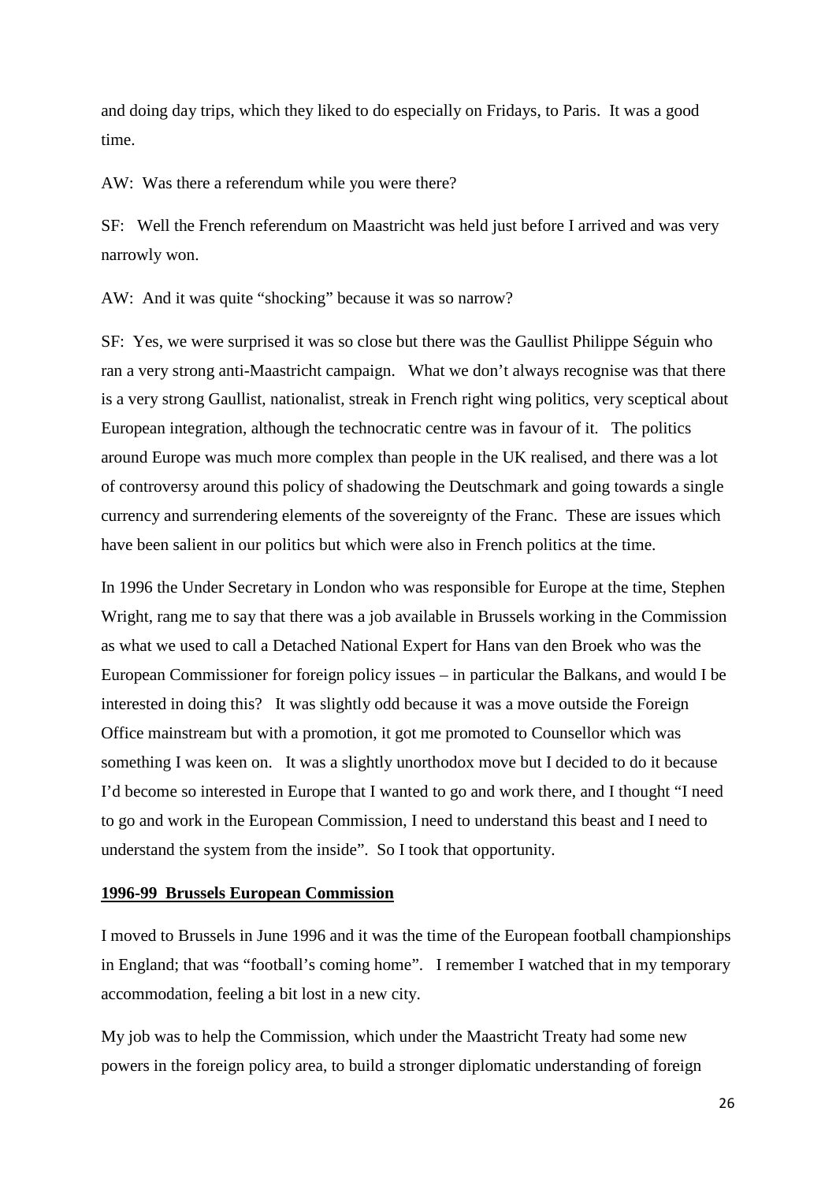and doing day trips, which they liked to do especially on Fridays, to Paris. It was a good time.

AW: Was there a referendum while you were there?

SF: Well the French referendum on Maastricht was held just before I arrived and was very narrowly won.

AW: And it was quite "shocking" because it was so narrow?

SF: Yes, we were surprised it was so close but there was the Gaullist Philippe Séguin who ran a very strong anti-Maastricht campaign. What we don't always recognise was that there is a very strong Gaullist, nationalist, streak in French right wing politics, very sceptical about European integration, although the technocratic centre was in favour of it. The politics around Europe was much more complex than people in the UK realised, and there was a lot of controversy around this policy of shadowing the Deutschmark and going towards a single currency and surrendering elements of the sovereignty of the Franc. These are issues which have been salient in our politics but which were also in French politics at the time.

In 1996 the Under Secretary in London who was responsible for Europe at the time, Stephen Wright, rang me to say that there was a job available in Brussels working in the Commission as what we used to call a Detached National Expert for Hans van den Broek who was the European Commissioner for foreign policy issues – in particular the Balkans, and would I be interested in doing this? It was slightly odd because it was a move outside the Foreign Office mainstream but with a promotion, it got me promoted to Counsellor which was something I was keen on. It was a slightly unorthodox move but I decided to do it because I'd become so interested in Europe that I wanted to go and work there, and I thought "I need to go and work in the European Commission, I need to understand this beast and I need to understand the system from the inside". So I took that opportunity.

**1996-99 Brussels European Commission**

I moved to Brussels in June 1996 and it was the time of the European football championships in England; that was "football's coming home". I remember I watched that in my temporary accommodation, feeling a bit lost in a new city.

My job was to help the Commission, which under the Maastricht Treaty had some new powers in the foreign policy area, to build a stronger diplomatic understanding of foreign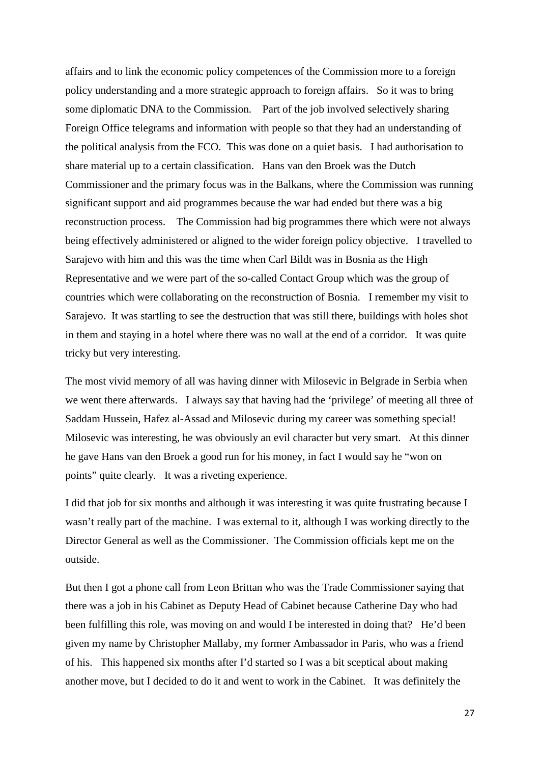affairs and to link the economic policy competences of the Commission more to a foreign policy understanding and a more strategic approach to foreign affairs. So it was to bring some diplomatic DNA to the Commission. Part of the job involved selectively sharing Foreign Office telegrams and information with people so that they had an understanding of the political analysis from the FCO. This was done on a quiet basis. I had authorisation to share material up to a certain classification. Hans van den Broek was the Dutch Commissioner and the primary focus was in the Balkans, where the Commission was running significant support and aid programmes because the war had ended but there was a big reconstruction process. The Commission had big programmes there which were not always being effectively administered or aligned to the wider foreign policy objective. I travelled to Sarajevo with him and this was the time when Carl Bildt was in Bosnia as the High Representative and we were part of the so-called Contact Group which was the group of countries which were collaborating on the reconstruction of Bosnia. I remember my visit to Sarajevo. It was startling to see the destruction that was still there, buildings with holes shot in them and staying in a hotel where there was no wall at the end of a corridor. It was quite tricky but very interesting.

The most vivid memory of all was having dinner with Milosevic in Belgrade in Serbia when we went there afterwards. I always say that having had the 'privilege' of meeting all three of Saddam Hussein, Hafez al-Assad and Milosevic during my career was something special! Milosevic was interesting, he was obviously an evil character but very smart. At this dinner he gave Hans van den Broek a good run for his money, in fact I would say he "won on points" quite clearly. It was a riveting experience.

I did that job for six months and although it was interesting it was quite frustrating because I wasn't really part of the machine. I was external to it, although I was working directly to the Director General as well as the Commissioner. The Commission officials kept me on the outside.

But then I got a phone call from Leon Brittan who was the Trade Commissioner saying that there was a job in his Cabinet as Deputy Head of Cabinet because Catherine Day who had been fulfilling this role, was moving on and would I be interested in doing that? He'd been given my name by Christopher Mallaby, my former Ambassador in Paris, who was a friend of his. This happened six months after I'd started so I was a bit sceptical about making another move, but I decided to do it and went to work in the Cabinet. It was definitely the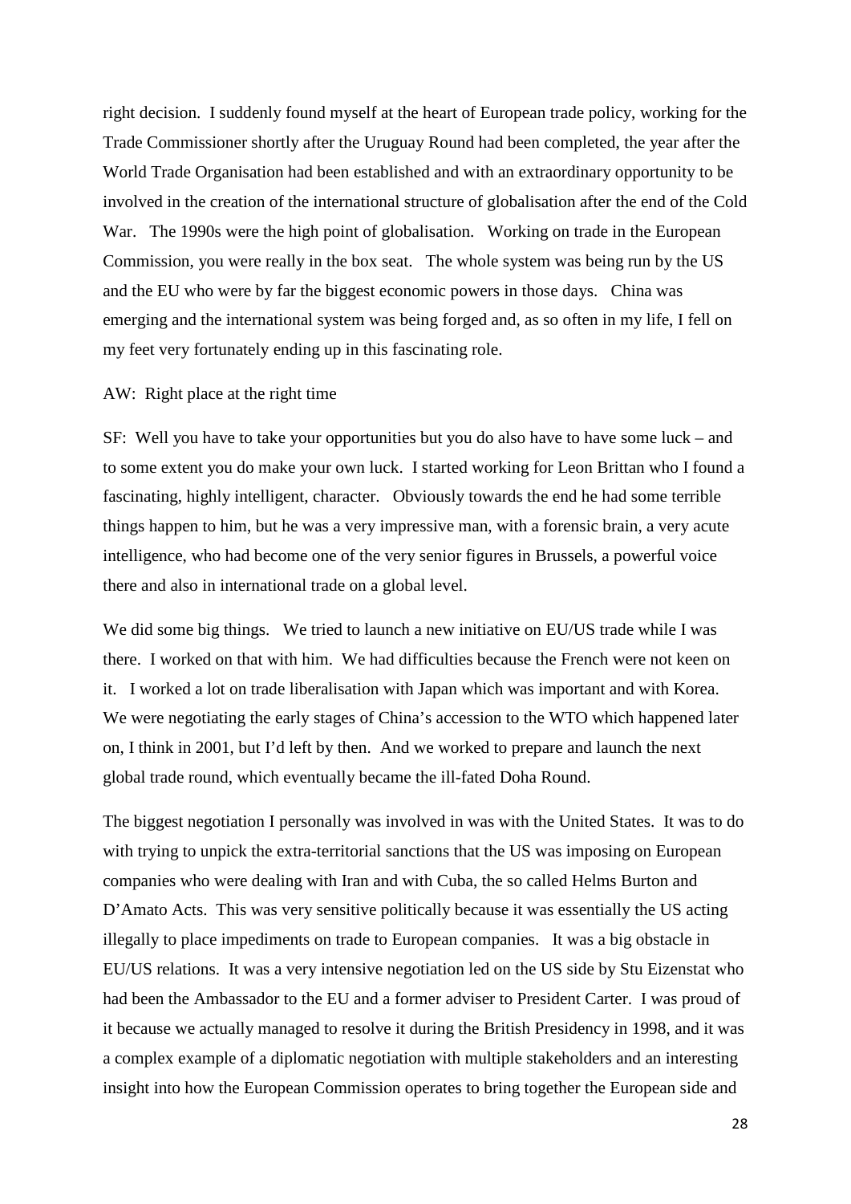right decision. I suddenly found myself at the heart of European trade policy, working for the Trade Commissioner shortly after the Uruguay Round had been completed, the year after the World Trade Organisation had been established and with an extraordinary opportunity to be involved in the creation of the international structure of globalisation after the end of the Cold War. The 1990s were the high point of globalisation. Working on trade in the European Commission, you were really in the box seat. The whole system was being run by the US and the EU who were by far the biggest economic powers in those days. China was emerging and the international system was being forged and, as so often in my life, I fell on my feet very fortunately ending up in this fascinating role.

AW: Right place at the right time

SF: Well you have to take your opportunities but you do also have to have some luck – and to some extent you do make your own luck. I started working for Leon Brittan who I found a fascinating, highly intelligent, character. Obviously towards the end he had some terrible things happen to him, but he was a very impressive man, with a forensic brain, a very acute intelligence, who had become one of the very senior figures in Brussels, a powerful voice there and also in international trade on a global level.

We did some big things. We tried to launch a new initiative on EU/US trade while I was there. I worked on that with him. We had difficulties because the French were not keen on it. I worked a lot on trade liberalisation with Japan which was important and with Korea. We were negotiating the early stages of China's accession to the WTO which happened later on, I think in 2001, but I'd left by then. And we worked to prepare and launch the next global trade round, which eventually became the ill-fated Doha Round.

The biggest negotiation I personally was involved in was with the United States. It was to do with trying to unpick the extra-territorial sanctions that the US was imposing on European companies who were dealing with Iran and with Cuba, the so called Helms Burton and D'Amato Acts. This was very sensitive politically because it was essentially the US acting illegally to place impediments on trade to European companies. It was a big obstacle in EU/US relations. It was a very intensive negotiation led on the US side by Stu Eizenstat who had been the Ambassador to the EU and a former adviser to President Carter. I was proud of it because we actually managed to resolve it during the British Presidency in 1998, and it was a complex example of a diplomatic negotiation with multiple stakeholders and an interesting insight into how the European Commission operates to bring together the European side and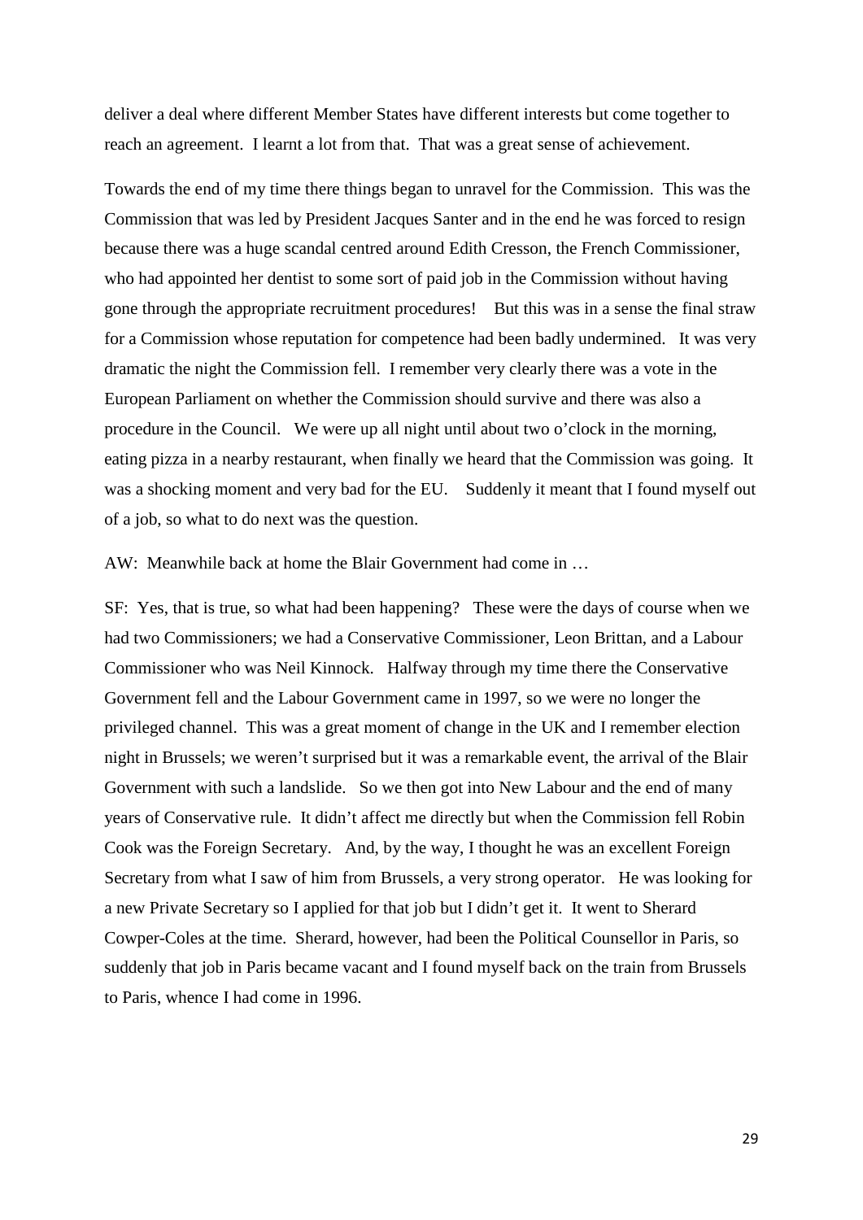deliver a deal where different Member States have different interests but come together to reach an agreement. I learnt a lot from that. That was a great sense of achievement.

Towards the end of my time there things began to unravel for the Commission. This was the Commission that was led by President Jacques Santer and in the end he was forced to resign because there was a huge scandal centred around Edith Cresson, the French Commissioner, who had appointed her dentist to some sort of paid job in the Commission without having gone through the appropriate recruitment procedures! But this was in a sense the final straw for a Commission whose reputation for competence had been badly undermined. It was very dramatic the night the Commission fell. I remember very clearly there was a vote in the European Parliament on whether the Commission should survive and there was also a procedure in the Council. We were up all night until about two o'clock in the morning, eating pizza in a nearby restaurant, when finally we heard that the Commission was going. It was a shocking moment and very bad for the EU. Suddenly it meant that I found myself out of a job, so what to do next was the question.

AW: Meanwhile back at home the Blair Government had come in …

SF: Yes, that is true, so what had been happening? These were the days of course when we had two Commissioners; we had a Conservative Commissioner, Leon Brittan, and a Labour Commissioner who was Neil Kinnock. Halfway through my time there the Conservative Government fell and the Labour Government came in 1997, so we were no longer the privileged channel. This was a great moment of change in the UK and I remember election night in Brussels; we weren't surprised but it was a remarkable event, the arrival of the Blair Government with such a landslide. So we then got into New Labour and the end of many years of Conservative rule. It didn't affect me directly but when the Commission fell Robin Cook was the Foreign Secretary. And, by the way, I thought he was an excellent Foreign Secretary from what I saw of him from Brussels, a very strong operator. He was looking for a new Private Secretary so I applied for that job but I didn't get it. It went to Sherard Cowper-Coles at the time. Sherard, however, had been the Political Counsellor in Paris, so suddenly that job in Paris became vacant and I found myself back on the train from Brussels to Paris, whence I had come in 1996.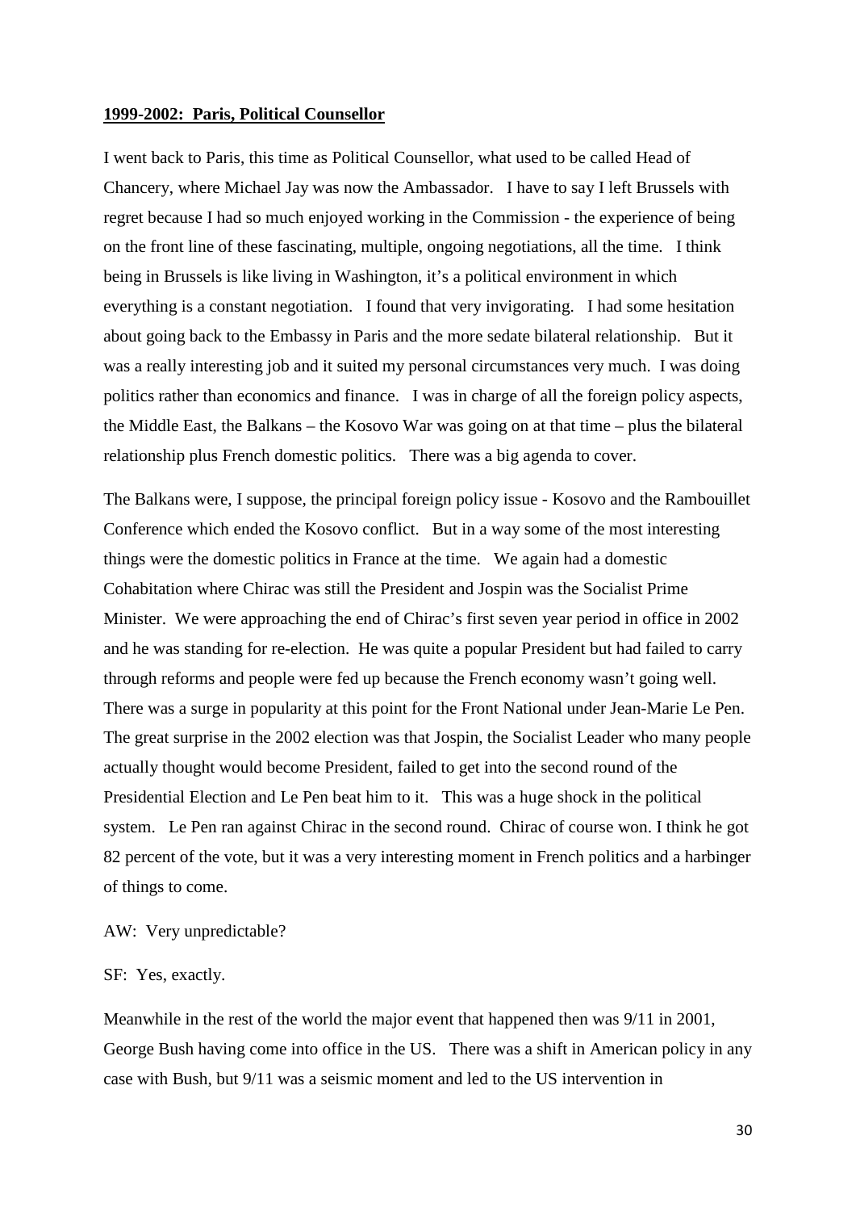**<u>1999-2002: Paris, Political Counsellor</u>**

I went back to Paris, this time as Political Counsellor, what used to be called Head of Chancery, where Michael Jay was now the Ambassador. I have to say I left Brussels with regret because I had so much enjoyed working in the Commission - the experience of being on the front line of these fascinating, multiple, ongoing negotiations, all the time. I think being in Brussels is like living in Washington, it's a political environment in which everything is a constant negotiation. I found that very invigorating. I had some hesitation about going back to the Embassy in Paris and the more sedate bilateral relationship. But it was a really interesting job and it suited my personal circumstances very much. I was doing politics rather than economics and finance. I was in charge of all the foreign policy aspects, the Middle East, the Balkans – the Kosovo War was going on at that time – plus the bilateral relationship plus French domestic politics. There was a big agenda to cover.

The Balkans were, I suppose, the principal foreign policy issue - Kosovo and the Rambouillet Conference which ended the Kosovo conflict. But in a way some of the most interesting things were the domestic politics in France at the time. We again had a domestic Cohabitation where Chirac was still the President and Jospin was the Socialist Prime Minister. We were approaching the end of Chirac's first seven year period in office in 2002 and he was standing for re-election. He was quite a popular President but had failed to carry through reforms and people were fed up because the French economy wasn't going well. There was a surge in popularity at this point for the Front National under Jean-Marie Le Pen. The great surprise in the 2002 election was that Jospin, the Socialist Leader who many people actually thought would become President, failed to get into the second round of the Presidential Election and Le Pen beat him to it. This was a huge shock in the political system. Le Pen ran against Chirac in the second round. Chirac of course won. I think he got 82 percent of the vote, but it was a very interesting moment in French politics and a harbinger of things to come.

AW: Very unpredictable?

SF: Yes, exactly.

Meanwhile in the rest of the world the major event that happened then was 9/11 in 2001, George Bush having come into office in the US. There was a shift in American policy in any case with Bush, but 9/11 was a seismic moment and led to the US intervention in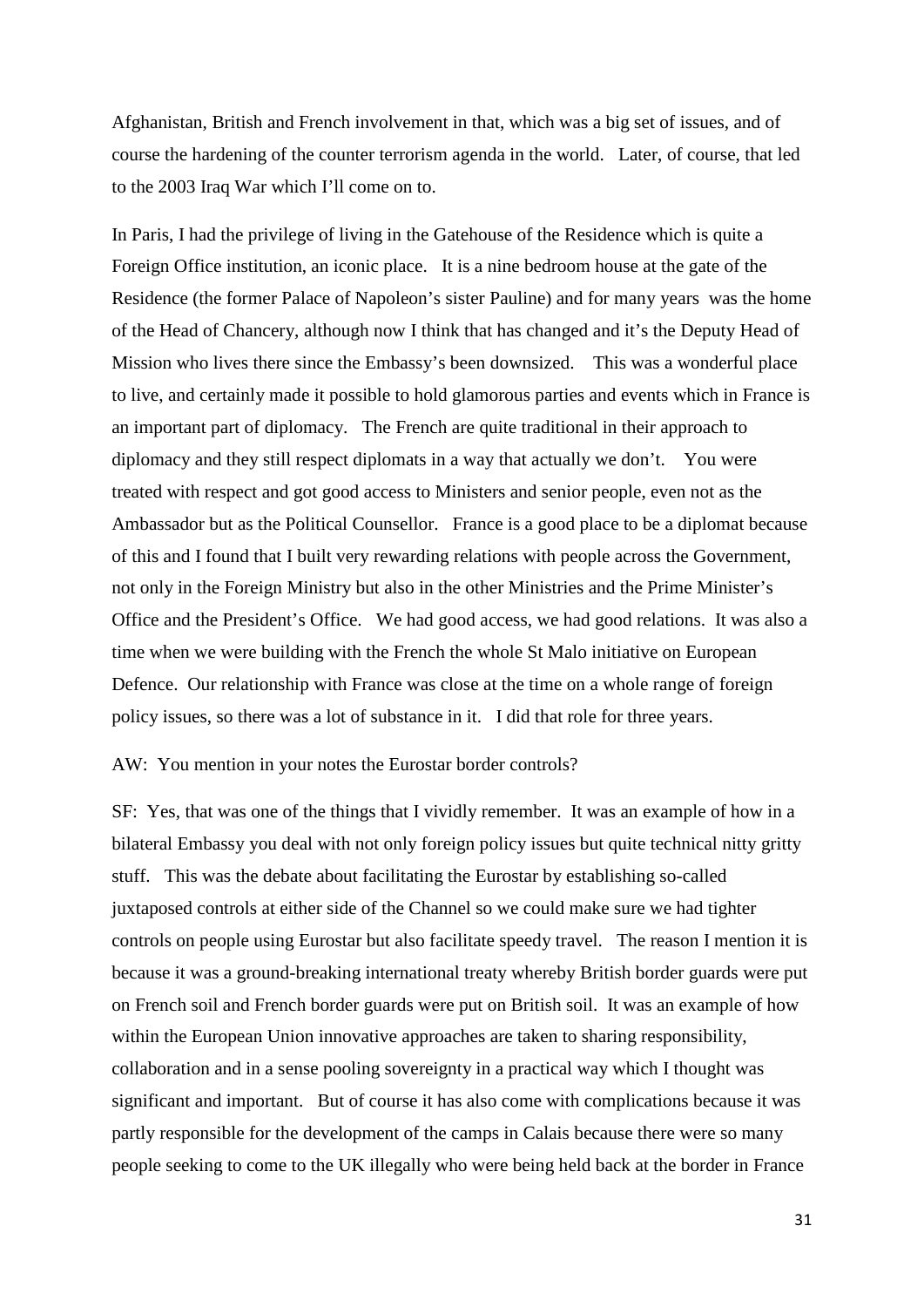Afghanistan, British and French involvement in that, which was a big set of issues, and of course the hardening of the counter terrorism agenda in the world. Later, of course, that led to the 2003 Iraq War which I'll come on to.

In Paris, I had the privilege of living in the Gatehouse of the Residence which is quite a Foreign Office institution, an iconic place. It is a nine bedroom house at the gate of the Residence (the former Palace of Napoleon's sister Pauline) and for many years was the home of the Head of Chancery, although now I think that has changed and it's the Deputy Head of Mission who lives there since the Embassy's been downsized. This was a wonderful place to live, and certainly made it possible to hold glamorous parties and events which in France is an important part of diplomacy. The French are quite traditional in their approach to diplomacy and they still respect diplomats in a way that actually we don't. You were treated with respect and got good access to Ministers and senior people, even not as the Ambassador but as the Political Counsellor. France is a good place to be a diplomat because of this and I found that I built very rewarding relations with people across the Government, not only in the Foreign Ministry but also in the other Ministries and the Prime Minister's Office and the President's Office. We had good access, we had good relations. It was also a time when we were building with the French the whole St Malo initiative on European Defence. Our relationship with France was close at the time on a whole range of foreign policy issues, so there was a lot of substance in it. I did that role for three years.

AW: You mention in your notes the Eurostar border controls?

SF: Yes, that was one of the things that I vividly remember. It was an example of how in a bilateral Embassy you deal with not only foreign policy issues but quite technical nitty gritty stuff. This was the debate about facilitating the Eurostar by establishing so-called juxtaposed controls at either side of the Channel so we could make sure we had tighter controls on people using Eurostar but also facilitate speedy travel. The reason I mention it is because it was a ground-breaking international treaty whereby British border guards were put on French soil and French border guards were put on British soil. It was an example of how within the European Union innovative approaches are taken to sharing responsibility, collaboration and in a sense pooling sovereignty in a practical way which I thought was significant and important. But of course it has also come with complications because it was partly responsible for the development of the camps in Calais because there were so many people seeking to come to the UK illegally who were being held back at the border in France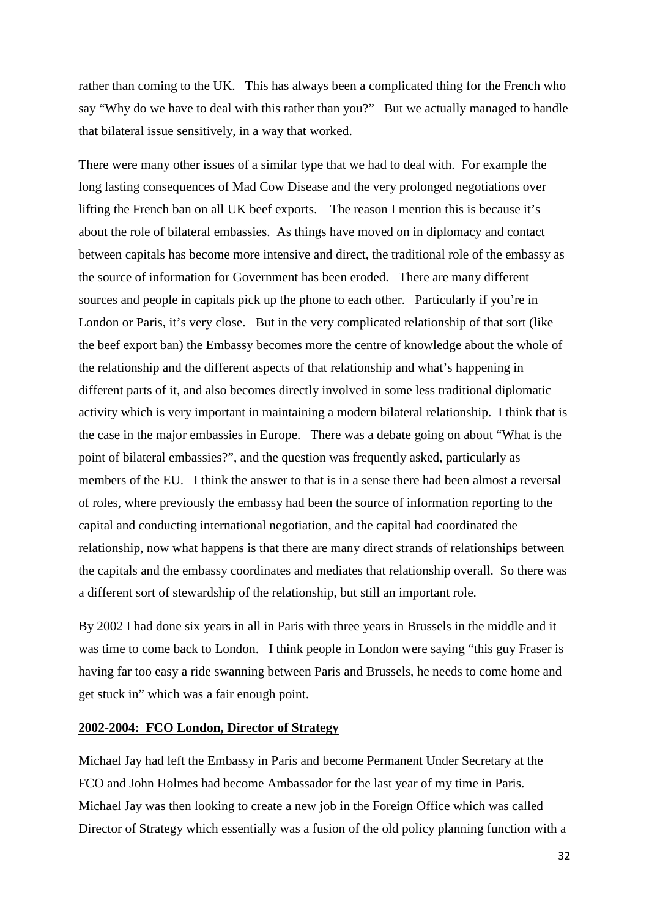rather than coming to the UK. This has always been a complicated thing for the French who say "Why do we have to deal with this rather than you?" But we actually managed to handle that bilateral issue sensitively, in a way that worked.

There were many other issues of a similar type that we had to deal with. For example the long lasting consequences of Mad Cow Disease and the very prolonged negotiations over lifting the French ban on all UK beef exports. The reason I mention this is because it's about the role of bilateral embassies. As things have moved on in diplomacy and contact between capitals has become more intensive and direct, the traditional role of the embassy as the source of information for Government has been eroded. There are many different sources and people in capitals pick up the phone to each other. Particularly if you're in London or Paris, it's very close. But in the very complicated relationship of that sort (like the beef export ban) the Embassy becomes more the centre of knowledge about the whole of the relationship and the different aspects of that relationship and what's happening in different parts of it, and also becomes directly involved in some less traditional diplomatic activity which is very important in maintaining a modern bilateral relationship. I think that is the case in the major embassies in Europe. There was a debate going on about "What is the point of bilateral embassies?", and the question was frequently asked, particularly as members of the EU. I think the answer to that is in a sense there had been almost a reversal of roles, where previously the embassy had been the source of information reporting to the capital and conducting international negotiation, and the capital had coordinated the relationship, now what happens is that there are many direct strands of relationships between the capitals and the embassy coordinates and mediates that relationship overall. So there was a different sort of stewardship of the relationship, but still an important role.

By 2002 I had done six years in all in Paris with three years in Brussels in the middle and it was time to come back to London. I think people in London were saying "this guy Fraser is having far too easy a ride swanning between Paris and Brussels, he needs to come home and get stuck in" which was a fair enough point.

**2002-2004: FCO London, Director of Strategy**

Michael Jay had left the Embassy in Paris and become Permanent Under Secretary at the FCO and John Holmes had become Ambassador for the last year of my time in Paris. Michael Jay was then looking to create a new job in the Foreign Office which was called Director of Strategy which essentially was a fusion of the old policy planning function with a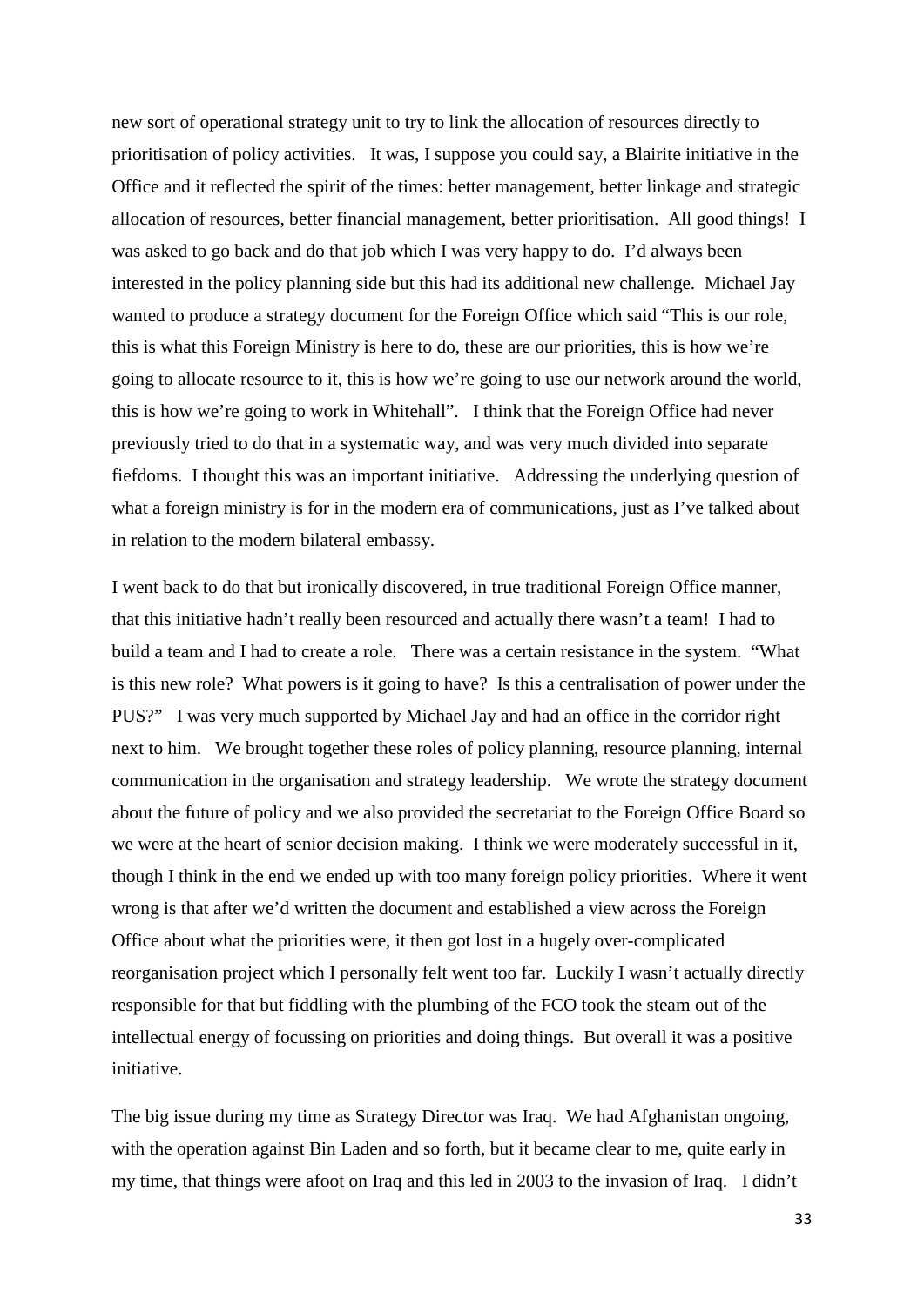new sort of operational strategy unit to try to link the allocation of resources directly to prioritisation of policy activities. It was, I suppose you could say, a Blairite initiative in the Office and it reflected the spirit of the times: better management, better linkage and strategic allocation of resources, better financial management, better prioritisation. All good things! I was asked to go back and do that job which I was very happy to do. I'd always been interested in the policy planning side but this had its additional new challenge. Michael Jay wanted to produce a strategy document for the Foreign Office which said "This is our role, this is what this Foreign Ministry is here to do, these are our priorities, this is how we're going to allocate resource to it, this is how we're going to use our network around the world, this is how we're going to work in Whitehall". I think that the Foreign Office had never previously tried to do that in a systematic way, and was very much divided into separate fiefdoms. I thought this was an important initiative. Addressing the underlying question of what a foreign ministry is for in the modern era of communications, just as I've talked about in relation to the modern bilateral embassy.

I went back to do that but ironically discovered, in true traditional Foreign Office manner, that this initiative hadn't really been resourced and actually there wasn't a team! I had to build a team and I had to create a role. There was a certain resistance in the system. "What is this new role? What powers is it going to have? Is this a centralisation of power under the PUS?" I was very much supported by Michael Jay and had an office in the corridor right next to him. We brought together these roles of policy planning, resource planning, internal communication in the organisation and strategy leadership. We wrote the strategy document about the future of policy and we also provided the secretariat to the Foreign Office Board so we were at the heart of senior decision making. I think we were moderately successful in it, though I think in the end we ended up with too many foreign policy priorities. Where it went wrong is that after we'd written the document and established a view across the Foreign Office about what the priorities were, it then got lost in a hugely over-complicated reorganisation project which I personally felt went too far. Luckily I wasn't actually directly responsible for that but fiddling with the plumbing of the FCO took the steam out of the intellectual energy of focussing on priorities and doing things. But overall it was a positive initiative.

The big issue during my time as Strategy Director was Iraq. We had Afghanistan ongoing, with the operation against Bin Laden and so forth, but it became clear to me, quite early in my time, that things were afoot on Iraq and this led in 2003 to the invasion of Iraq. I didn't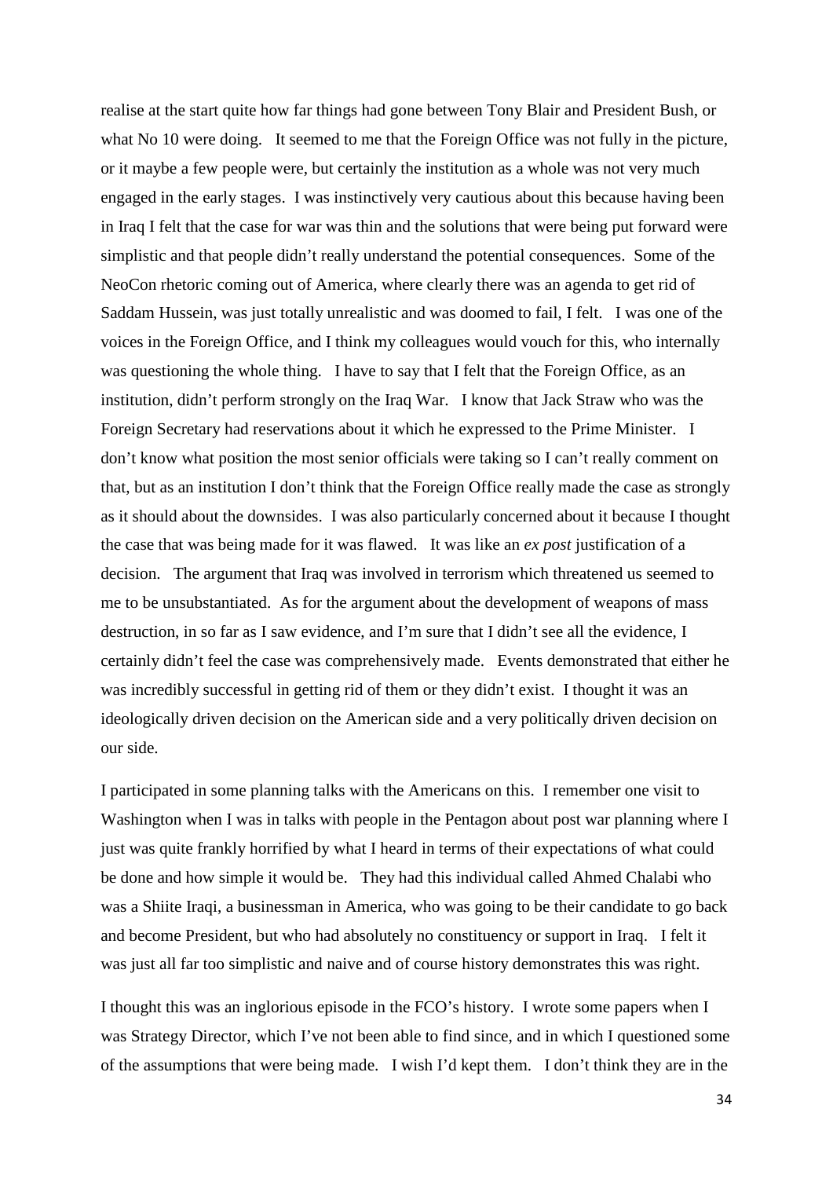realise at the start quite how far things had gone between Tony Blair and President Bush, or what No 10 were doing. It seemed to me that the Foreign Office was not fully in the picture, or it maybe a few people were, but certainly the institution as a whole was not very much engaged in the early stages. I was instinctively very cautious about this because having been in Iraq I felt that the case for war was thin and the solutions that were being put forward were simplistic and that people didn't really understand the potential consequences. Some of the NeoCon rhetoric coming out of America, where clearly there was an agenda to get rid of Saddam Hussein, was just totally unrealistic and was doomed to fail, I felt. I was one of the voices in the Foreign Office, and I think my colleagues would vouch for this, who internally was questioning the whole thing. I have to say that I felt that the Foreign Office, as an institution, didn't perform strongly on the Iraq War. I know that Jack Straw who was the Foreign Secretary had reservations about it which he expressed to the Prime Minister. I don't know what position the most senior officials were taking so I can't really comment on that, but as an institution I don't think that the Foreign Office really made the case as strongly as it should about the downsides. I was also particularly concerned about it because I thought the case that was being made for it was flawed. It was like an *ex post* justification of a decision. The argument that Iraq was involved in terrorism which threatened us seemed to me to be unsubstantiated. As for the argument about the development of weapons of mass destruction, in so far as I saw evidence, and I'm sure that I didn't see all the evidence, I certainly didn't feel the case was comprehensively made. Events demonstrated that either he was incredibly successful in getting rid of them or they didn't exist. I thought it was an ideologically driven decision on the American side and a very politically driven decision on our side.

I participated in some planning talks with the Americans on this. I remember one visit to Washington when I was in talks with people in the Pentagon about post war planning where I just was quite frankly horrified by what I heard in terms of their expectations of what could be done and how simple it would be. They had this individual called Ahmed Chalabi who was a Shiite Iraqi, a businessman in America, who was going to be their candidate to go back and become President, but who had absolutely no constituency or support in Iraq. I felt it was just all far too simplistic and naive and of course history demonstrates this was right.

I thought this was an inglorious episode in the FCO's history. I wrote some papers when I was Strategy Director, which I've not been able to find since, and in which I questioned some of the assumptions that were being made. I wish I'd kept them. I don't think they are in the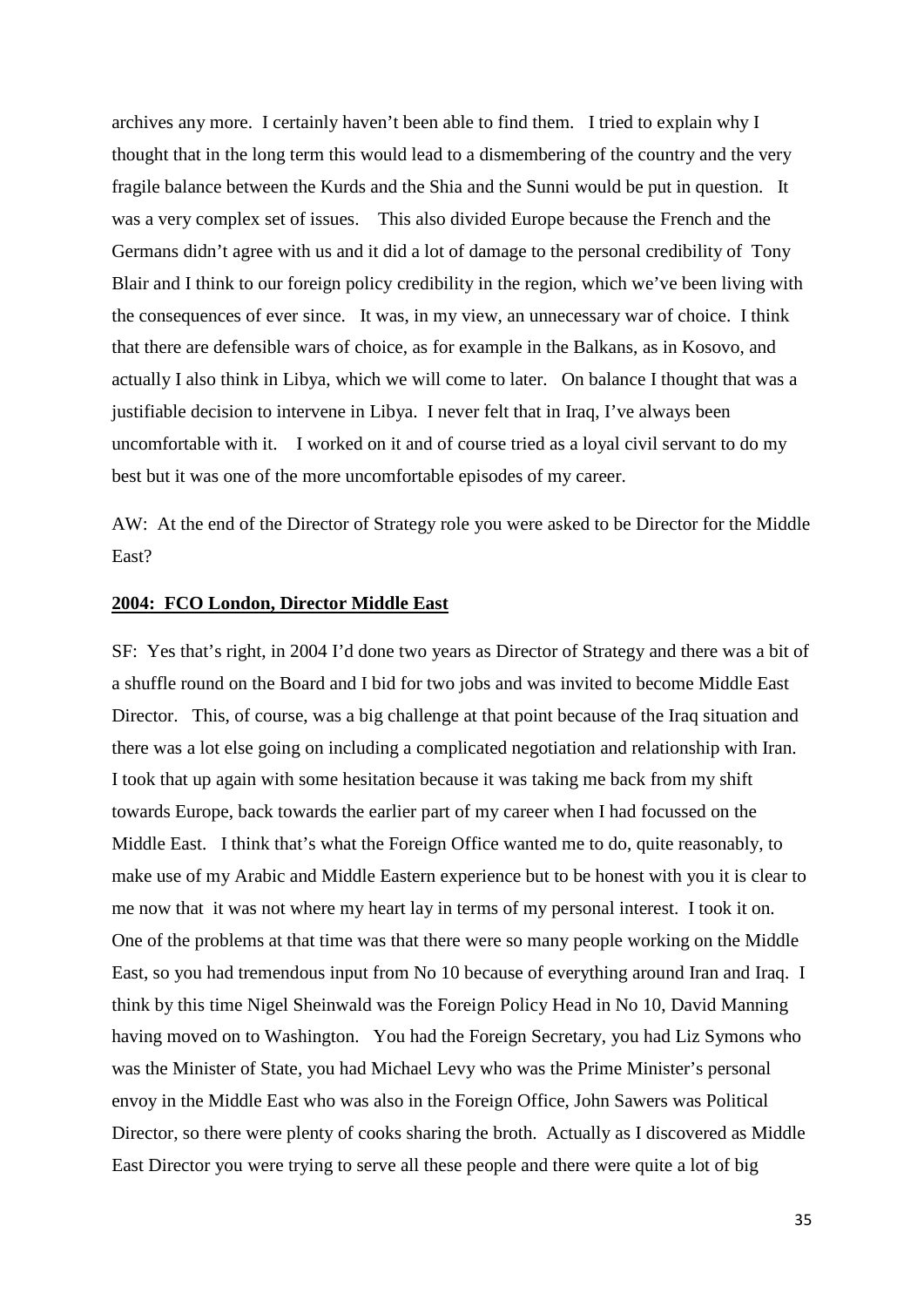archives any more. I certainly haven't been able to find them. I tried to explain why I thought that in the long term this would lead to a dismembering of the country and the very fragile balance between the Kurds and the Shia and the Sunni would be put in question. It was a very complex set of issues. This also divided Europe because the French and the Germans didn't agree with us and it did a lot of damage to the personal credibility of Tony Blair and I think to our foreign policy credibility in the region, which we've been living with the consequences of ever since. It was, in my view, an unnecessary war of choice. I think that there are defensible wars of choice, as for example in the Balkans, as in Kosovo, and actually I also think in Libya, which we will come to later. On balance I thought that was a justifiable decision to intervene in Libya. I never felt that in Iraq, I've always been uncomfortable with it. I worked on it and of course tried as a loyal civil servant to do my best but it was one of the more uncomfortable episodes of my career.

AW: At the end of the Director of Strategy role you were asked to be Director for the Middle East?

**2004: FCO London, Director Middle East**

SF: Yes that's right, in 2004 I'd done two years as Director of Strategy and there was a bit of a shuffle round on the Board and I bid for two jobs and was invited to become Middle East Director. This, of course, was a big challenge at that point because of the Iraq situation and there was a lot else going on including a complicated negotiation and relationship with Iran. I took that up again with some hesitation because it was taking me back from my shift towards Europe, back towards the earlier part of my career when I had focussed on the Middle East. I think that's what the Foreign Office wanted me to do, quite reasonably, to make use of my Arabic and Middle Eastern experience but to be honest with you it is clear to me now that it was not where my heart lay in terms of my personal interest. I took it on. One of the problems at that time was that there were so many people working on the Middle East, so you had tremendous input from No 10 because of everything around Iran and Iraq. I think by this time Nigel Sheinwald was the Foreign Policy Head in No 10, David Manning having moved on to Washington. You had the Foreign Secretary, you had Liz Symons who was the Minister of State, you had Michael Levy who was the Prime Minister's personal envoy in the Middle East who was also in the Foreign Office, John Sawers was Political Director, so there were plenty of cooks sharing the broth. Actually as I discovered as Middle East Director you were trying to serve all these people and there were quite a lot of big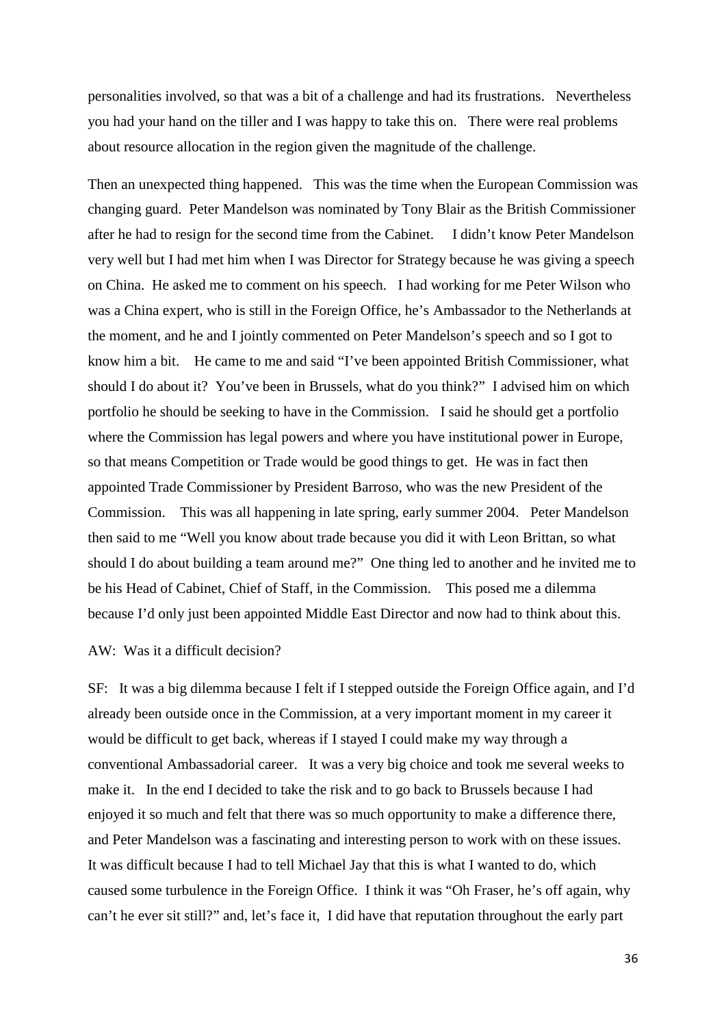personalities involved, so that was a bit of a challenge and had its frustrations. Nevertheless you had your hand on the tiller and I was happy to take this on. There were real problems about resource allocation in the region given the magnitude of the challenge.

Then an unexpected thing happened. This was the time when the European Commission was changing guard. Peter Mandelson was nominated by Tony Blair as the British Commissioner after he had to resign for the second time from the Cabinet. I didn't know Peter Mandelson very well but I had met him when I was Director for Strategy because he was giving a speech on China. He asked me to comment on his speech. I had working for me Peter Wilson who was a China expert, who is still in the Foreign Office, he's Ambassador to the Netherlands at the moment, and he and I jointly commented on Peter Mandelson's speech and so I got to know him a bit. He came to me and said "I've been appointed British Commissioner, what should I do about it? You've been in Brussels, what do you think?" I advised him on which portfolio he should be seeking to have in the Commission. I said he should get a portfolio where the Commission has legal powers and where you have institutional power in Europe, so that means Competition or Trade would be good things to get. He was in fact then appointed Trade Commissioner by President Barroso, who was the new President of the Commission. This was all happening in late spring, early summer 2004. Peter Mandelson then said to me "Well you know about trade because you did it with Leon Brittan, so what should I do about building a team around me?" One thing led to another and he invited me to be his Head of Cabinet, Chief of Staff, in the Commission. This posed me a dilemma because I'd only just been appointed Middle East Director and now had to think about this.

AW: Was it a difficult decision?

SF: It was a big dilemma because I felt if I stepped outside the Foreign Office again, and I'd already been outside once in the Commission, at a very important moment in my career it would be difficult to get back, whereas if I stayed I could make my way through a conventional Ambassadorial career. It was a very big choice and took me several weeks to make it. In the end I decided to take the risk and to go back to Brussels because I had enjoyed it so much and felt that there was so much opportunity to make a difference there, and Peter Mandelson was a fascinating and interesting person to work with on these issues. It was difficult because I had to tell Michael Jay that this is what I wanted to do, which caused some turbulence in the Foreign Office. I think it was "Oh Fraser, he's off again, why can't he ever sit still?" and, let's face it, I did have that reputation throughout the early part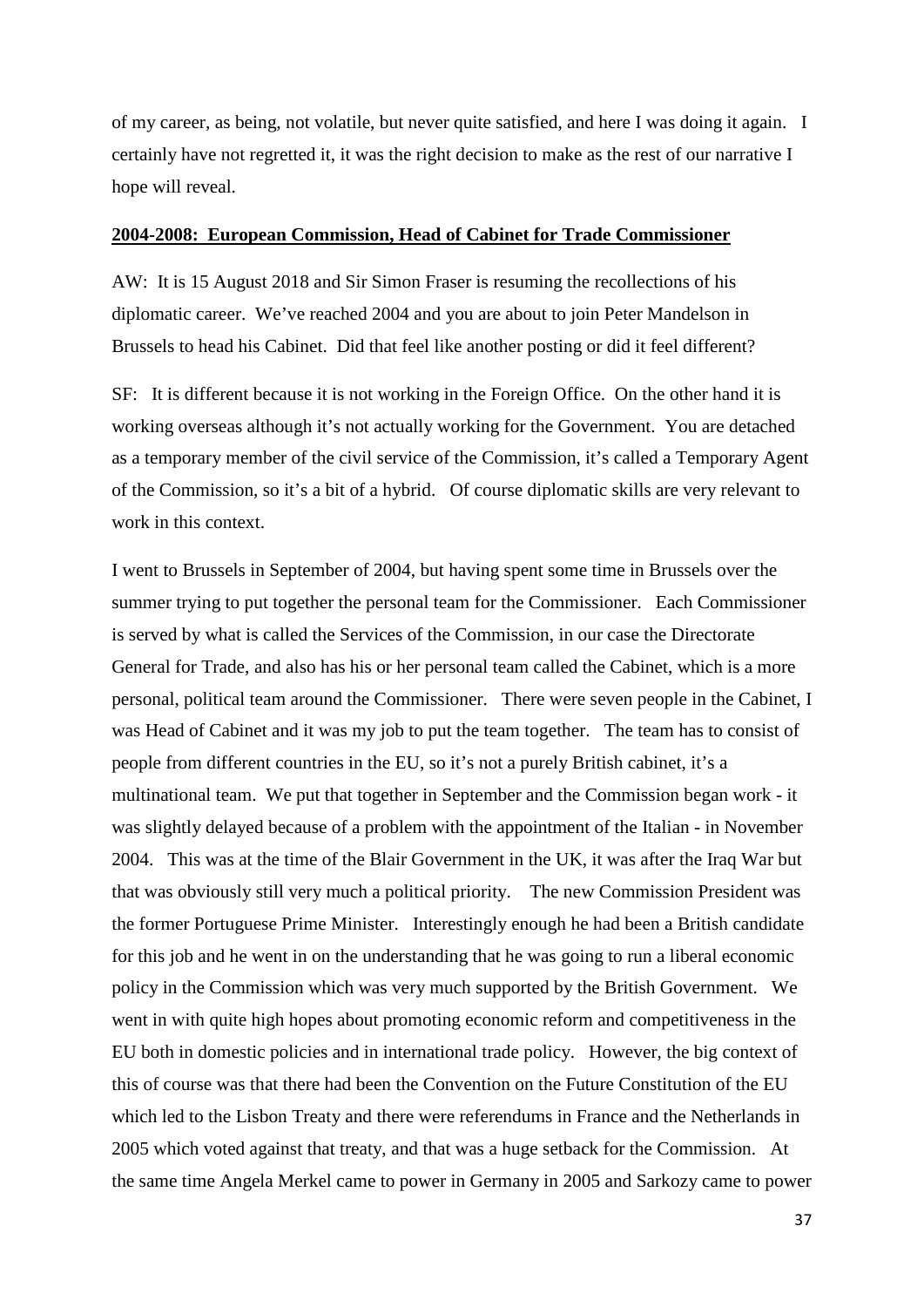of my career, as being, not volatile, but never quite satisfied, and here I was doing it again. I certainly have not regretted it, it was the right decision to make as the rest of our narrative I hope will reveal.

## 2004-2008: European Commission, Head of Cabinet for Trade Commissioner

AW: It is 15 August 2018 and Sir Simon Fraser is resuming the recollections of his diplomatic career. We've reached 2004 and you are about to join Peter Mandelson in Brussels to head his Cabinet. Did that feel like another posting or did it feel different?

SF: It is different because it is not working in the Foreign Office. On the other hand it is working overseas although it's not actually working for the Government. You are detached as a temporary member of the civil service of the Commission, it's called a Temporary Agent of the Commission, so it's a bit of a hybrid. Of course diplomatic skills are very relevant to work in this context.

I went to Brussels in September of 2004, but having spent some time in Brussels over the summer trying to put together the personal team for the Commissioner. Each Commissioner is served by what is called the Services of the Commission, in our case the Directorate General for Trade, and also has his or her personal team called the Cabinet, which is a more personal, political team around the Commissioner. There were seven people in the Cabinet, I was Head of Cabinet and it was my job to put the team together. The team has to consist of people from different countries in the EU, so it's not a purely British cabinet, it's a multinational team. We put that together in September and the Commission began work - it was slightly delayed because of a problem with the appointment of the Italian - in November 2004. This was at the time of the Blair Government in the UK, it was after the Iraq War but that was obviously still very much a political priority. The new Commission President was the former Portuguese Prime Minister. Interestingly enough he had been a British candidate for this job and he went in on the understanding that he was going to run a liberal economic policy in the Commission which was very much supported by the British Government. We went in with quite high hopes about promoting economic reform and competitiveness in the EU both in domestic policies and in international trade policy. However, the big context of this of course was that there had been the Convention on the Future Constitution of the EU which led to the Lisbon Treaty and there were referendums in France and the Netherlands in 2005 which voted against that treaty, and that was a huge setback for the Commission. At the same time Angela Merkel came to power in Germany in 2005 and Sarkozy came to power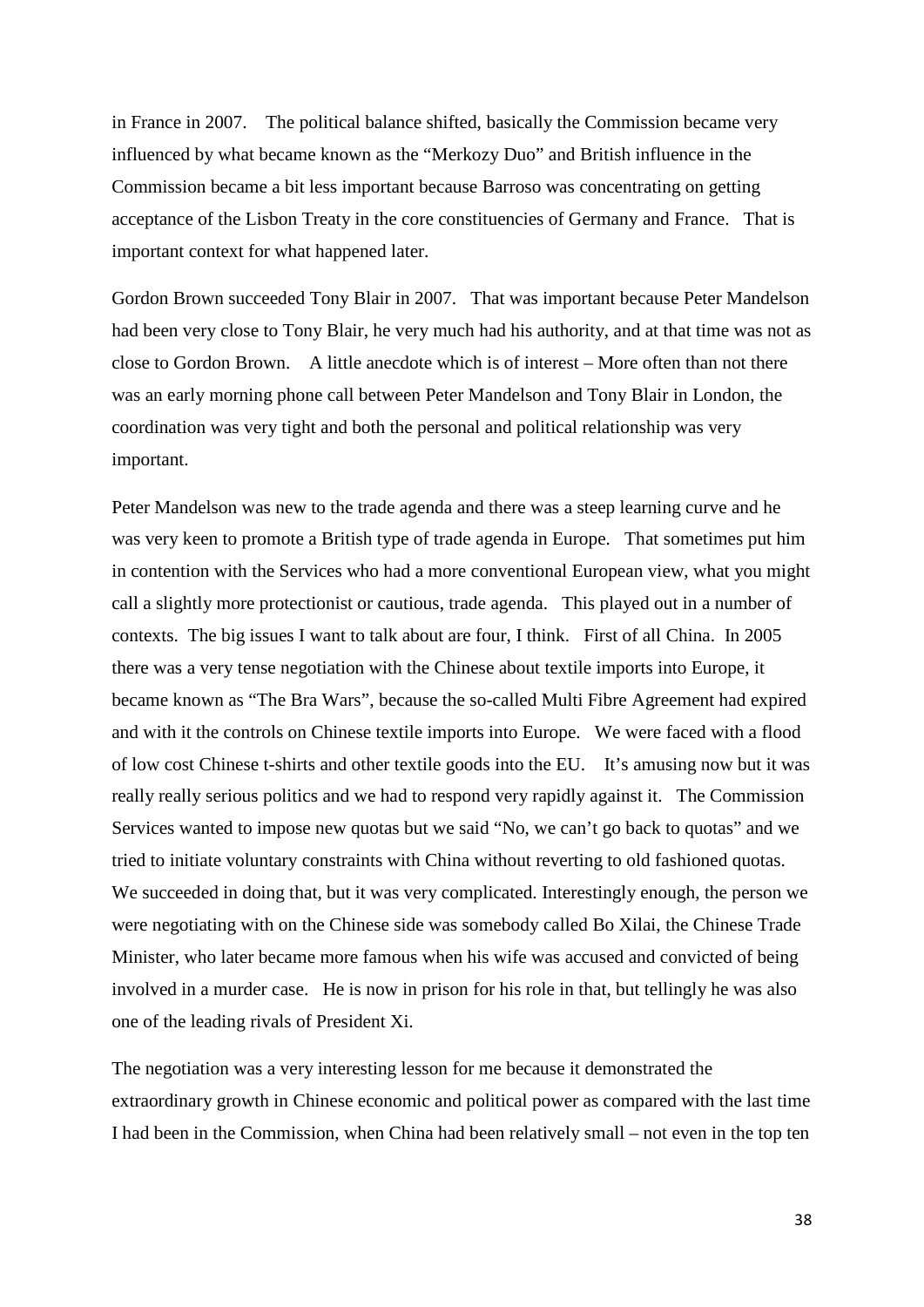in France in 2007. The political balance shifted, basically the Commission became very influenced by what became known as the "Merkozy Duo" and British influence in the Commission became a bit less important because Barroso was concentrating on getting acceptance of the Lisbon Treaty in the core constituencies of Germany and France. That is important context for what happened later.

Gordon Brown succeeded Tony Blair in 2007. That was important because Peter Mandelson had been very close to Tony Blair, he very much had his authority, and at that time was not as close to Gordon Brown. A little anecdote which is of interest – More often than not there was an early morning phone call between Peter Mandelson and Tony Blair in London, the coordination was very tight and both the personal and political relationship was very important.

Peter Mandelson was new to the trade agenda and there was a steep learning curve and he was very keen to promote a British type of trade agenda in Europe. That sometimes put him in contention with the Services who had a more conventional European view, what you might call a slightly more protectionist or cautious, trade agenda. This played out in a number of contexts. The big issues I want to talk about are four, I think. First of all China. In 2005 there was a very tense negotiation with the Chinese about textile imports into Europe, it became known as "The Bra Wars", because the so-called Multi Fibre Agreement had expired and with it the controls on Chinese textile imports into Europe. We were faced with a flood of low cost Chinese t-shirts and other textile goods into the EU. It's amusing now but it was really really serious politics and we had to respond very rapidly against it. The Commission Services wanted to impose new quotas but we said "No, we can't go back to quotas" and we tried to initiate voluntary constraints with China without reverting to old fashioned quotas. We succeeded in doing that, but it was very complicated. Interestingly enough, the person we were negotiating with on the Chinese side was somebody called Bo Xilai, the Chinese Trade Minister, who later became more famous when his wife was accused and convicted of being involved in a murder case. He is now in prison for his role in that, but tellingly he was also one of the leading rivals of President Xi.

The negotiation was a very interesting lesson for me because it demonstrated the extraordinary growth in Chinese economic and political power as compared with the last time I had been in the Commission, when China had been relatively small – not even in the top ten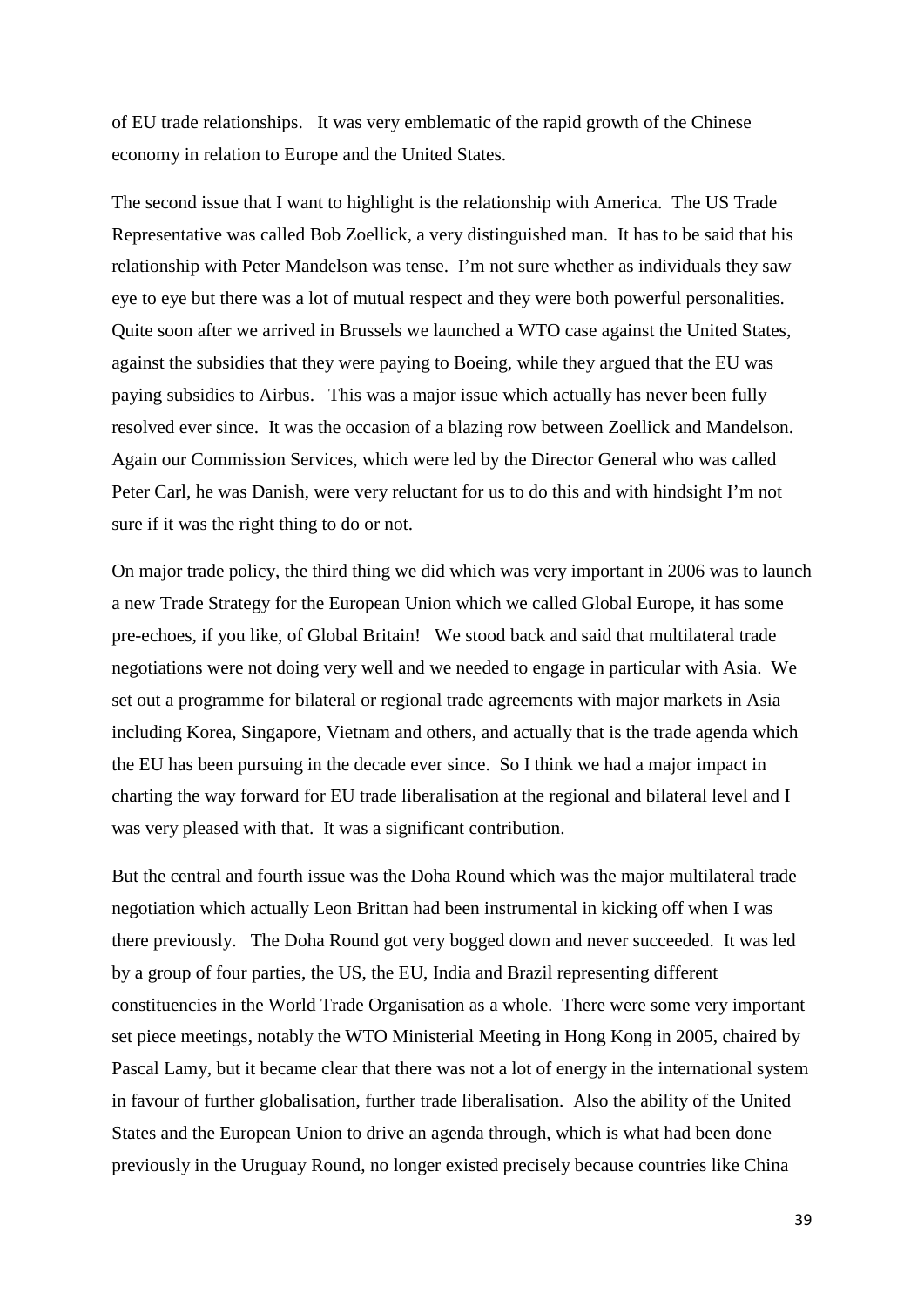of EU trade relationships. It was very emblematic of the rapid growth of the Chinese economy in relation to Europe and the United States.

The second issue that I want to highlight is the relationship with America. The US Trade Representative was called Bob Zoellick, a very distinguished man. It has to be said that his relationship with Peter Mandelson was tense. I'm not sure whether as individuals they saw eye to eye but there was a lot of mutual respect and they were both powerful personalities. Quite soon after we arrived in Brussels we launched a WTO case against the United States, against the subsidies that they were paying to Boeing, while they argued that the EU was paying subsidies to Airbus. This was a major issue which actually has never been fully resolved ever since. It was the occasion of a blazing row between Zoellick and Mandelson. Again our Commission Services, which were led by the Director General who was called Peter Carl, he was Danish, were very reluctant for us to do this and with hindsight I'm not sure if it was the right thing to do or not.

On major trade policy, the third thing we did which was very important in 2006 was to launch a new Trade Strategy for the European Union which we called Global Europe, it has some pre-echoes, if you like, of Global Britain! We stood back and said that multilateral trade negotiations were not doing very well and we needed to engage in particular with Asia. We set out a programme for bilateral or regional trade agreements with major markets in Asia including Korea, Singapore, Vietnam and others, and actually that is the trade agenda which the EU has been pursuing in the decade ever since. So I think we had a major impact in charting the way forward for EU trade liberalisation at the regional and bilateral level and I was very pleased with that. It was a significant contribution.

But the central and fourth issue was the Doha Round which was the major multilateral trade negotiation which actually Leon Brittan had been instrumental in kicking off when I was there previously. The Doha Round got very bogged down and never succeeded. It was led by a group of four parties, the US, the EU, India and Brazil representing different constituencies in the World Trade Organisation as a whole. There were some very important set piece meetings, notably the WTO Ministerial Meeting in Hong Kong in 2005, chaired by Pascal Lamy, but it became clear that there was not a lot of energy in the international system in favour of further globalisation, further trade liberalisation. Also the ability of the United States and the European Union to drive an agenda through, which is what had been done previously in the Uruguay Round, no longer existed precisely because countries like China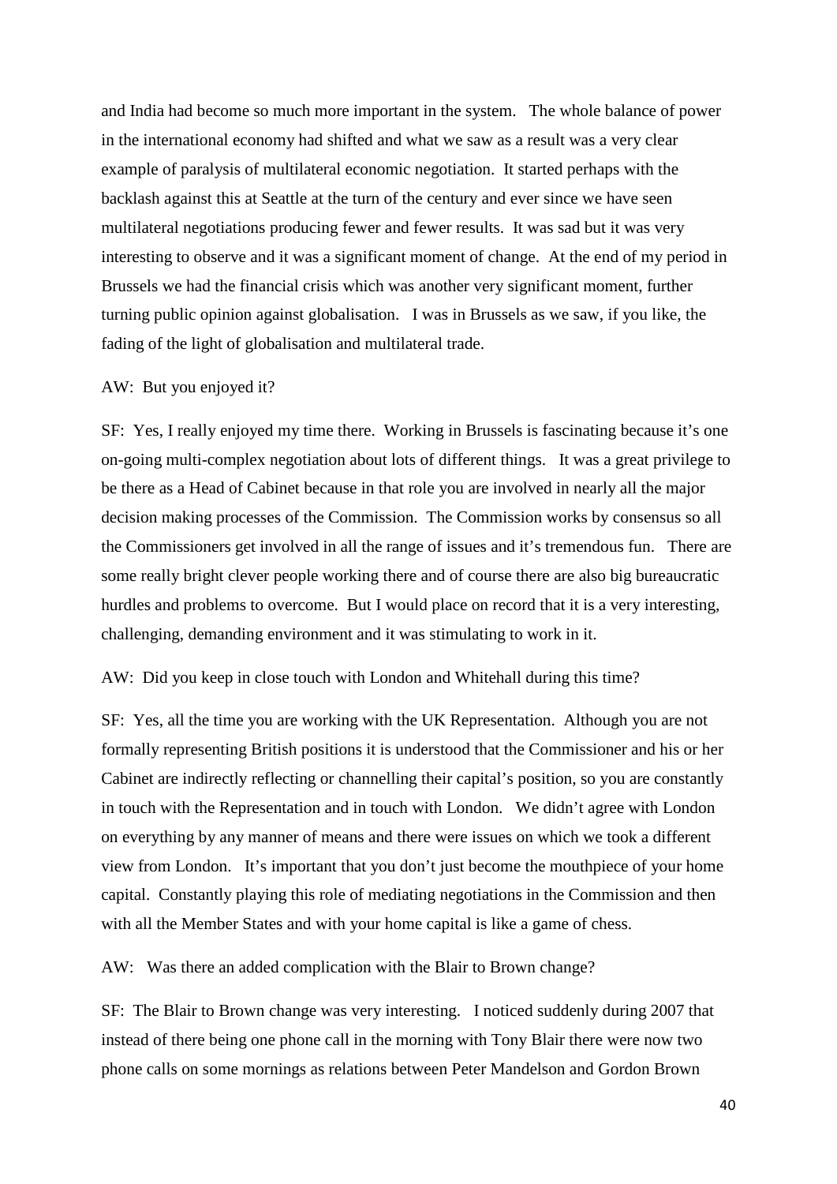and India had become so much more important in the system. The whole balance of power in the international economy had shifted and what we saw as a result was a very clear example of paralysis of multilateral economic negotiation. It started perhaps with the backlash against this at Seattle at the turn of the century and ever since we have seen multilateral negotiations producing fewer and fewer results. It was sad but it was very interesting to observe and it was a significant moment of change. At the end of my period in Brussels we had the financial crisis which was another very significant moment, further turning public opinion against globalisation. I was in Brussels as we saw, if you like, the fading of the light of globalisation and multilateral trade.

AW: But you enjoyed it?

SF: Yes, I really enjoyed my time there. Working in Brussels is fascinating because it's one on-going multi-complex negotiation about lots of different things. It was a great privilege to be there as a Head of Cabinet because in that role you are involved in nearly all the major decision making processes of the Commission. The Commission works by consensus so all the Commissioners get involved in all the range of issues and it's tremendous fun. There are some really bright clever people working there and of course there are also big bureaucratic hurdles and problems to overcome. But I would place on record that it is a very interesting, challenging, demanding environment and it was stimulating to work in it.

AW: Did you keep in close touch with London and Whitehall during this time?

SF: Yes, all the time you are working with the UK Representation. Although you are not formally representing British positions it is understood that the Commissioner and his or her Cabinet are indirectly reflecting or channelling their capital's position, so you are constantly in touch with the Representation and in touch with London. We didn't agree with London on everything by any manner of means and there were issues on which we took a different view from London. It's important that you don't just become the mouthpiece of your home capital. Constantly playing this role of mediating negotiations in the Commission and then with all the Member States and with your home capital is like a game of chess.

AW: Was there an added complication with the Blair to Brown change?

SF: The Blair to Brown change was very interesting. I noticed suddenly during 2007 that instead of there being one phone call in the morning with Tony Blair there were now two phone calls on some mornings as relations between Peter Mandelson and Gordon Brown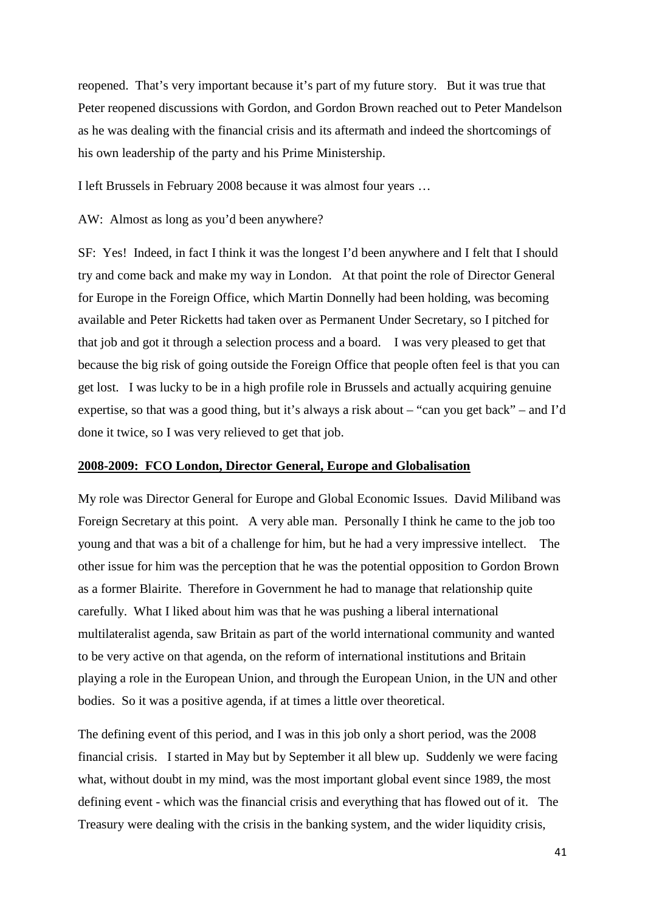reopened. That's very important because it's part of my future story. But it was true that Peter reopened discussions with Gordon, and Gordon Brown reached out to Peter Mandelson as he was dealing with the financial crisis and its aftermath and indeed the shortcomings of his own leadership of the party and his Prime Ministership.

I left Brussels in February 2008 because it was almost four years …

AW: Almost as long as you'd been anywhere?

SF: Yes! Indeed, in fact I think it was the longest I'd been anywhere and I felt that I should try and come back and make my way in London. At that point the role of Director General for Europe in the Foreign Office, which Martin Donnelly had been holding, was becoming available and Peter Ricketts had taken over as Permanent Under Secretary, so I pitched for that job and got it through a selection process and a board. I was very pleased to get that because the big risk of going outside the Foreign Office that people often feel is that you can get lost. I was lucky to be in a high profile role in Brussels and actually acquiring genuine expertise, so that was a good thing, but it's always a risk about – "can you get back" – and I'd done it twice, so I was very relieved to get that job.

## <u>2008-2009: FCO London, Director General, Europe and Globalisation</u>

My role was Director General for Europe and Global Economic Issues. David Miliband was Foreign Secretary at this point. A very able man. Personally I think he came to the job too young and that was a bit of a challenge for him, but he had a very impressive intellect. The other issue for him was the perception that he was the potential opposition to Gordon Brown as a former Blairite. Therefore in Government he had to manage that relationship quite carefully. What I liked about him was that he was pushing a liberal international multilateralist agenda, saw Britain as part of the world international community and wanted to be very active on that agenda, on the reform of international institutions and Britain playing a role in the European Union, and through the European Union, in the UN and other bodies. So it was a positive agenda, if at times a little over theoretical.

The defining event of this period, and I was in this job only a short period, was the 2008 financial crisis. I started in May but by September it all blew up. Suddenly we were facing what, without doubt in my mind, was the most important global event since 1989, the most defining event - which was the financial crisis and everything that has flowed out of it. The Treasury were dealing with the crisis in the banking system, and the wider liquidity crisis,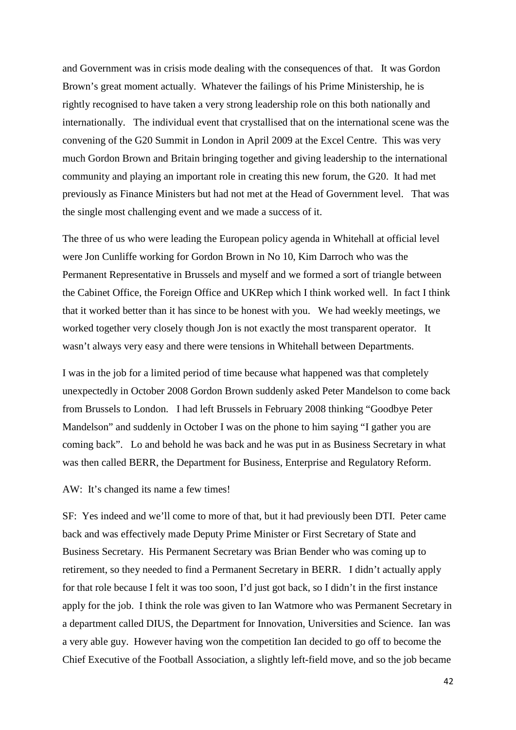and Government was in crisis mode dealing with the consequences of that. It was Gordon Brown's great moment actually. Whatever the failings of his Prime Ministership, he is rightly recognised to have taken a very strong leadership role on this both nationally and internationally. The individual event that crystallised that on the international scene was the convening of the G20 Summit in London in April 2009 at the Excel Centre. This was very much Gordon Brown and Britain bringing together and giving leadership to the international community and playing an important role in creating this new forum, the G20. It had met previously as Finance Ministers but had not met at the Head of Government level. That was the single most challenging event and we made a success of it.

The three of us who were leading the European policy agenda in Whitehall at official level were Jon Cunliffe working for Gordon Brown in No 10, Kim Darroch who was the Permanent Representative in Brussels and myself and we formed a sort of triangle between the Cabinet Office, the Foreign Office and UKRep which I think worked well. In fact I think that it worked better than it has since to be honest with you. We had weekly meetings, we worked together very closely though Jon is not exactly the most transparent operator. It wasn't always very easy and there were tensions in Whitehall between Departments.

I was in the job for a limited period of time because what happened was that completely unexpectedly in October 2008 Gordon Brown suddenly asked Peter Mandelson to come back from Brussels to London. I had left Brussels in February 2008 thinking "Goodbye Peter Mandelson" and suddenly in October I was on the phone to him saying "I gather you are coming back". Lo and behold he was back and he was put in as Business Secretary in what was then called BERR, the Department for Business, Enterprise and Regulatory Reform.

AW: It's changed its name a few times!

SF: Yes indeed and we'll come to more of that, but it had previously been DTI. Peter came back and was effectively made Deputy Prime Minister or First Secretary of State and Business Secretary. His Permanent Secretary was Brian Bender who was coming up to retirement, so they needed to find a Permanent Secretary in BERR. I didn't actually apply for that role because I felt it was too soon, I'd just got back, so I didn't in the first instance apply for the job. I think the role was given to Ian Watmore who was Permanent Secretary in a department called DIUS, the Department for Innovation, Universities and Science. Ian was a very able guy. However having won the competition Ian decided to go off to become the Chief Executive of the Football Association, a slightly left-field move, and so the job became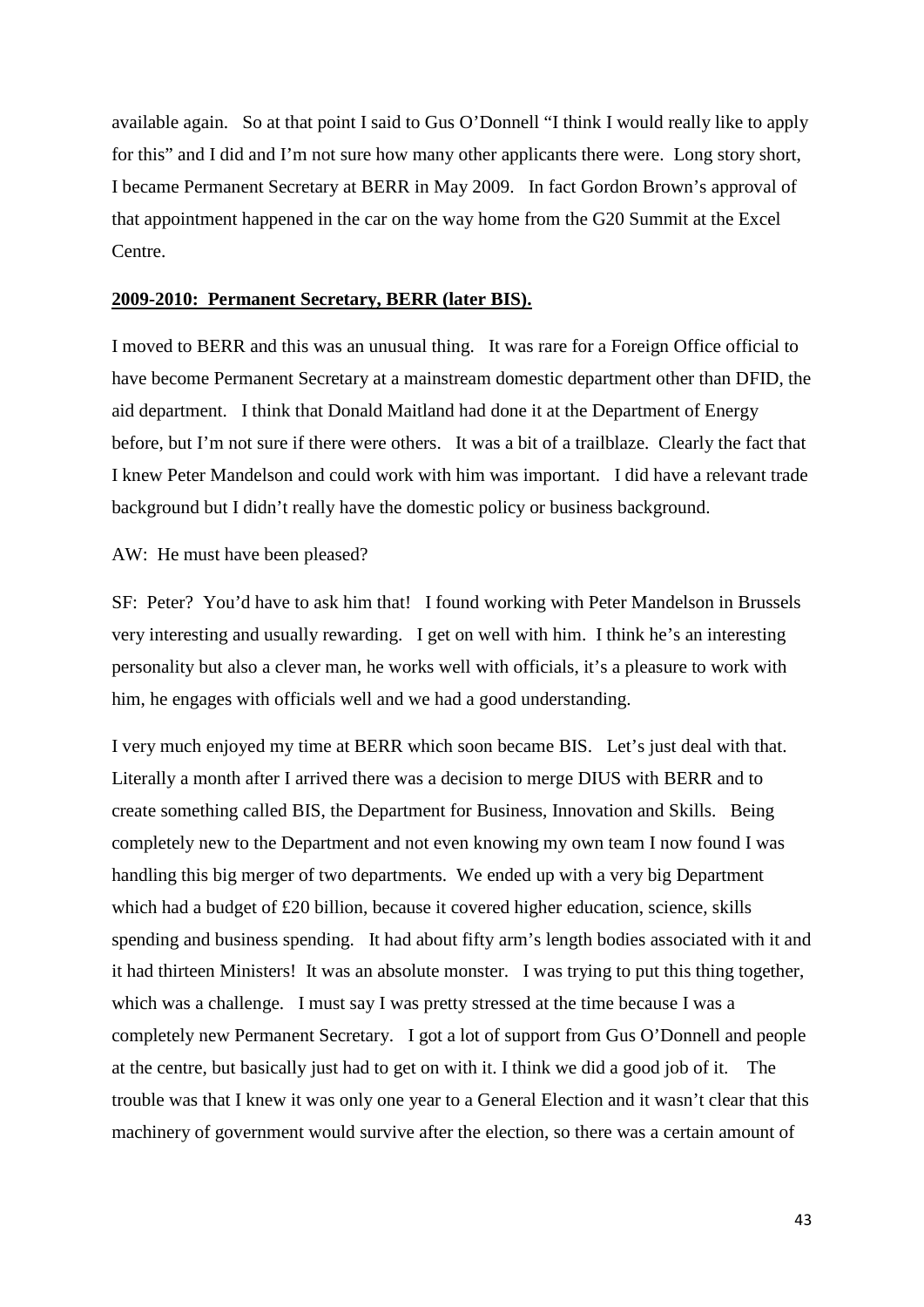available again. So at that point I said to Gus O'Donnell "I think I would really like to apply for this" and I did and I'm not sure how many other applicants there were. Long story short, I became Permanent Secretary at BERR in May 2009. In fact Gordon Brown's approval of that appointment happened in the car on the way home from the G20 Summit at the Excel Centre.

**2009-2010: Permanent Secretary, BERR (later BIS).**

I moved to BERR and this was an unusual thing. It was rare for a Foreign Office official to have become Permanent Secretary at a mainstream domestic department other than DFID, the aid department. I think that Donald Maitland had done it at the Department of Energy before, but I'm not sure if there were others. It was a bit of a trailblaze. Clearly the fact that I knew Peter Mandelson and could work with him was important. I did have a relevant trade background but I didn't really have the domestic policy or business background.

AW: He must have been pleased?

SF: Peter? You'd have to ask him that! I found working with Peter Mandelson in Brussels very interesting and usually rewarding. I get on well with him. I think he's an interesting personality but also a clever man, he works well with officials, it's a pleasure to work with him, he engages with officials well and we had a good understanding.

I very much enjoyed my time at BERR which soon became BIS. Let's just deal with that. Literally a month after I arrived there was a decision to merge DIUS with BERR and to create something called BIS, the Department for Business, Innovation and Skills. Being completely new to the Department and not even knowing my own team I now found I was handling this big merger of two departments. We ended up with a very big Department which had a budget of £20 billion, because it covered higher education, science, skills spending and business spending. It had about fifty arm's length bodies associated with it and it had thirteen Ministers! It was an absolute monster. I was trying to put this thing together, which was a challenge. I must say I was pretty stressed at the time because I was a completely new Permanent Secretary. I got a lot of support from Gus O'Donnell and people at the centre, but basically just had to get on with it. I think we did a good job of it. The trouble was that I knew it was only one year to a General Election and it wasn't clear that this machinery of government would survive after the election, so there was a certain amount of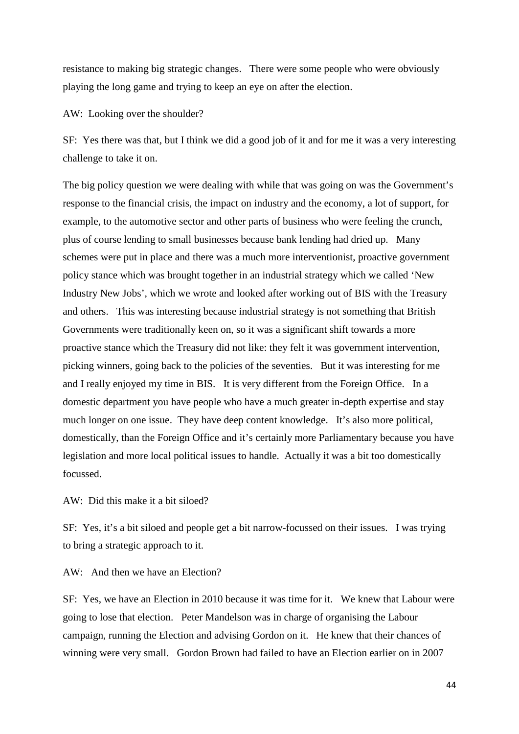resistance to making big strategic changes. There were some people who were obviously playing the long game and trying to keep an eye on after the election.

AW: Looking over the shoulder?

SF: Yes there was that, but I think we did a good job of it and for me it was a very interesting challenge to take it on.

The big policy question we were dealing with while that was going on was the Government's response to the financial crisis, the impact on industry and the economy, a lot of support, for example, to the automotive sector and other parts of business who were feeling the crunch, plus of course lending to small businesses because bank lending had dried up. Many schemes were put in place and there was a much more interventionist, proactive government policy stance which was brought together in an industrial strategy which we called 'New Industry New Jobs', which we wrote and looked after working out of BIS with the Treasury and others. This was interesting because industrial strategy is not something that British Governments were traditionally keen on, so it was a significant shift towards a more proactive stance which the Treasury did not like: they felt it was government intervention, picking winners, going back to the policies of the seventies. But it was interesting for me and I really enjoyed my time in BIS. It is very different from the Foreign Office. In a domestic department you have people who have a much greater in-depth expertise and stay much longer on one issue. They have deep content knowledge. It's also more political, domestically, than the Foreign Office and it's certainly more Parliamentary because you have legislation and more local political issues to handle. Actually it was a bit too domestically focussed.

AW: Did this make it a bit siloed?

SF: Yes, it's a bit siloed and people get a bit narrow-focussed on their issues. I was trying to bring a strategic approach to it.

AW: And then we have an Election?

SF: Yes, we have an Election in 2010 because it was time for it. We knew that Labour were going to lose that election. Peter Mandelson was in charge of organising the Labour campaign, running the Election and advising Gordon on it. He knew that their chances of winning were very small. Gordon Brown had failed to have an Election earlier on in 2007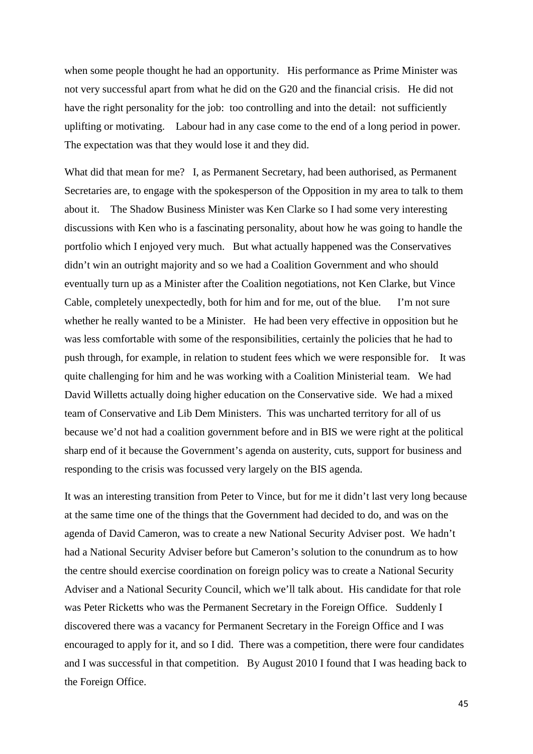when some people thought he had an opportunity. His performance as Prime Minister was not very successful apart from what he did on the G20 and the financial crisis. He did not have the right personality for the job: too controlling and into the detail: not sufficiently uplifting or motivating. Labour had in any case come to the end of a long period in power. The expectation was that they would lose it and they did.

What did that mean for me? I, as Permanent Secretary, had been authorised, as Permanent Secretaries are, to engage with the spokesperson of the Opposition in my area to talk to them about it. The Shadow Business Minister was Ken Clarke so I had some very interesting discussions with Ken who is a fascinating personality, about how he was going to handle the portfolio which I enjoyed very much. But what actually happened was the Conservatives didn't win an outright majority and so we had a Coalition Government and who should eventually turn up as a Minister after the Coalition negotiations, not Ken Clarke, but Vince Cable, completely unexpectedly, both for him and for me, out of the blue. I'm not sure whether he really wanted to be a Minister. He had been very effective in opposition but he was less comfortable with some of the responsibilities, certainly the policies that he had to push through, for example, in relation to student fees which we were responsible for. It was quite challenging for him and he was working with a Coalition Ministerial team. We had David Willetts actually doing higher education on the Conservative side. We had a mixed team of Conservative and Lib Dem Ministers. This was uncharted territory for all of us because we'd not had a coalition government before and in BIS we were right at the political sharp end of it because the Government's agenda on austerity, cuts, support for business and responding to the crisis was focussed very largely on the BIS agenda.

It was an interesting transition from Peter to Vince, but for me it didn't last very long because at the same time one of the things that the Government had decided to do, and was on the agenda of David Cameron, was to create a new National Security Adviser post. We hadn't had a National Security Adviser before but Cameron's solution to the conundrum as to how the centre should exercise coordination on foreign policy was to create a National Security Adviser and a National Security Council, which we'll talk about. His candidate for that role was Peter Ricketts who was the Permanent Secretary in the Foreign Office. Suddenly I discovered there was a vacancy for Permanent Secretary in the Foreign Office and I was encouraged to apply for it, and so I did. There was a competition, there were four candidates and I was successful in that competition. By August 2010 I found that I was heading back to the Foreign Office.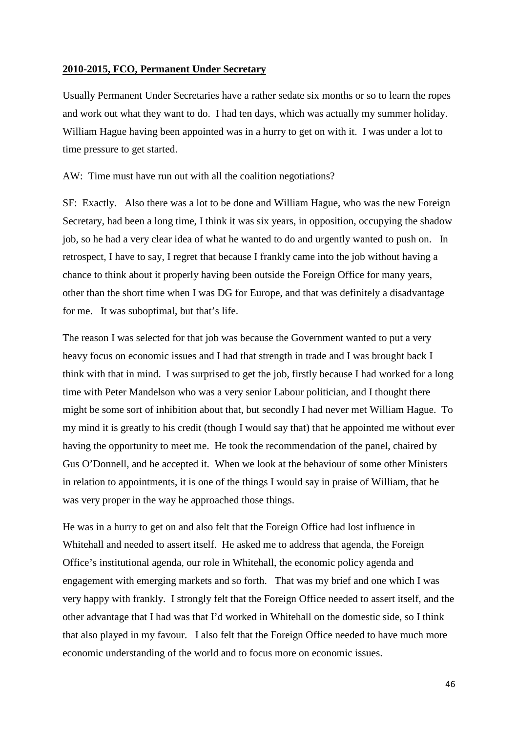**2010-2015, FCO, Permanent Under Secretary**

Usually Permanent Under Secretaries have a rather sedate six months or so to learn the ropes and work out what they want to do. I had ten days, which was actually my summer holiday. William Hague having been appointed was in a hurry to get on with it. I was under a lot to time pressure to get started.

AW: Time must have run out with all the coalition negotiations?

SF: Exactly. Also there was a lot to be done and William Hague, who was the new Foreign Secretary, had been a long time, I think it was six years, in opposition, occupying the shadow job, so he had a very clear idea of what he wanted to do and urgently wanted to push on. In retrospect, I have to say, I regret that because I frankly came into the job without having a chance to think about it properly having been outside the Foreign Office for many years, other than the short time when I was DG for Europe, and that was definitely a disadvantage for me. It was suboptimal, but that's life.

The reason I was selected for that job was because the Government wanted to put a very heavy focus on economic issues and I had that strength in trade and I was brought back I think with that in mind. I was surprised to get the job, firstly because I had worked for a long time with Peter Mandelson who was a very senior Labour politician, and I thought there might be some sort of inhibition about that, but secondly I had never met William Hague. To my mind it is greatly to his credit (though I would say that) that he appointed me without ever having the opportunity to meet me. He took the recommendation of the panel, chaired by Gus O'Donnell, and he accepted it. When we look at the behaviour of some other Ministers in relation to appointments, it is one of the things I would say in praise of William, that he was very proper in the way he approached those things.

He was in a hurry to get on and also felt that the Foreign Office had lost influence in Whitehall and needed to assert itself. He asked me to address that agenda, the Foreign Office's institutional agenda, our role in Whitehall, the economic policy agenda and engagement with emerging markets and so forth. That was my brief and one which I was very happy with frankly. I strongly felt that the Foreign Office needed to assert itself, and the other advantage that I had was that I'd worked in Whitehall on the domestic side, so I think that also played in my favour. I also felt that the Foreign Office needed to have much more economic understanding of the world and to focus more on economic issues.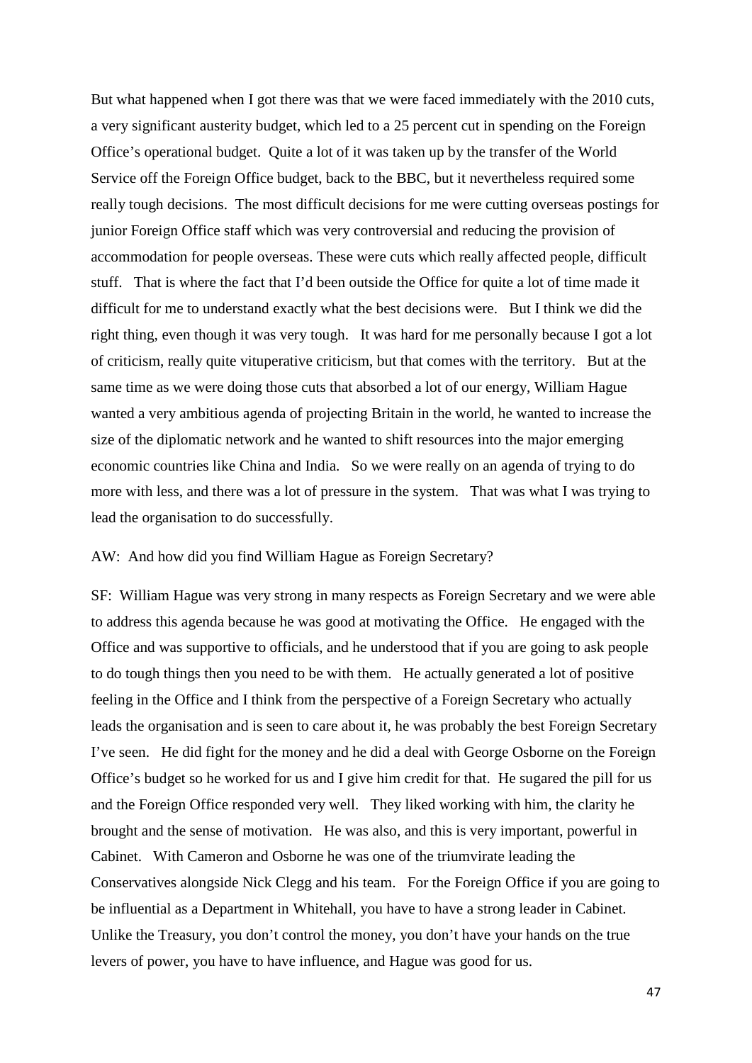But what happened when I got there was that we were faced immediately with the 2010 cuts, a very significant austerity budget, which led to a 25 percent cut in spending on the Foreign Office's operational budget. Quite a lot of it was taken up by the transfer of the World Service off the Foreign Office budget, back to the BBC, but it nevertheless required some really tough decisions. The most difficult decisions for me were cutting overseas postings for junior Foreign Office staff which was very controversial and reducing the provision of accommodation for people overseas. These were cuts which really affected people, difficult stuff. That is where the fact that I'd been outside the Office for quite a lot of time made it difficult for me to understand exactly what the best decisions were. But I think we did the right thing, even though it was very tough. It was hard for me personally because I got a lot of criticism, really quite vituperative criticism, but that comes with the territory. But at the same time as we were doing those cuts that absorbed a lot of our energy, William Hague wanted a very ambitious agenda of projecting Britain in the world, he wanted to increase the size of the diplomatic network and he wanted to shift resources into the major emerging economic countries like China and India. So we were really on an agenda of trying to do more with less, and there was a lot of pressure in the system. That was what I was trying to lead the organisation to do successfully.

AW: And how did you find William Hague as Foreign Secretary?

SF: William Hague was very strong in many respects as Foreign Secretary and we were able to address this agenda because he was good at motivating the Office. He engaged with the Office and was supportive to officials, and he understood that if you are going to ask people to do tough things then you need to be with them. He actually generated a lot of positive feeling in the Office and I think from the perspective of a Foreign Secretary who actually leads the organisation and is seen to care about it, he was probably the best Foreign Secretary I've seen. He did fight for the money and he did a deal with George Osborne on the Foreign Office's budget so he worked for us and I give him credit for that. He sugared the pill for us and the Foreign Office responded very well. They liked working with him, the clarity he brought and the sense of motivation. He was also, and this is very important, powerful in Cabinet. With Cameron and Osborne he was one of the triumvirate leading the Conservatives alongside Nick Clegg and his team. For the Foreign Office if you are going to be influential as a Department in Whitehall, you have to have a strong leader in Cabinet. Unlike the Treasury, you don't control the money, you don't have your hands on the true levers of power, you have to have influence, and Hague was good for us.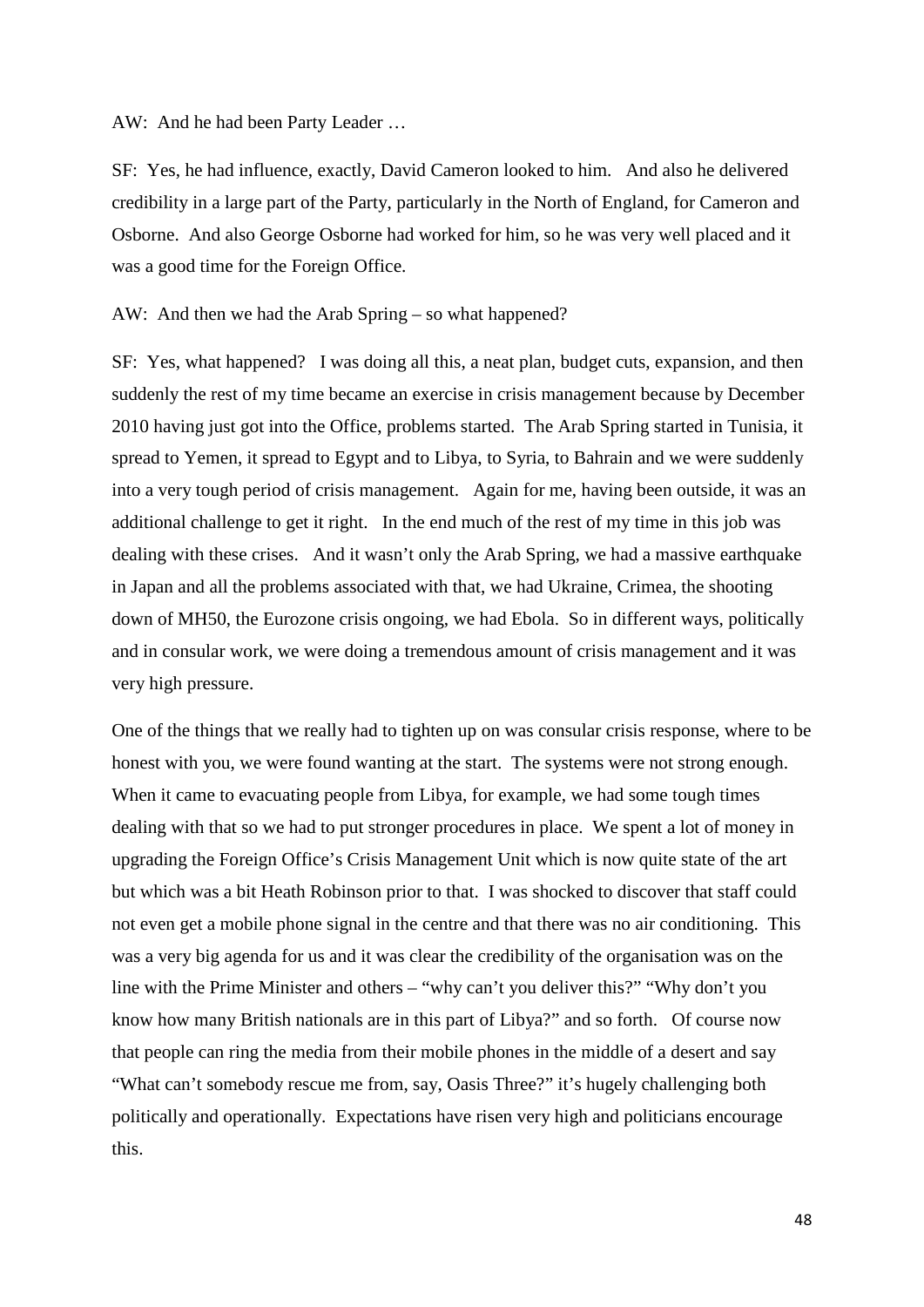AW: And he had been Party Leader …

SF: Yes, he had influence, exactly, David Cameron looked to him. And also he delivered credibility in a large part of the Party, particularly in the North of England, for Cameron and Osborne. And also George Osborne had worked for him, so he was very well placed and it was a good time for the Foreign Office.

AW: And then we had the Arab Spring – so what happened?

SF: Yes, what happened? I was doing all this, a neat plan, budget cuts, expansion, and then suddenly the rest of my time became an exercise in crisis management because by December 2010 having just got into the Office, problems started. The Arab Spring started in Tunisia, it spread to Yemen, it spread to Egypt and to Libya, to Syria, to Bahrain and we were suddenly into a very tough period of crisis management. Again for me, having been outside, it was an additional challenge to get it right. In the end much of the rest of my time in this job was dealing with these crises. And it wasn't only the Arab Spring, we had a massive earthquake in Japan and all the problems associated with that, we had Ukraine, Crimea, the shooting down of MH50, the Eurozone crisis ongoing, we had Ebola. So in different ways, politically and in consular work, we were doing a tremendous amount of crisis management and it was very high pressure.

One of the things that we really had to tighten up on was consular crisis response, where to be honest with you, we were found wanting at the start. The systems were not strong enough. When it came to evacuating people from Libya, for example, we had some tough times dealing with that so we had to put stronger procedures in place. We spent a lot of money in upgrading the Foreign Office's Crisis Management Unit which is now quite state of the art but which was a bit Heath Robinson prior to that. I was shocked to discover that staff could not even get a mobile phone signal in the centre and that there was no air conditioning. This was a very big agenda for us and it was clear the credibility of the organisation was on the line with the Prime Minister and others – "why can't you deliver this?" "Why don't you know how many British nationals are in this part of Libya?" and so forth. Of course now that people can ring the media from their mobile phones in the middle of a desert and say "What can't somebody rescue me from, say, Oasis Three?" it's hugely challenging both politically and operationally. Expectations have risen very high and politicians encourage this.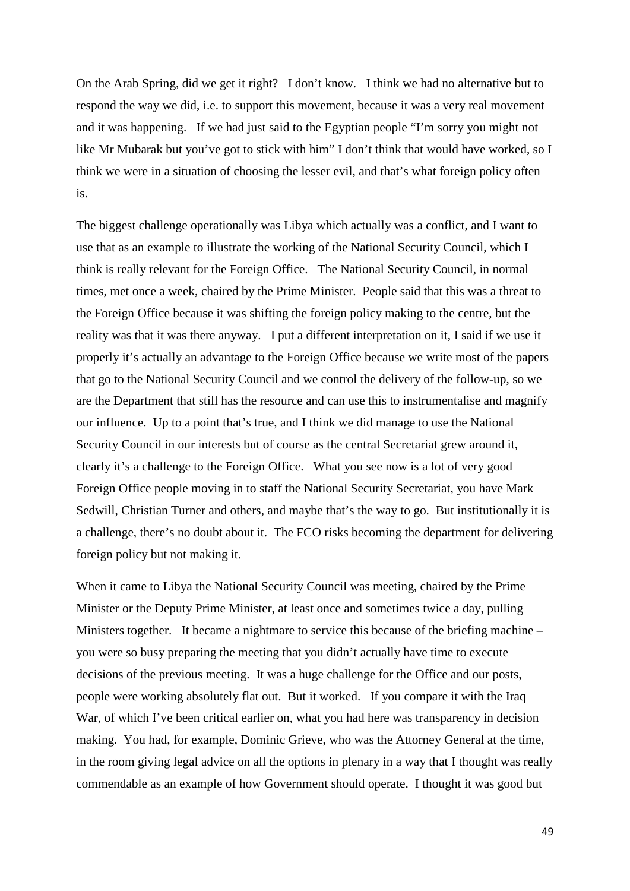On the Arab Spring, did we get it right? I don't know. I think we had no alternative but to respond the way we did, i.e. to support this movement, because it was a very real movement and it was happening. If we had just said to the Egyptian people "I'm sorry you might not like Mr Mubarak but you've got to stick with him" I don't think that would have worked, so I think we were in a situation of choosing the lesser evil, and that's what foreign policy often is.

The biggest challenge operationally was Libya which actually was a conflict, and I want to use that as an example to illustrate the working of the National Security Council, which I think is really relevant for the Foreign Office. The National Security Council, in normal times, met once a week, chaired by the Prime Minister. People said that this was a threat to the Foreign Office because it was shifting the foreign policy making to the centre, but the reality was that it was there anyway. I put a different interpretation on it, I said if we use it properly it's actually an advantage to the Foreign Office because we write most of the papers that go to the National Security Council and we control the delivery of the follow-up, so we are the Department that still has the resource and can use this to instrumentalise and magnify our influence. Up to a point that's true, and I think we did manage to use the National Security Council in our interests but of course as the central Secretariat grew around it, clearly it's a challenge to the Foreign Office. What you see now is a lot of very good Foreign Office people moving in to staff the National Security Secretariat, you have Mark Sedwill, Christian Turner and others, and maybe that's the way to go. But institutionally it is a challenge, there's no doubt about it. The FCO risks becoming the department for delivering foreign policy but not making it.

When it came to Libya the National Security Council was meeting, chaired by the Prime Minister or the Deputy Prime Minister, at least once and sometimes twice a day, pulling Ministers together. It became a nightmare to service this because of the briefing machine – you were so busy preparing the meeting that you didn't actually have time to execute decisions of the previous meeting. It was a huge challenge for the Office and our posts, people were working absolutely flat out. But it worked. If you compare it with the Iraq War, of which I've been critical earlier on, what you had here was transparency in decision making. You had, for example, Dominic Grieve, who was the Attorney General at the time, in the room giving legal advice on all the options in plenary in a way that I thought was really commendable as an example of how Government should operate. I thought it was good but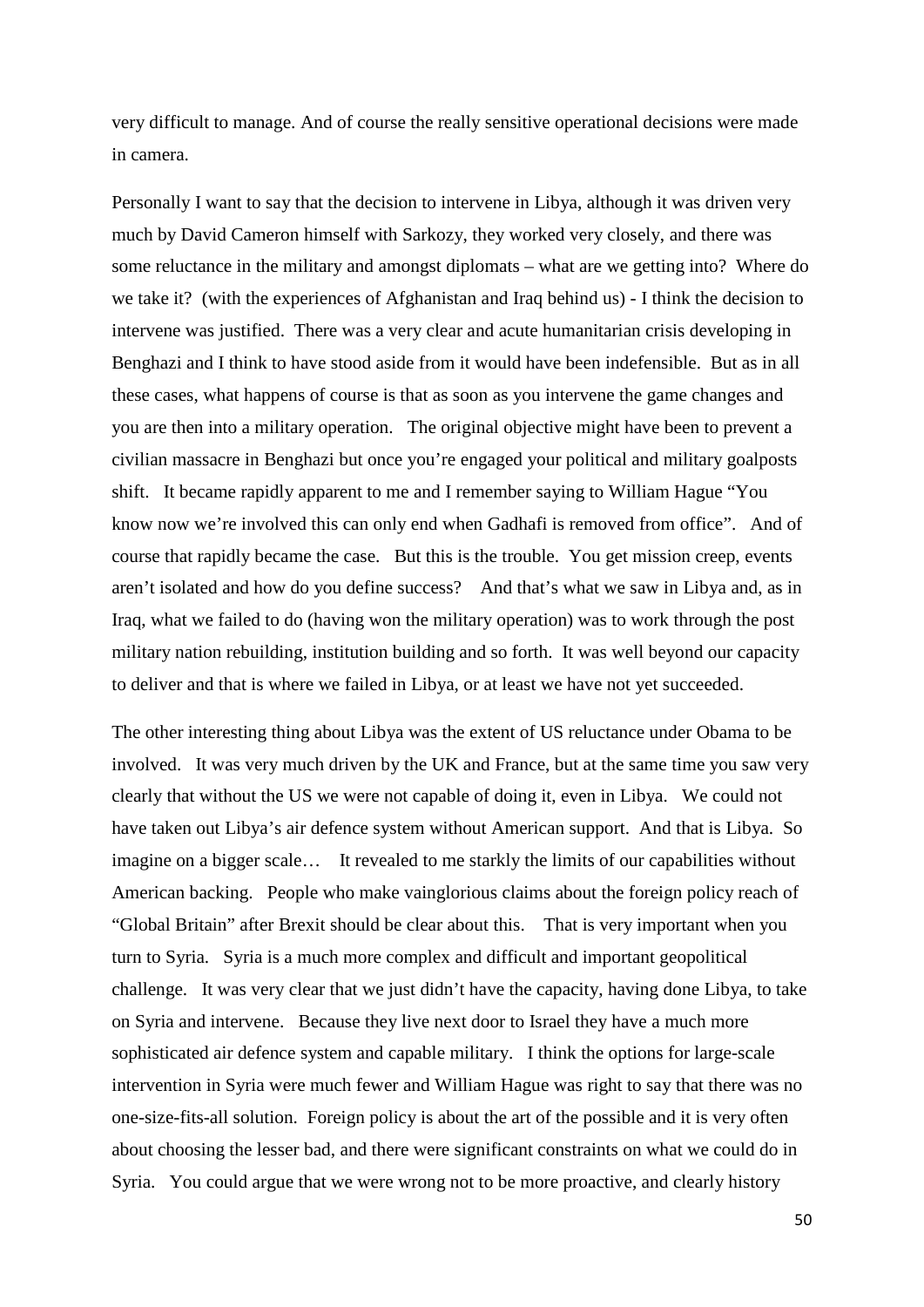very difficult to manage. And of course the really sensitive operational decisions were made in camera.

Personally I want to say that the decision to intervene in Libya, although it was driven very much by David Cameron himself with Sarkozy, they worked very closely, and there was some reluctance in the military and amongst diplomats – what are we getting into? Where do we take it? (with the experiences of Afghanistan and Iraq behind us) - I think the decision to intervene was justified. There was a very clear and acute humanitarian crisis developing in Benghazi and I think to have stood aside from it would have been indefensible. But as in all these cases, what happens of course is that as soon as you intervene the game changes and you are then into a military operation. The original objective might have been to prevent a civilian massacre in Benghazi but once you're engaged your political and military goalposts shift. It became rapidly apparent to me and I remember saying to William Hague "You know now we're involved this can only end when Gadhafi is removed from office". And of course that rapidly became the case. But this is the trouble. You get mission creep, events aren't isolated and how do you define success? And that's what we saw in Libya and, as in Iraq, what we failed to do (having won the military operation) was to work through the post military nation rebuilding, institution building and so forth. It was well beyond our capacity to deliver and that is where we failed in Libya, or at least we have not yet succeeded.

The other interesting thing about Libya was the extent of US reluctance under Obama to be involved. It was very much driven by the UK and France, but at the same time you saw very clearly that without the US we were not capable of doing it, even in Libya. We could not have taken out Libya's air defence system without American support. And that is Libya. So imagine on a bigger scale… It revealed to me starkly the limits of our capabilities without American backing. People who make vainglorious claims about the foreign policy reach of "Global Britain" after Brexit should be clear about this. That is very important when you turn to Syria. Syria is a much more complex and difficult and important geopolitical challenge. It was very clear that we just didn't have the capacity, having done Libya, to take on Syria and intervene. Because they live next door to Israel they have a much more sophisticated air defence system and capable military. I think the options for large-scale intervention in Syria were much fewer and William Hague was right to say that there was no one-size-fits-all solution. Foreign policy is about the art of the possible and it is very often about choosing the lesser bad, and there were significant constraints on what we could do in Syria. You could argue that we were wrong not to be more proactive, and clearly history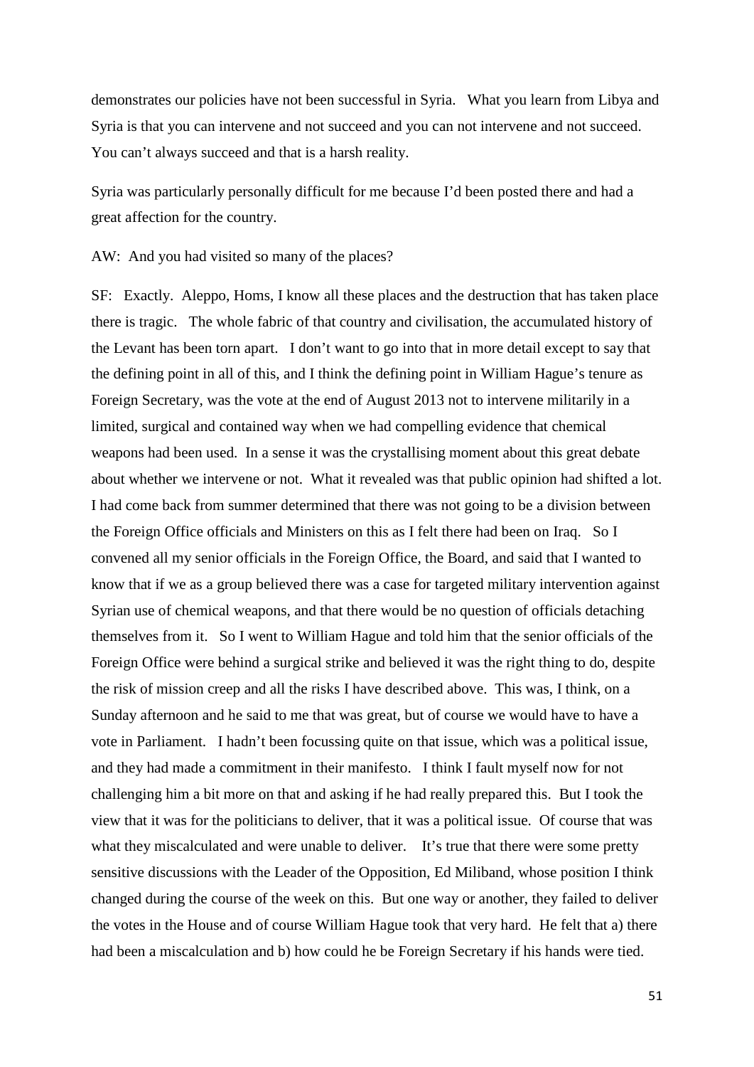demonstrates our policies have not been successful in Syria. What you learn from Libya and Syria is that you can intervene and not succeed and you can not intervene and not succeed. You can't always succeed and that is a harsh reality.

Syria was particularly personally difficult for me because I'd been posted there and had a great affection for the country.

AW: And you had visited so many of the places?

SF: Exactly. Aleppo, Homs, I know all these places and the destruction that has taken place there is tragic. The whole fabric of that country and civilisation, the accumulated history of the Levant has been torn apart. I don't want to go into that in more detail except to say that the defining point in all of this, and I think the defining point in William Hague's tenure as Foreign Secretary, was the vote at the end of August 2013 not to intervene militarily in a limited, surgical and contained way when we had compelling evidence that chemical weapons had been used. In a sense it was the crystallising moment about this great debate about whether we intervene or not. What it revealed was that public opinion had shifted a lot. I had come back from summer determined that there was not going to be a division between the Foreign Office officials and Ministers on this as I felt there had been on Iraq. So I convened all my senior officials in the Foreign Office, the Board, and said that I wanted to know that if we as a group believed there was a case for targeted military intervention against Syrian use of chemical weapons, and that there would be no question of officials detaching themselves from it. So I went to William Hague and told him that the senior officials of the Foreign Office were behind a surgical strike and believed it was the right thing to do, despite the risk of mission creep and all the risks I have described above. This was, I think, on a Sunday afternoon and he said to me that was great, but of course we would have to have a vote in Parliament. I hadn't been focussing quite on that issue, which was a political issue, and they had made a commitment in their manifesto. I think I fault myself now for not challenging him a bit more on that and asking if he had really prepared this. But I took the view that it was for the politicians to deliver, that it was a political issue. Of course that was what they miscalculated and were unable to deliver. It's true that there were some pretty sensitive discussions with the Leader of the Opposition, Ed Miliband, whose position I think changed during the course of the week on this. But one way or another, they failed to deliver the votes in the House and of course William Hague took that very hard. He felt that a) there had been a miscalculation and b) how could he be Foreign Secretary if his hands were tied.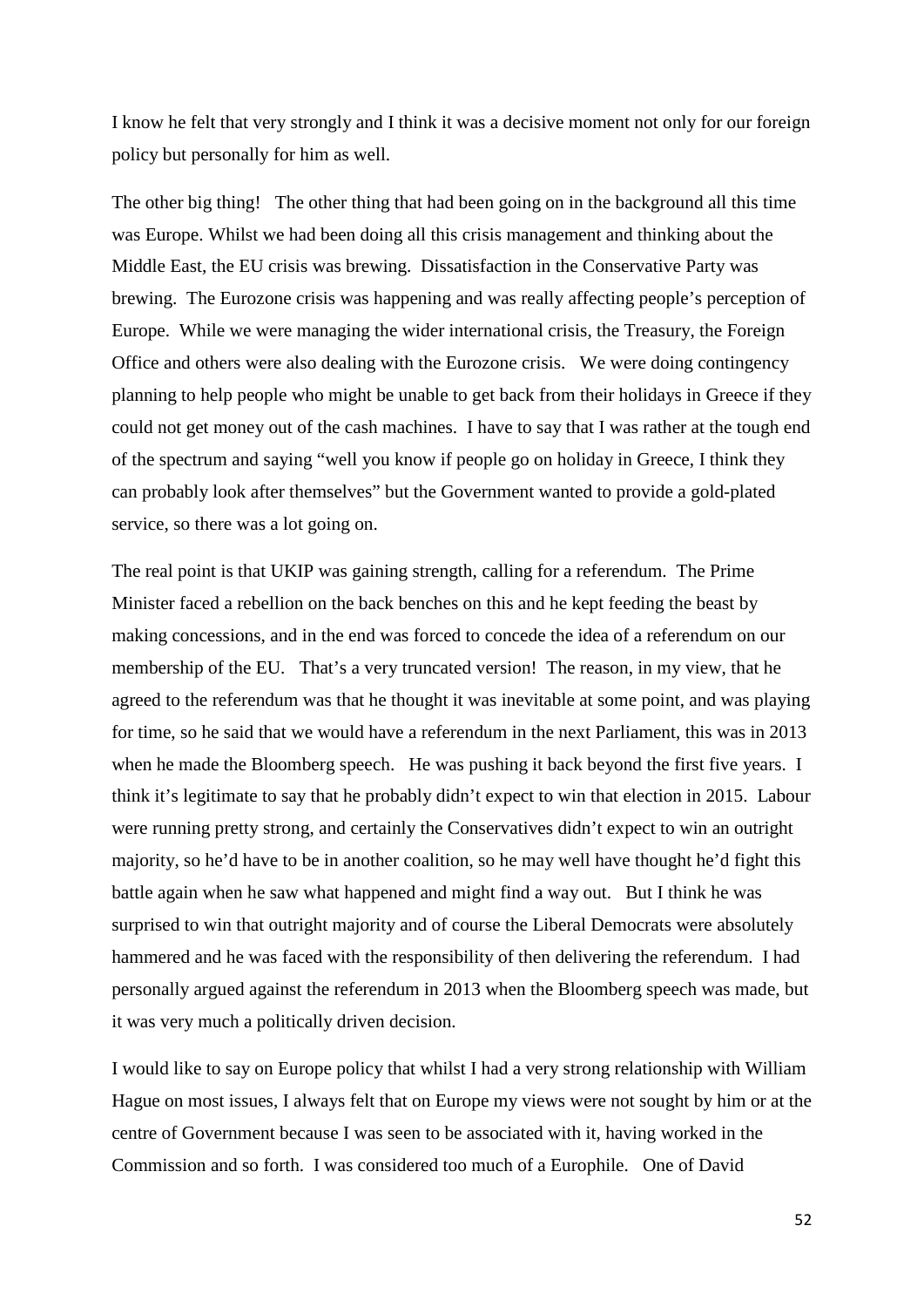I know he felt that very strongly and I think it was a decisive moment not only for our foreign policy but personally for him as well.

The other big thing! The other thing that had been going on in the background all this time was Europe. Whilst we had been doing all this crisis management and thinking about the Middle East, the EU crisis was brewing. Dissatisfaction in the Conservative Party was brewing. The Eurozone crisis was happening and was really affecting people's perception of Europe. While we were managing the wider international crisis, the Treasury, the Foreign Office and others were also dealing with the Eurozone crisis. We were doing contingency planning to help people who might be unable to get back from their holidays in Greece if they could not get money out of the cash machines. I have to say that I was rather at the tough end of the spectrum and saying "well you know if people go on holiday in Greece, I think they can probably look after themselves" but the Government wanted to provide a gold-plated service, so there was a lot going on.

The real point is that UKIP was gaining strength, calling for a referendum. The Prime Minister faced a rebellion on the back benches on this and he kept feeding the beast by making concessions, and in the end was forced to concede the idea of a referendum on our membership of the EU. That's a very truncated version! The reason, in my view, that he agreed to the referendum was that he thought it was inevitable at some point, and was playing for time, so he said that we would have a referendum in the next Parliament, this was in 2013 when he made the Bloomberg speech. He was pushing it back beyond the first five years. I think it's legitimate to say that he probably didn't expect to win that election in 2015. Labour were running pretty strong, and certainly the Conservatives didn't expect to win an outright majority, so he'd have to be in another coalition, so he may well have thought he'd fight this battle again when he saw what happened and might find a way out. But I think he was surprised to win that outright majority and of course the Liberal Democrats were absolutely hammered and he was faced with the responsibility of then delivering the referendum. I had personally argued against the referendum in 2013 when the Bloomberg speech was made, but it was very much a politically driven decision.

I would like to say on Europe policy that whilst I had a very strong relationship with William Hague on most issues, I always felt that on Europe my views were not sought by him or at the centre of Government because I was seen to be associated with it, having worked in the Commission and so forth. I was considered too much of a Europhile. One of David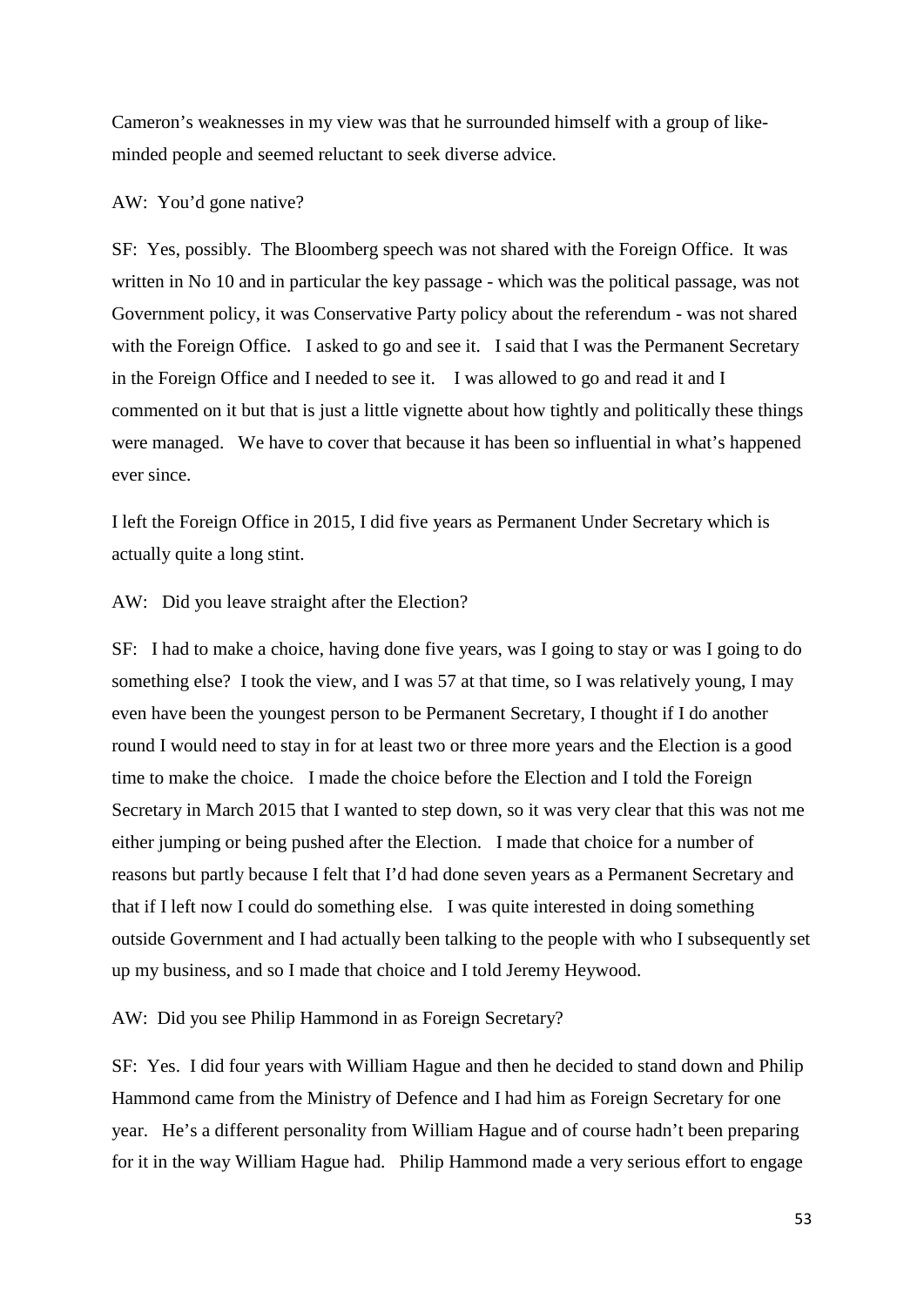Cameron's weaknesses in my view was that he surrounded himself with a group of like-minded people and seemed reluctant to seek diverse advice.

AW: You'd gone native?

SF: Yes, possibly. The Bloomberg speech was not shared with the Foreign Office. It was written in No 10 and in particular the key passage - which was the political passage, was not Government policy, it was Conservative Party policy about the referendum - was not shared with the Foreign Office. I asked to go and see it. I said that I was the Permanent Secretary in the Foreign Office and I needed to see it. I was allowed to go and read it and I commented on it but that is just a little vignette about how tightly and politically these things were managed. We have to cover that because it has been so influential in what's happened ever since.

I left the Foreign Office in 2015, I did five years as Permanent Under Secretary which is actually quite a long stint.

AW: Did you leave straight after the Election?

SF: I had to make a choice, having done five years, was I going to stay or was I going to do something else? I took the view, and I was 57 at that time, so I was relatively young, I may even have been the youngest person to be Permanent Secretary, I thought if I do another round I would need to stay in for at least two or three more years and the Election is a good time to make the choice. I made the choice before the Election and I told the Foreign Secretary in March 2015 that I wanted to step down, so it was very clear that this was not me either jumping or being pushed after the Election. I made that choice for a number of reasons but partly because I felt that I'd had done seven years as a Permanent Secretary and that if I left now I could do something else. I was quite interested in doing something outside Government and I had actually been talking to the people with who I subsequently set up my business, and so I made that choice and I told Jeremy Heywood.

AW: Did you see Philip Hammond in as Foreign Secretary?

SF: Yes. I did four years with William Hague and then he decided to stand down and Philip Hammond came from the Ministry of Defence and I had him as Foreign Secretary for one year. He's a different personality from William Hague and of course hadn't been preparing for it in the way William Hague had. Philip Hammond made a very serious effort to engage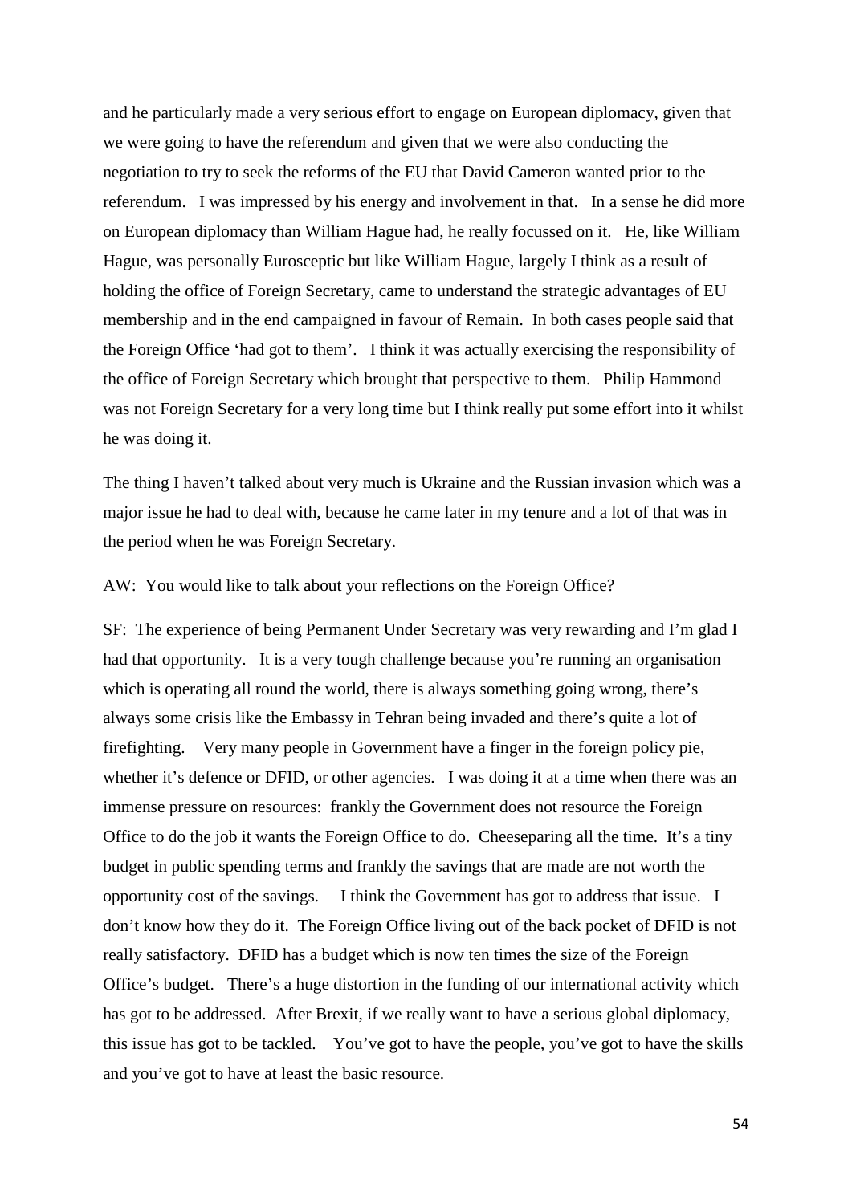and he particularly made a very serious effort to engage on European diplomacy, given that we were going to have the referendum and given that we were also conducting the negotiation to try to seek the reforms of the EU that David Cameron wanted prior to the referendum. I was impressed by his energy and involvement in that. In a sense he did more on European diplomacy than William Hague had, he really focussed on it. He, like William Hague, was personally Eurosceptic but like William Hague, largely I think as a result of holding the office of Foreign Secretary, came to understand the strategic advantages of EU membership and in the end campaigned in favour of Remain. In both cases people said that the Foreign Office 'had got to them'. I think it was actually exercising the responsibility of the office of Foreign Secretary which brought that perspective to them. Philip Hammond was not Foreign Secretary for a very long time but I think really put some effort into it whilst he was doing it.

The thing I haven't talked about very much is Ukraine and the Russian invasion which was a major issue he had to deal with, because he came later in my tenure and a lot of that was in the period when he was Foreign Secretary.

AW: You would like to talk about your reflections on the Foreign Office?

SF: The experience of being Permanent Under Secretary was very rewarding and I'm glad I had that opportunity. It is a very tough challenge because you're running an organisation which is operating all round the world, there is always something going wrong, there's always some crisis like the Embassy in Tehran being invaded and there's quite a lot of firefighting. Very many people in Government have a finger in the foreign policy pie, whether it's defence or DFID, or other agencies. I was doing it at a time when there was an immense pressure on resources: frankly the Government does not resource the Foreign Office to do the job it wants the Foreign Office to do. Cheeseparing all the time. It's a tiny budget in public spending terms and frankly the savings that are made are not worth the opportunity cost of the savings. I think the Government has got to address that issue. I don't know how they do it. The Foreign Office living out of the back pocket of DFID is not really satisfactory. DFID has a budget which is now ten times the size of the Foreign Office's budget. There's a huge distortion in the funding of our international activity which has got to be addressed. After Brexit, if we really want to have a serious global diplomacy, this issue has got to be tackled. You've got to have the people, you've got to have the skills and you've got to have at least the basic resource.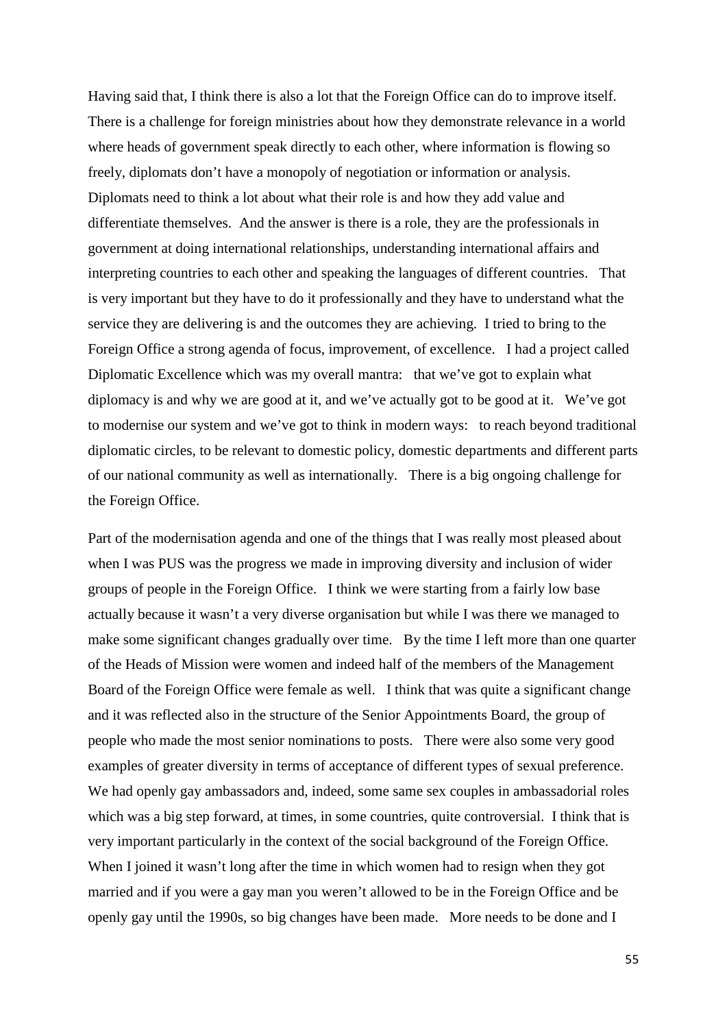Having said that, I think there is also a lot that the Foreign Office can do to improve itself. There is a challenge for foreign ministries about how they demonstrate relevance in a world where heads of government speak directly to each other, where information is flowing so freely, diplomats don't have a monopoly of negotiation or information or analysis. Diplomats need to think a lot about what their role is and how they add value and differentiate themselves. And the answer is there is a role, they are the professionals in government at doing international relationships, understanding international affairs and interpreting countries to each other and speaking the languages of different countries. That is very important but they have to do it professionally and they have to understand what the service they are delivering is and the outcomes they are achieving. I tried to bring to the Foreign Office a strong agenda of focus, improvement, of excellence. I had a project called Diplomatic Excellence which was my overall mantra: that we've got to explain what diplomacy is and why we are good at it, and we've actually got to be good at it. We've got to modernise our system and we've got to think in modern ways: to reach beyond traditional diplomatic circles, to be relevant to domestic policy, domestic departments and different parts of our national community as well as internationally. There is a big ongoing challenge for the Foreign Office.

Part of the modernisation agenda and one of the things that I was really most pleased about when I was PUS was the progress we made in improving diversity and inclusion of wider groups of people in the Foreign Office. I think we were starting from a fairly low base actually because it wasn't a very diverse organisation but while I was there we managed to make some significant changes gradually over time. By the time I left more than one quarter of the Heads of Mission were women and indeed half of the members of the Management Board of the Foreign Office were female as well. I think that was quite a significant change and it was reflected also in the structure of the Senior Appointments Board, the group of people who made the most senior nominations to posts. There were also some very good examples of greater diversity in terms of acceptance of different types of sexual preference. We had openly gay ambassadors and, indeed, some same sex couples in ambassadorial roles which was a big step forward, at times, in some countries, quite controversial. I think that is very important particularly in the context of the social background of the Foreign Office. When I joined it wasn't long after the time in which women had to resign when they got married and if you were a gay man you weren't allowed to be in the Foreign Office and be openly gay until the 1990s, so big changes have been made. More needs to be done and I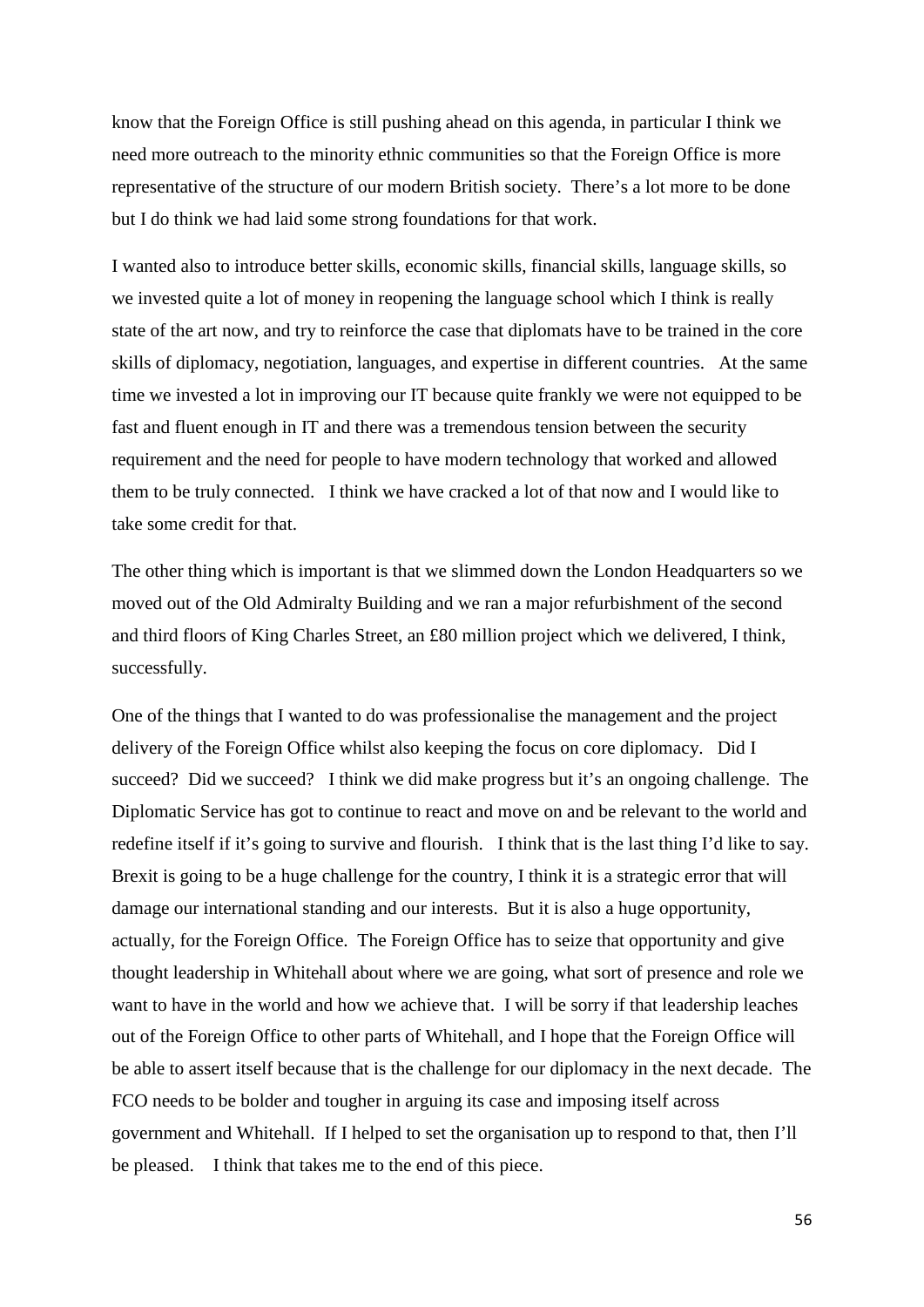know that the Foreign Office is still pushing ahead on this agenda, in particular I think we need more outreach to the minority ethnic communities so that the Foreign Office is more representative of the structure of our modern British society. There's a lot more to be done but I do think we had laid some strong foundations for that work.

I wanted also to introduce better skills, economic skills, financial skills, language skills, so we invested quite a lot of money in reopening the language school which I think is really state of the art now, and try to reinforce the case that diplomats have to be trained in the core skills of diplomacy, negotiation, languages, and expertise in different countries. At the same time we invested a lot in improving our IT because quite frankly we were not equipped to be fast and fluent enough in IT and there was a tremendous tension between the security requirement and the need for people to have modern technology that worked and allowed them to be truly connected. I think we have cracked a lot of that now and I would like to take some credit for that.

The other thing which is important is that we slimmed down the London Headquarters so we moved out of the Old Admiralty Building and we ran a major refurbishment of the second and third floors of King Charles Street, an £80 million project which we delivered, I think, successfully.

One of the things that I wanted to do was professionalise the management and the project delivery of the Foreign Office whilst also keeping the focus on core diplomacy. Did I succeed? Did we succeed? I think we did make progress but it's an ongoing challenge. The Diplomatic Service has got to continue to react and move on and be relevant to the world and redefine itself if it's going to survive and flourish. I think that is the last thing I'd like to say. Brexit is going to be a huge challenge for the country, I think it is a strategic error that will damage our international standing and our interests. But it is also a huge opportunity, actually, for the Foreign Office. The Foreign Office has to seize that opportunity and give thought leadership in Whitehall about where we are going, what sort of presence and role we want to have in the world and how we achieve that. I will be sorry if that leadership leaches out of the Foreign Office to other parts of Whitehall, and I hope that the Foreign Office will be able to assert itself because that is the challenge for our diplomacy in the next decade. The FCO needs to be bolder and tougher in arguing its case and imposing itself across government and Whitehall. If I helped to set the organisation up to respond to that, then I'll be pleased. I think that takes me to the end of this piece.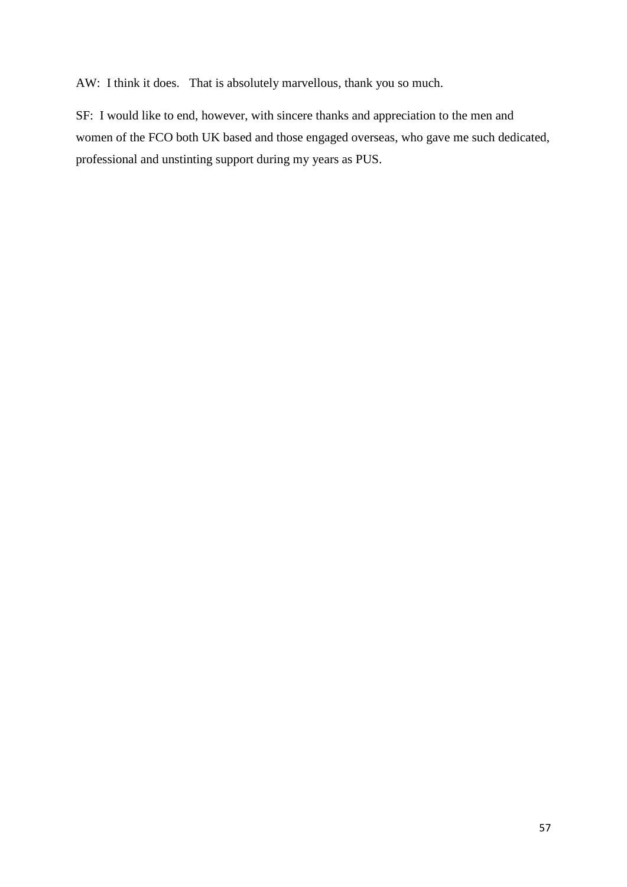AW: I think it does. That is absolutely marvellous, thank you so much.

SF: I would like to end, however, with sincere thanks and appreciation to the men and women of the FCO both UK based and those engaged overseas, who gave me such dedicated, professional and unstinting support during my years as PUS.